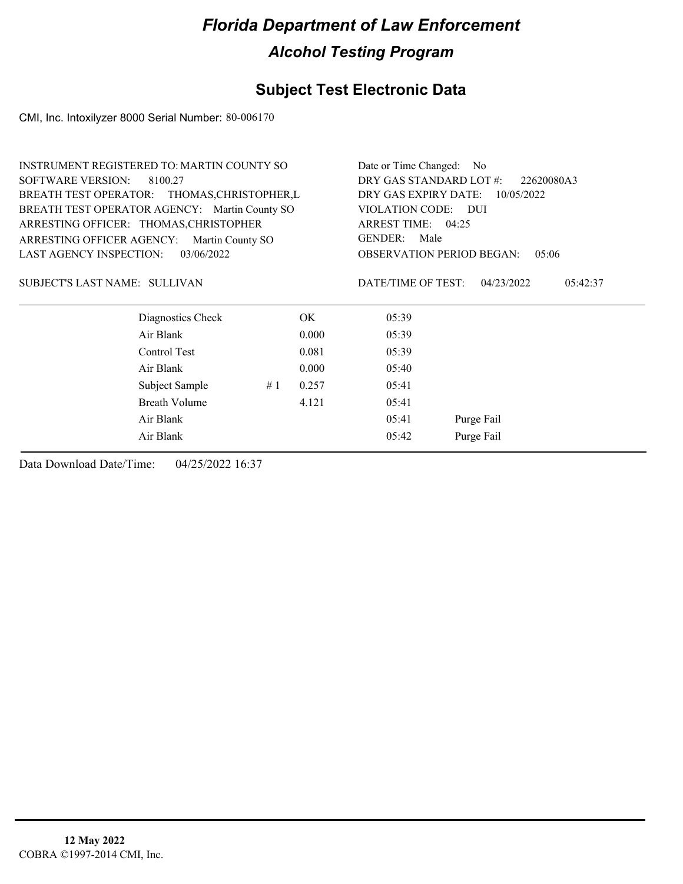# *Florida Department of Law Enforcement*

## *Alcohol Testing Program*

## Subject Test Electronic Data

CMI, Inc. Intoxilyzer 8000 Serial Number: 80-006170

INSTRUMENT REGISTERED TO: MARTIN COUNTY SO
SOFTWARE VERSION: 8100.27
BREATH TEST OPERATOR: THOMAS,CHRISTOPHER,L
BREATH TEST OPERATOR AGENCY: Martin County SO
ARRESTING OFFICER: THOMAS,CHRISTOPHER
ARRESTING OFFICER AGENCY: Martin County SO
LAST AGENCY INSPECTION: 03/06/2022

Date or Time Changed: No
DRY GAS STANDARD LOT #: 22620080A3
DRY GAS EXPIRY DATE: 10/05/2022
VIOLATION CODE: DUI
ARREST TIME: 04:25
GENDER: Male
OBSERVATION PERIOD BEGAN: 05:06

SUBJECT'S LAST NAME: SULLIVAN

DATE/TIME OF TEST: 04/23/2022 05:42:37

| | | | | |
|---|---|---|---|---|
| Diagnostics Check | | OK | 05:39 | |
| Air Blank | | 0.000 | 05:39 | |
| Control Test | | 0.081 | 05:39 | |
| Air Blank | | 0.000 | 05:40 | |
| Subject Sample | # 1 | 0.257 | 05:41 | |
| Breath Volume | | 4.121 | 05:41 | |
| Air Blank | | | 05:41 | Purge Fail |
| Air Blank | | | 05:42 | Purge Fail |

Data Download Date/Time: 04/25/2022 16:37

**12 May 2022**
COBRA ©1997-2014 CMI, Inc.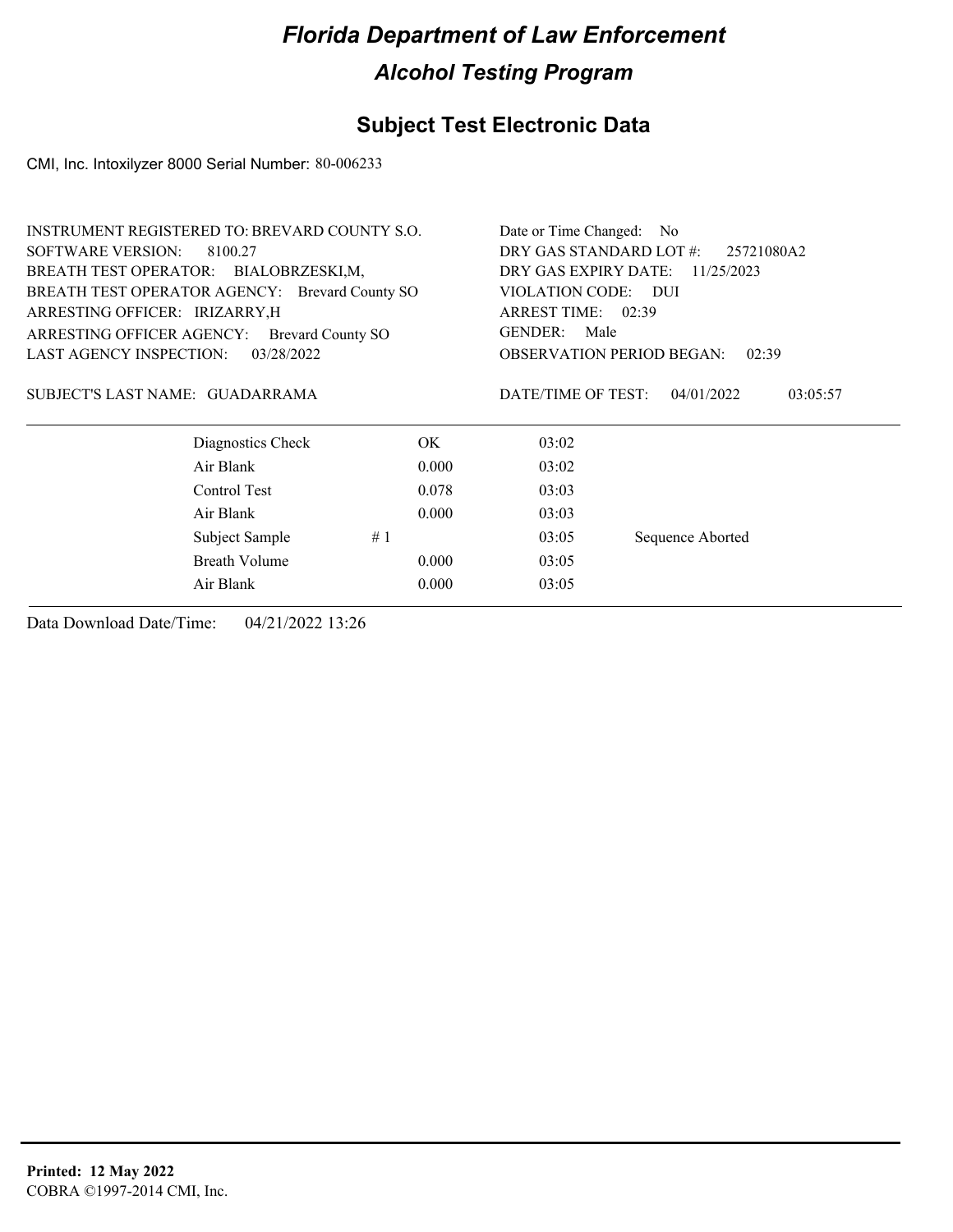# Florida Department of Law Enforcement

## Alcohol Testing Program

### Subject Test Electronic Data

CMI, Inc. Intoxilyzer 8000 Serial Number: 80-006233

INSTRUMENT REGISTERED TO: BREVARD COUNTY S.O.
SOFTWARE VERSION: 8100.27
BREATH TEST OPERATOR: BIALOBRZESKI,M,
BREATH TEST OPERATOR AGENCY: Brevard County SO
ARRESTING OFFICER: IRIZARRY,H
ARRESTING OFFICER AGENCY: Brevard County SO
LAST AGENCY INSPECTION: 03/28/2022

Date or Time Changed: No
DRY GAS STANDARD LOT #: 25721080A2
DRY GAS EXPIRY DATE: 11/25/2023
VIOLATION CODE: DUI
ARREST TIME: 02:39
GENDER: Male
OBSERVATION PERIOD BEGAN: 02:39

SUBJECT'S LAST NAME: GUADARRAMA

DATE/TIME OF TEST: 04/01/2022 03:05:57

| | | | |
|---|---|---|---|
| Diagnostics Check | OK | 03:02 | |
| Air Blank | 0.000 | 03:02 | |
| Control Test | 0.078 | 03:03 | |
| Air Blank | 0.000 | 03:03 | |
| Subject Sample #1 | | 03:05 | Sequence Aborted |
| Breath Volume | 0.000 | 03:05 | |
| Air Blank | 0.000 | 03:05 | |

Data Download Date/Time: 04/21/2022 13:26

**Printed: 12 May 2022**
COBRA ©1997-2014 CMI, Inc.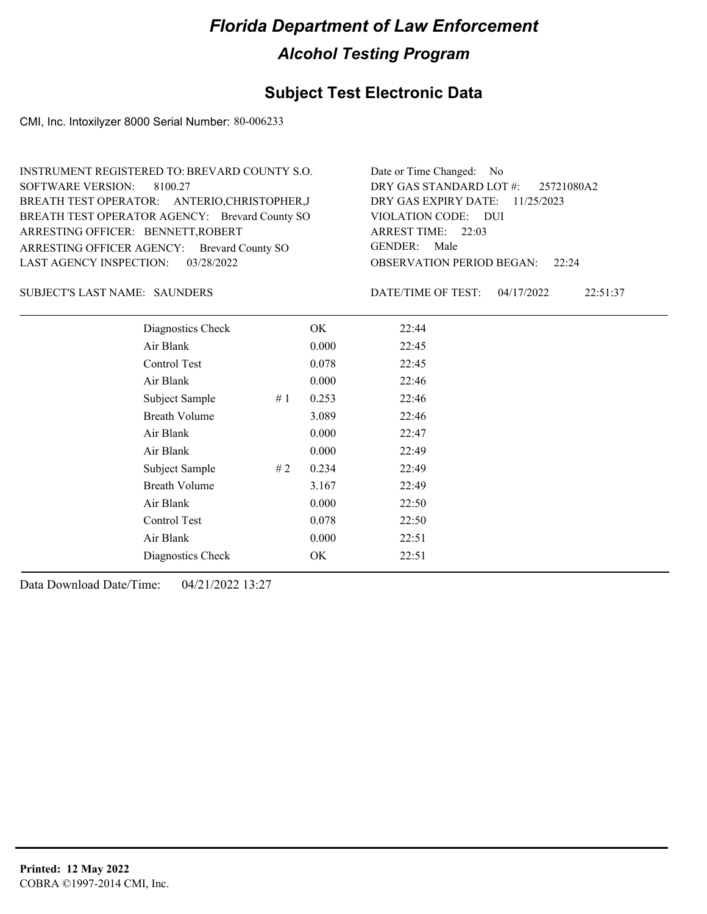# Florida Department of Law Enforcement

## Alcohol Testing Program

### Subject Test Electronic Data

CMI, Inc. Intoxilyzer 8000 Serial Number: 80-006233

INSTRUMENT REGISTERED TO: BREVARD COUNTY S.O.
SOFTWARE VERSION: 8100.27
BREATH TEST OPERATOR: ANTERIO,CHRISTOPHER,J
BREATH TEST OPERATOR AGENCY: Brevard County SO
ARRESTING OFFICER: BENNETT,ROBERT
ARRESTING OFFICER AGENCY: Brevard County SO
LAST AGENCY INSPECTION: 03/28/2022

Date or Time Changed: No
DRY GAS STANDARD LOT #: 25721080A2
DRY GAS EXPIRY DATE: 11/25/2023
VIOLATION CODE: DUI
ARREST TIME: 22:03
GENDER: Male
OBSERVATION PERIOD BEGAN: 22:24

SUBJECT'S LAST NAME: SAUNDERS

DATE/TIME OF TEST: 04/17/2022 22:51:37

| | | | |
|---|---|---|---|
| Diagnostics Check | | OK | 22:44 |
| Air Blank | | 0.000 | 22:45 |
| Control Test | | 0.078 | 22:45 |
| Air Blank | | 0.000 | 22:46 |
| Subject Sample | # 1 | 0.253 | 22:46 |
| Breath Volume | | 3.089 | 22:46 |
| Air Blank | | 0.000 | 22:47 |
| Air Blank | | 0.000 | 22:49 |
| Subject Sample | # 2 | 0.234 | 22:49 |
| Breath Volume | | 3.167 | 22:49 |
| Air Blank | | 0.000 | 22:50 |
| Control Test | | 0.078 | 22:50 |
| Air Blank | | 0.000 | 22:51 |
| Diagnostics Check | | OK | 22:51 |

Data Download Date/Time: 04/21/2022 13:27

**Printed: 12 May 2022**
COBRA ©1997-2014 CMI, Inc.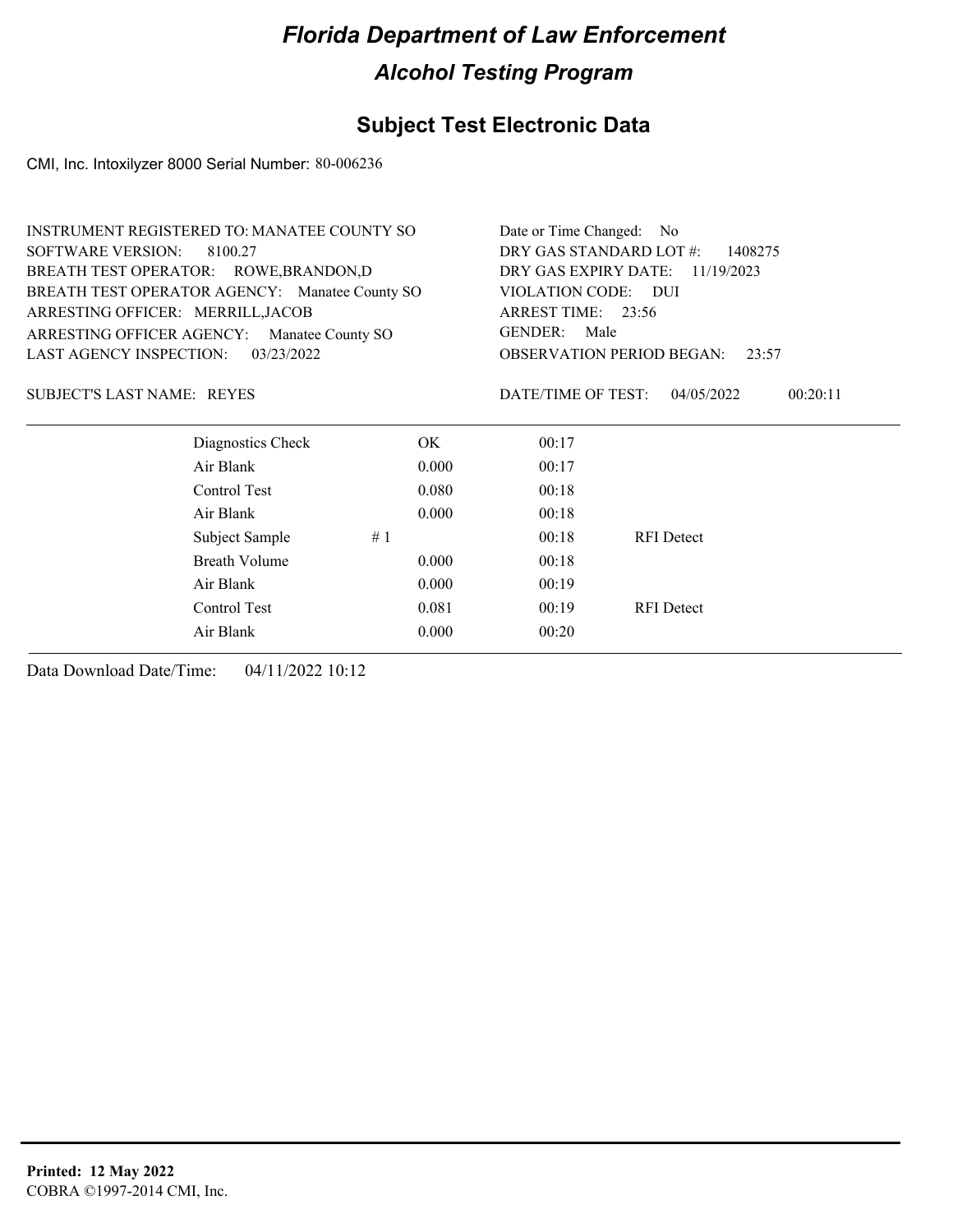# Florida Department of Law Enforcement

## Alcohol Testing Program

### Subject Test Electronic Data

CMI, Inc. Intoxilyzer 8000 Serial Number: 80-006236

INSTRUMENT REGISTERED TO: MANATEE COUNTY SO
SOFTWARE VERSION: 8100.27
BREATH TEST OPERATOR: ROWE,BRANDON,D
BREATH TEST OPERATOR AGENCY: Manatee County SO
ARRESTING OFFICER: MERRILL,JACOB
ARRESTING OFFICER AGENCY: Manatee County SO
LAST AGENCY INSPECTION: 03/23/2022

Date or Time Changed: No
DRY GAS STANDARD LOT #: 1408275
DRY GAS EXPIRY DATE: 11/19/2023
VIOLATION CODE: DUI
ARREST TIME: 23:56
GENDER: Male
OBSERVATION PERIOD BEGAN: 23:57

SUBJECT'S LAST NAME: REYES

DATE/TIME OF TEST: 04/05/2022 00:20:11

| | | | | |
|---|---|---|---|---|
| Diagnostics Check | | OK | 00:17 | |
| Air Blank | | 0.000 | 00:17 | |
| Control Test | | 0.080 | 00:18 | |
| Air Blank | | 0.000 | 00:18 | |
| Subject Sample | # 1 | | 00:18 | RFI Detect |
| Breath Volume | | 0.000 | 00:18 | |
| Air Blank | | 0.000 | 00:19 | |
| Control Test | | 0.081 | 00:19 | RFI Detect |
| Air Blank | | 0.000 | 00:20 | |

Data Download Date/Time: 04/11/2022 10:12

**Printed: 12 May 2022**
COBRA ©1997-2014 CMI, Inc.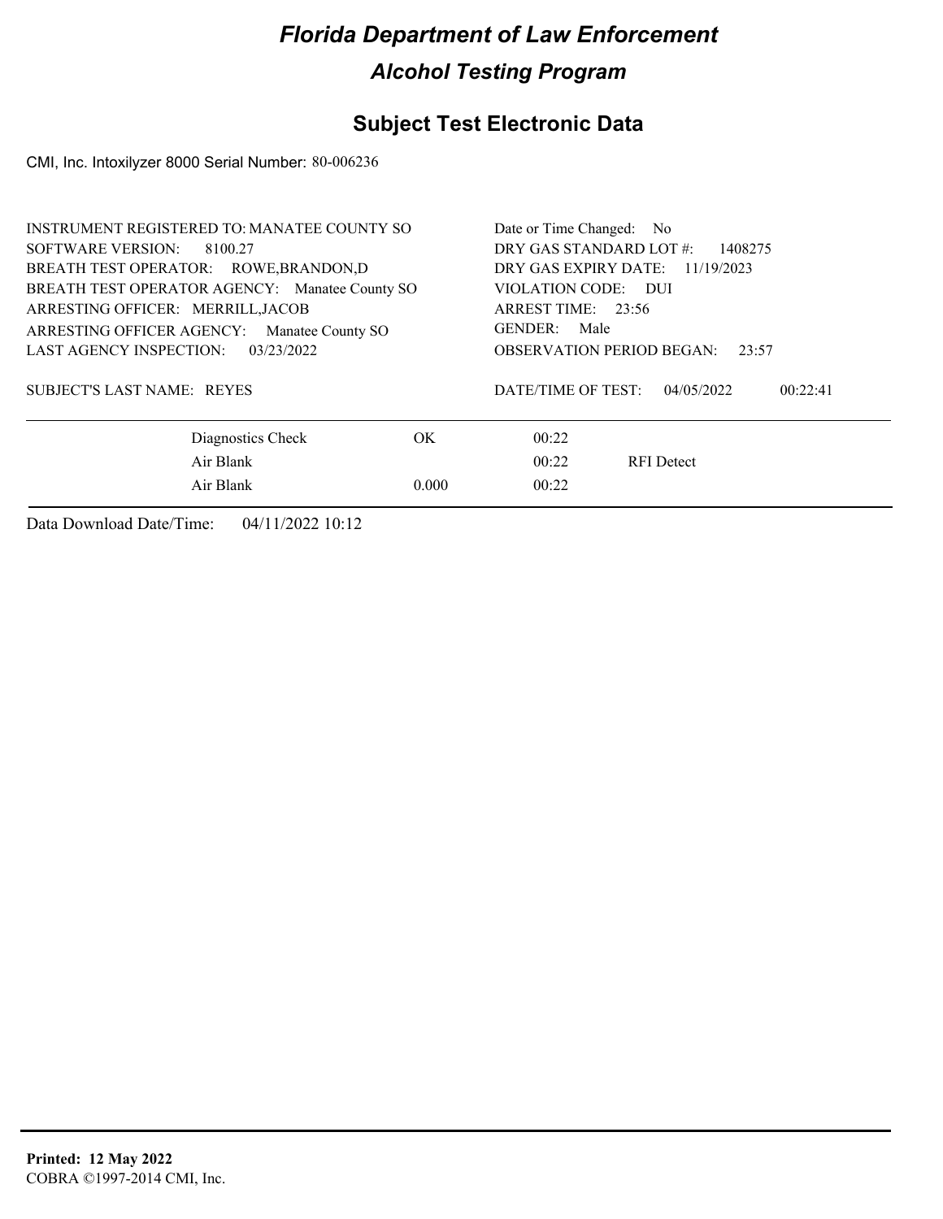# *Florida Department of Law Enforcement*

## *Alcohol Testing Program*

## Subject Test Electronic Data

CMI, Inc. Intoxilyzer 8000 Serial Number: 80-006236

| | |
|---|---|
| INSTRUMENT REGISTERED TO: MANATEE COUNTY SO | Date or Time Changed: No |
| SOFTWARE VERSION: 8100.27 | DRY GAS STANDARD LOT #: 1408275 |
| BREATH TEST OPERATOR: ROWE,BRANDON,D | DRY GAS EXPIRY DATE: 11/19/2023 |
| BREATH TEST OPERATOR AGENCY: Manatee County SO | VIOLATION CODE: DUI |
| ARRESTING OFFICER: MERRILL,JACOB | ARREST TIME: 23:56 |
| ARRESTING OFFICER AGENCY: Manatee County SO | GENDER: Male |
| LAST AGENCY INSPECTION: 03/23/2022 | OBSERVATION PERIOD BEGAN: 23:57 |
| SUBJECT'S LAST NAME: REYES | DATE/TIME OF TEST: 04/05/2022 00:22:41 |

| | | | |
|---|---|---|---|
| Diagnostics Check | OK | 00:22 | |
| Air Blank | | 00:22 | RFI Detect |
| Air Blank | 0.000 | 00:22 | |

Data Download Date/Time: 04/11/2022 10:12

**Printed: 12 May 2022**
COBRA ©1997-2014 CMI, Inc.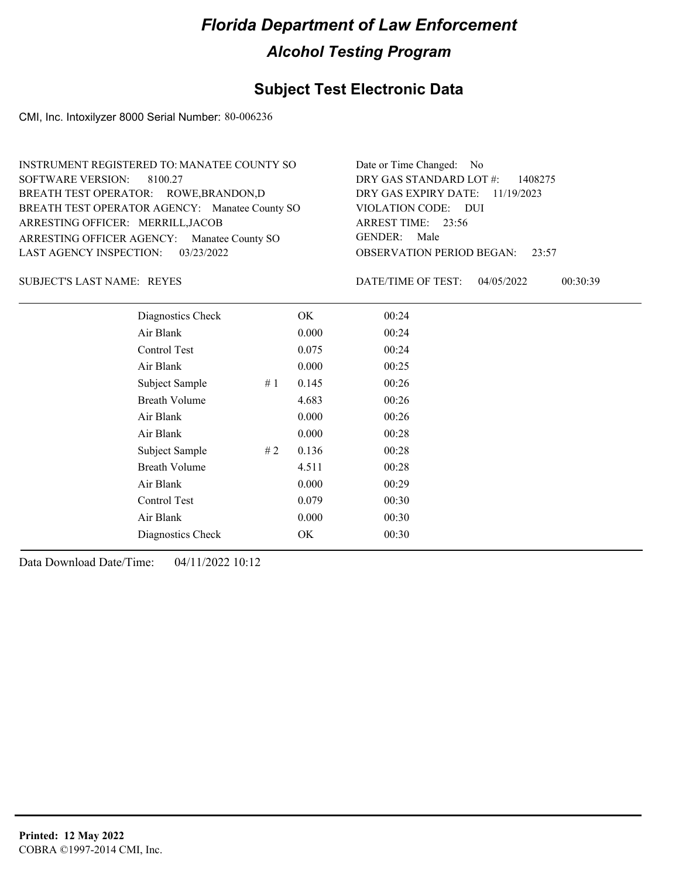# Florida Department of Law Enforcement

## Alcohol Testing Program

### Subject Test Electronic Data

CMI, Inc. Intoxilyzer 8000 Serial Number: 80-006236

INSTRUMENT REGISTERED TO: MANATEE COUNTY SO
SOFTWARE VERSION: 8100.27
BREATH TEST OPERATOR: ROWE,BRANDON,D
BREATH TEST OPERATOR AGENCY: Manatee County SO
ARRESTING OFFICER: MERRILL,JACOB
ARRESTING OFFICER AGENCY: Manatee County SO
LAST AGENCY INSPECTION: 03/23/2022

Date or Time Changed: No
DRY GAS STANDARD LOT #: 1408275
DRY GAS EXPIRY DATE: 11/19/2023
VIOLATION CODE: DUI
ARREST TIME: 23:56
GENDER: Male
OBSERVATION PERIOD BEGAN: 23:57

SUBJECT'S LAST NAME: REYES

DATE/TIME OF TEST: 04/05/2022 00:30:39

| | | | |
|---|---|---|---|
| Diagnostics Check | | OK | 00:24 |
| Air Blank | | 0.000 | 00:24 |
| Control Test | | 0.075 | 00:24 |
| Air Blank | | 0.000 | 00:25 |
| Subject Sample | # 1 | 0.145 | 00:26 |
| Breath Volume | | 4.683 | 00:26 |
| Air Blank | | 0.000 | 00:26 |
| Air Blank | | 0.000 | 00:28 |
| Subject Sample | # 2 | 0.136 | 00:28 |
| Breath Volume | | 4.511 | 00:28 |
| Air Blank | | 0.000 | 00:29 |
| Control Test | | 0.079 | 00:30 |
| Air Blank | | 0.000 | 00:30 |
| Diagnostics Check | | OK | 00:30 |

Data Download Date/Time: 04/11/2022 10:12

**Printed: 12 May 2022**
COBRA ©1997-2014 CMI, Inc.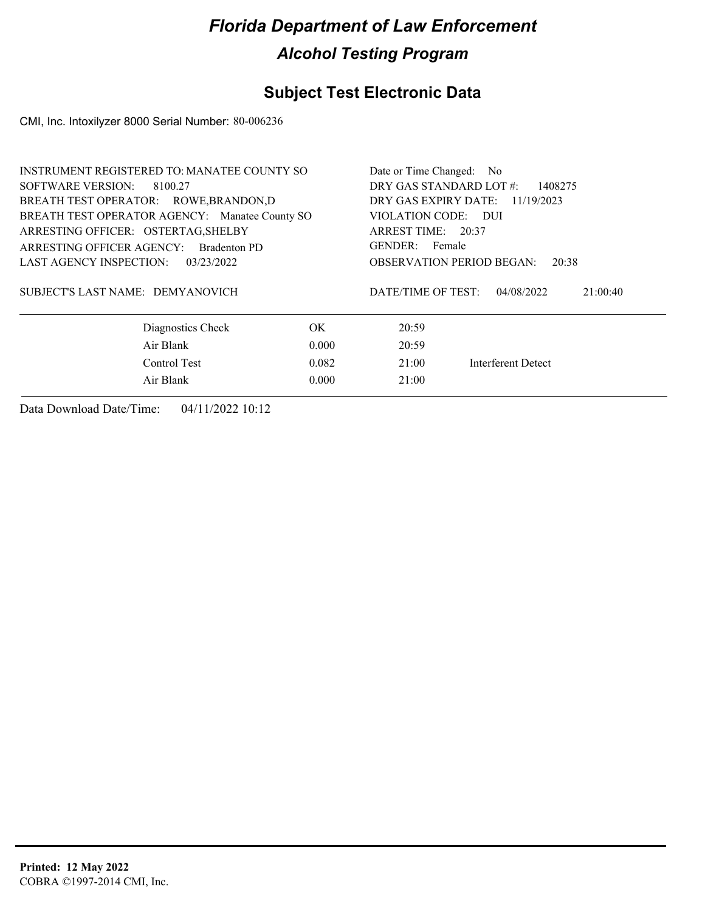# Florida Department of Law Enforcement

## Alcohol Testing Program

## Subject Test Electronic Data

CMI, Inc. Intoxilyzer 8000 Serial Number: 80-006236

INSTRUMENT REGISTERED TO: MANATEE COUNTY SO
SOFTWARE VERSION: 8100.27
BREATH TEST OPERATOR: ROWE,BRANDON,D
BREATH TEST OPERATOR AGENCY: Manatee County SO
ARRESTING OFFICER: OSTERTAG,SHELBY
ARRESTING OFFICER AGENCY: Bradenton PD
LAST AGENCY INSPECTION: 03/23/2022

Date or Time Changed: No
DRY GAS STANDARD LOT #: 1408275
DRY GAS EXPIRY DATE: 11/19/2023
VIOLATION CODE: DUI
ARREST TIME: 20:37
GENDER: Female
OBSERVATION PERIOD BEGAN: 20:38

SUBJECT'S LAST NAME: DEMYANOVICH

DATE/TIME OF TEST: 04/08/2022 21:00:40

| | | | |
|---|---|---|---|
| Diagnostics Check | OK | 20:59 | |
| Air Blank | 0.000 | 20:59 | |
| Control Test | 0.082 | 21:00 | Interferent Detect |
| Air Blank | 0.000 | 21:00 | |

Data Download Date/Time: 04/11/2022 10:12

**Printed: 12 May 2022**
COBRA ©1997-2014 CMI, Inc.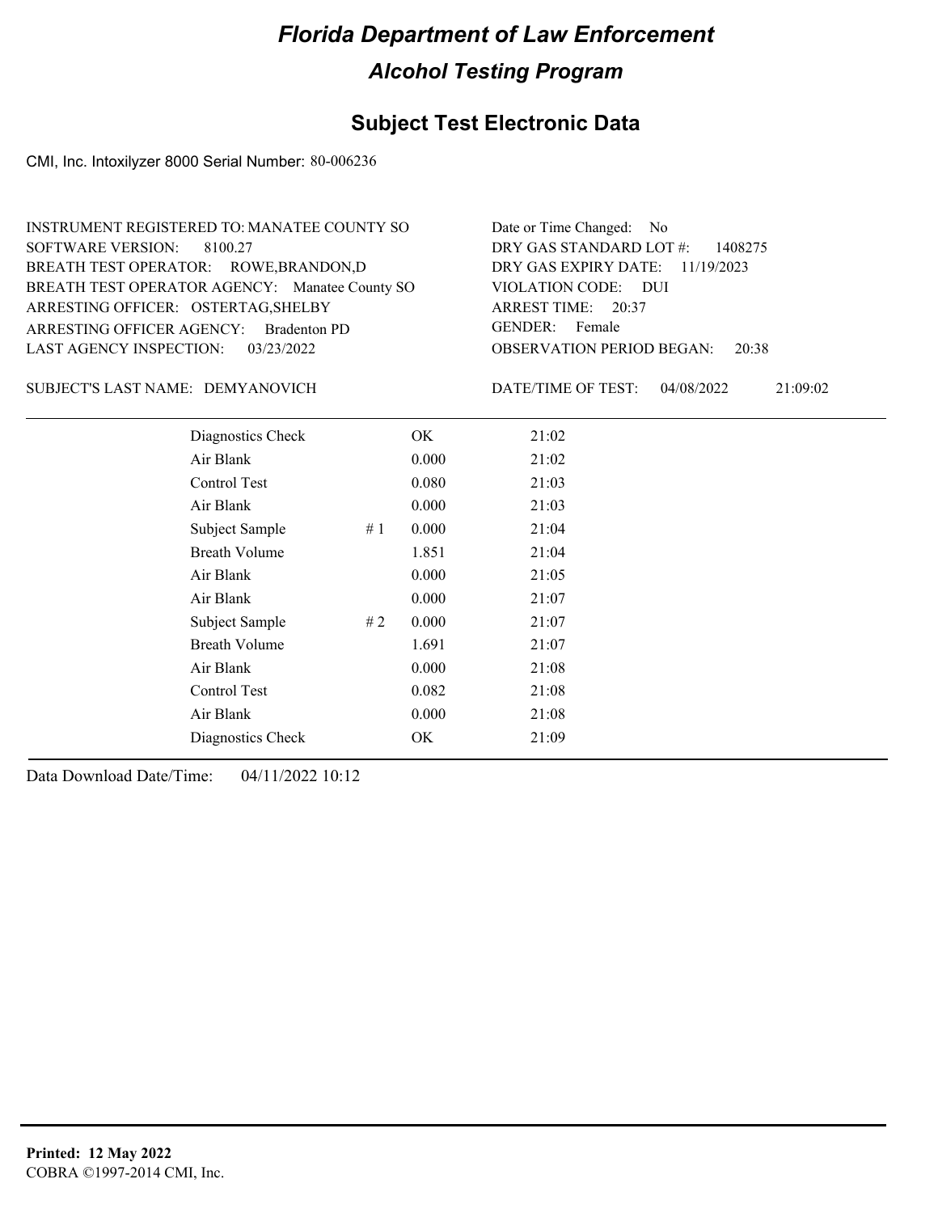# Florida Department of Law Enforcement

## Alcohol Testing Program

### Subject Test Electronic Data

CMI, Inc. Intoxilyzer 8000 Serial Number: 80-006236

INSTRUMENT REGISTERED TO: MANATEE COUNTY SO
SOFTWARE VERSION: 8100.27
BREATH TEST OPERATOR: ROWE,BRANDON,D
BREATH TEST OPERATOR AGENCY: Manatee County SO
ARRESTING OFFICER: OSTERTAG,SHELBY
ARRESTING OFFICER AGENCY: Bradenton PD
LAST AGENCY INSPECTION: 03/23/2022

Date or Time Changed: No
DRY GAS STANDARD LOT #: 1408275
DRY GAS EXPIRY DATE: 11/19/2023
VIOLATION CODE: DUI
ARREST TIME: 20:37
GENDER: Female
OBSERVATION PERIOD BEGAN: 20:38

SUBJECT'S LAST NAME: DEMYANOVICH

DATE/TIME OF TEST: 04/08/2022 21:09:02

| | | | |
|---|---|---|---|
| Diagnostics Check | | OK | 21:02 |
| Air Blank | | 0.000 | 21:02 |
| Control Test | | 0.080 | 21:03 |
| Air Blank | | 0.000 | 21:03 |
| Subject Sample | # 1 | 0.000 | 21:04 |
| Breath Volume | | 1.851 | 21:04 |
| Air Blank | | 0.000 | 21:05 |
| Air Blank | | 0.000 | 21:07 |
| Subject Sample | # 2 | 0.000 | 21:07 |
| Breath Volume | | 1.691 | 21:07 |
| Air Blank | | 0.000 | 21:08 |
| Control Test | | 0.082 | 21:08 |
| Air Blank | | 0.000 | 21:08 |
| Diagnostics Check | | OK | 21:09 |

Data Download Date/Time: 04/11/2022 10:12

**Printed: 12 May 2022**
COBRA ©1997-2014 CMI, Inc.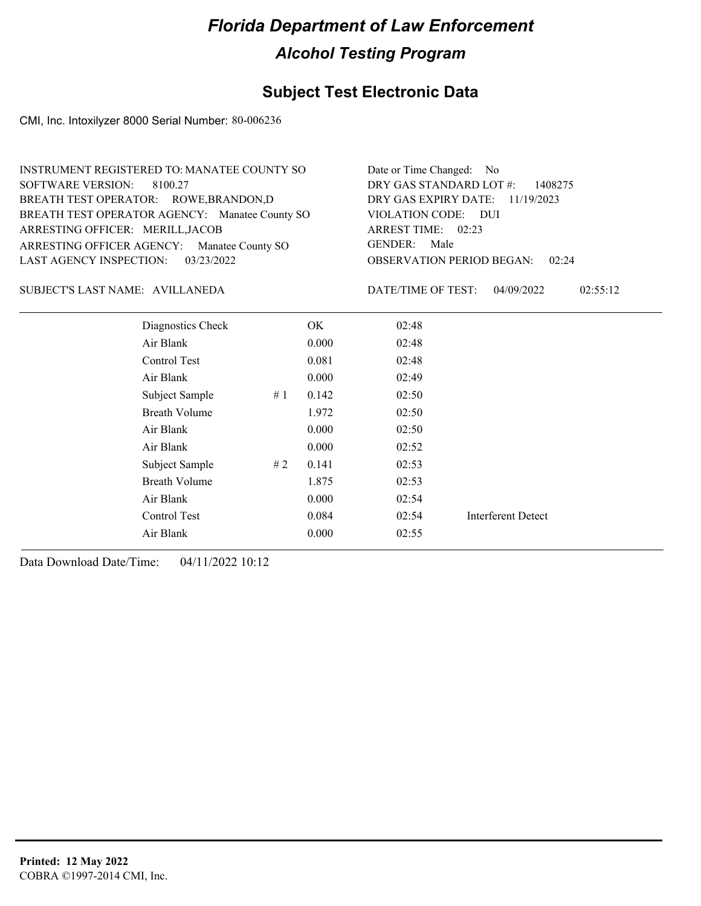# Florida Department of Law Enforcement

## Alcohol Testing Program

### Subject Test Electronic Data

CMI, Inc. Intoxilyzer 8000 Serial Number: 80-006236

INSTRUMENT REGISTERED TO: MANATEE COUNTY SO
SOFTWARE VERSION: 8100.27
BREATH TEST OPERATOR: ROWE,BRANDON,D
BREATH TEST OPERATOR AGENCY: Manatee County SO
ARRESTING OFFICER: MERILL,JACOB
ARRESTING OFFICER AGENCY: Manatee County SO
LAST AGENCY INSPECTION: 03/23/2022

Date or Time Changed: No
DRY GAS STANDARD LOT #: 1408275
DRY GAS EXPIRY DATE: 11/19/2023
VIOLATION CODE: DUI
ARREST TIME: 02:23
GENDER: Male
OBSERVATION PERIOD BEGAN: 02:24

SUBJECT'S LAST NAME: AVILLANEDA

DATE/TIME OF TEST: 04/09/2022 02:55:12

| Test | # | Result | Time | Note |
|---|---|---|---|---|
| Diagnostics Check | | OK | 02:48 | |
| Air Blank | | 0.000 | 02:48 | |
| Control Test | | 0.081 | 02:48 | |
| Air Blank | | 0.000 | 02:49 | |
| Subject Sample | # 1 | 0.142 | 02:50 | |
| Breath Volume | | 1.972 | 02:50 | |
| Air Blank | | 0.000 | 02:50 | |
| Air Blank | | 0.000 | 02:52 | |
| Subject Sample | # 2 | 0.141 | 02:53 | |
| Breath Volume | | 1.875 | 02:53 | |
| Air Blank | | 0.000 | 02:54 | |
| Control Test | | 0.084 | 02:54 | Interferent Detect |
| Air Blank | | 0.000 | 02:55 | |

Data Download Date/Time: 04/11/2022 10:12

**Printed: 12 May 2022**
COBRA ©1997-2014 CMI, Inc.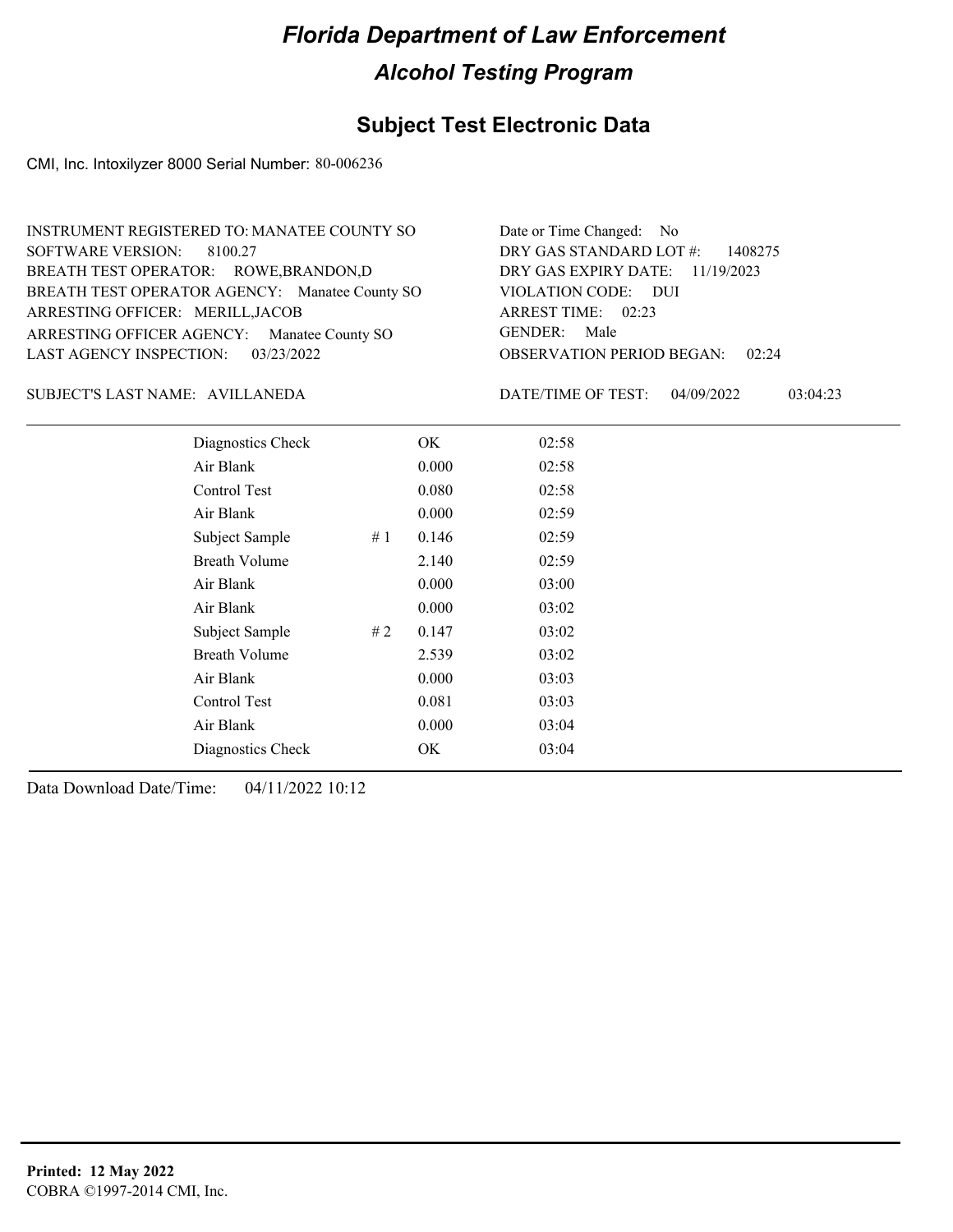# Florida Department of Law Enforcement

## Alcohol Testing Program

### Subject Test Electronic Data

CMI, Inc. Intoxilyzer 8000 Serial Number: 80-006236

INSTRUMENT REGISTERED TO: MANATEE COUNTY SO
SOFTWARE VERSION: 8100.27
BREATH TEST OPERATOR: ROWE,BRANDON,D
BREATH TEST OPERATOR AGENCY: Manatee County SO
ARRESTING OFFICER: MERILL,JACOB
ARRESTING OFFICER AGENCY: Manatee County SO
LAST AGENCY INSPECTION: 03/23/2022

Date or Time Changed: No
DRY GAS STANDARD LOT #: 1408275
DRY GAS EXPIRY DATE: 11/19/2023
VIOLATION CODE: DUI
ARREST TIME: 02:23
GENDER: Male
OBSERVATION PERIOD BEGAN: 02:24

SUBJECT'S LAST NAME: AVILLANEDA

DATE/TIME OF TEST: 04/09/2022 03:04:23

| Test | # | Result | Time |
|---|---|---|---|
| Diagnostics Check | | OK | 02:58 |
| Air Blank | | 0.000 | 02:58 |
| Control Test | | 0.080 | 02:58 |
| Air Blank | | 0.000 | 02:59 |
| Subject Sample | # 1 | 0.146 | 02:59 |
| Breath Volume | | 2.140 | 02:59 |
| Air Blank | | 0.000 | 03:00 |
| Air Blank | | 0.000 | 03:02 |
| Subject Sample | # 2 | 0.147 | 03:02 |
| Breath Volume | | 2.539 | 03:02 |
| Air Blank | | 0.000 | 03:03 |
| Control Test | | 0.081 | 03:03 |
| Air Blank | | 0.000 | 03:04 |
| Diagnostics Check | | OK | 03:04 |

Data Download Date/Time: 04/11/2022 10:12

**Printed: 12 May 2022**
COBRA ©1997-2014 CMI, Inc.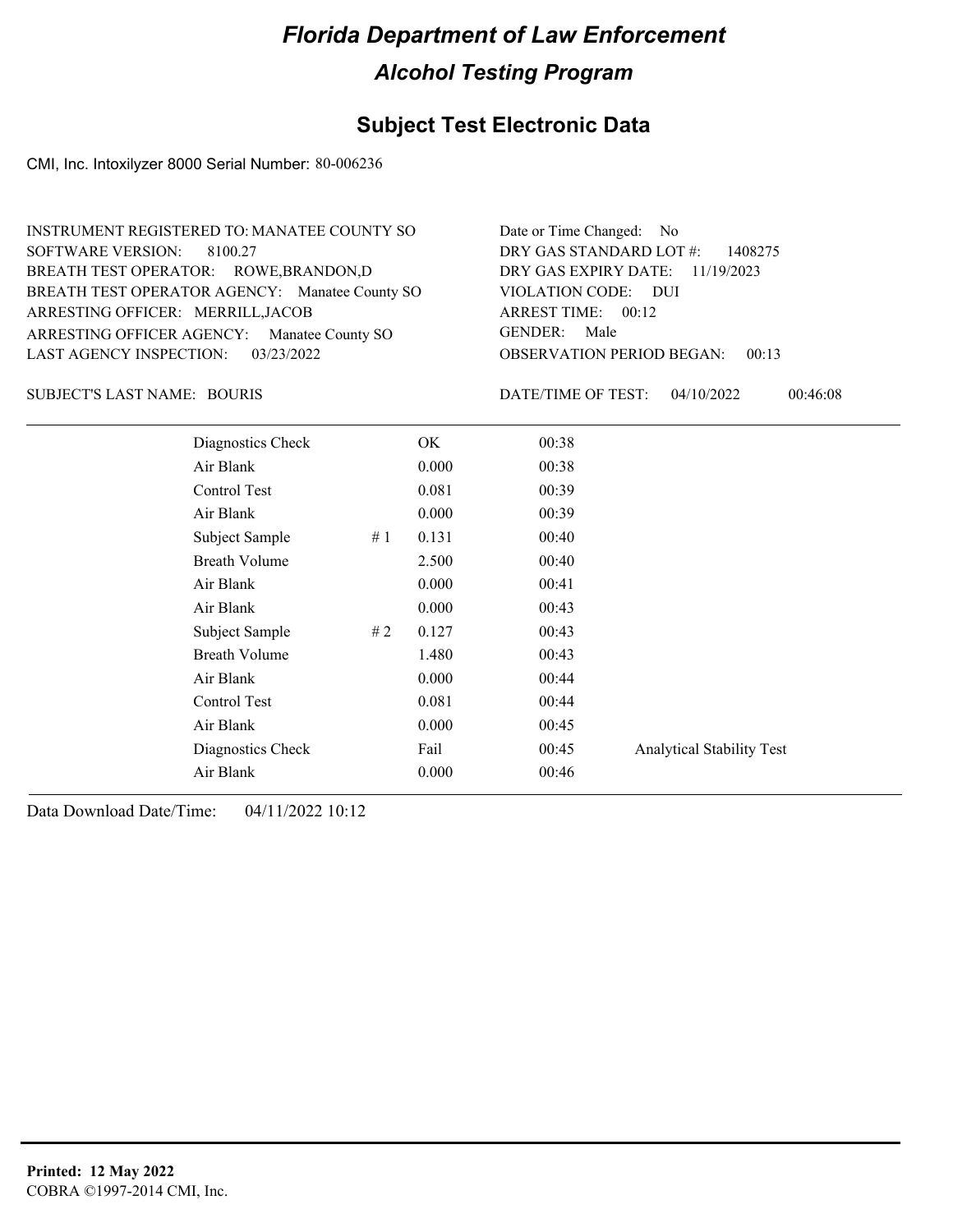# Florida Department of Law Enforcement

## Alcohol Testing Program

### Subject Test Electronic Data

CMI, Inc. Intoxilyzer 8000 Serial Number: 80-006236

INSTRUMENT REGISTERED TO: MANATEE COUNTY SO
SOFTWARE VERSION: 8100.27
BREATH TEST OPERATOR: ROWE,BRANDON,D
BREATH TEST OPERATOR AGENCY: Manatee County SO
ARRESTING OFFICER: MERRILL,JACOB
ARRESTING OFFICER AGENCY: Manatee County SO
LAST AGENCY INSPECTION: 03/23/2022

Date or Time Changed: No
DRY GAS STANDARD LOT #: 1408275
DRY GAS EXPIRY DATE: 11/19/2023
VIOLATION CODE: DUI
ARREST TIME: 00:12
GENDER: Male
OBSERVATION PERIOD BEGAN: 00:13

SUBJECT'S LAST NAME: BOURIS

DATE/TIME OF TEST: 04/10/2022 00:46:08

| | | | | |
|---|---|---|---|---|
| Diagnostics Check | | OK | 00:38 | |
| Air Blank | | 0.000 | 00:38 | |
| Control Test | | 0.081 | 00:39 | |
| Air Blank | | 0.000 | 00:39 | |
| Subject Sample | # 1 | 0.131 | 00:40 | |
| Breath Volume | | 2.500 | 00:40 | |
| Air Blank | | 0.000 | 00:41 | |
| Air Blank | | 0.000 | 00:43 | |
| Subject Sample | # 2 | 0.127 | 00:43 | |
| Breath Volume | | 1.480 | 00:43 | |
| Air Blank | | 0.000 | 00:44 | |
| Control Test | | 0.081 | 00:44 | |
| Air Blank | | 0.000 | 00:45 | |
| Diagnostics Check | | Fail | 00:45 | Analytical Stability Test |
| Air Blank | | 0.000 | 00:46 | |

Data Download Date/Time: 04/11/2022 10:12

**Printed: 12 May 2022**
COBRA ©1997-2014 CMI, Inc.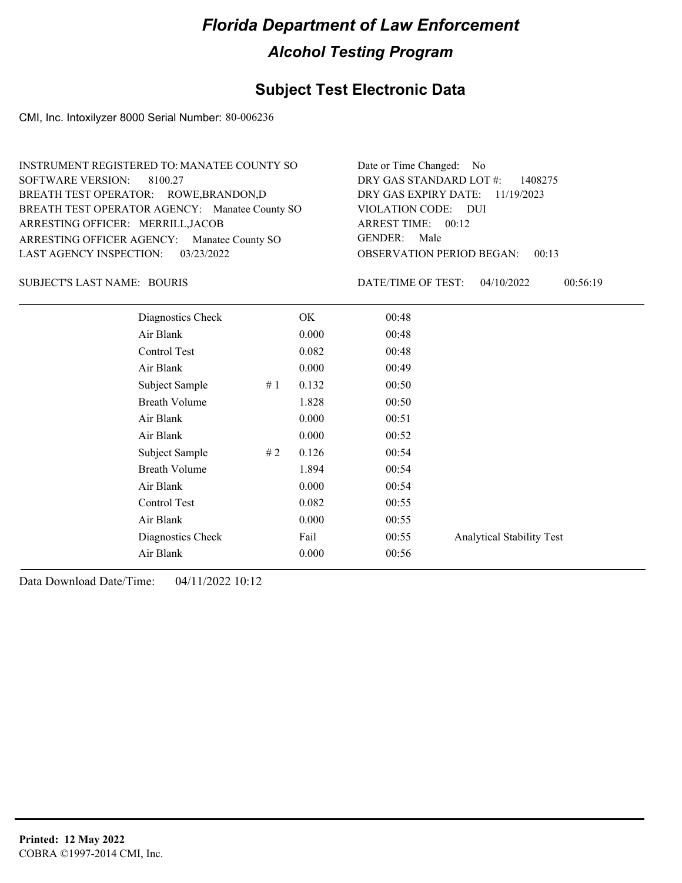# Florida Department of Law Enforcement

## Alcohol Testing Program

## Subject Test Electronic Data

CMI, Inc. Intoxilyzer 8000 Serial Number: 80-006236

INSTRUMENT REGISTERED TO: MANATEE COUNTY SO
SOFTWARE VERSION: 8100.27
BREATH TEST OPERATOR: ROWE,BRANDON,D
BREATH TEST OPERATOR AGENCY: Manatee County SO
ARRESTING OFFICER: MERRILL,JACOB
ARRESTING OFFICER AGENCY: Manatee County SO
LAST AGENCY INSPECTION: 03/23/2022

Date or Time Changed: No
DRY GAS STANDARD LOT #: 1408275
DRY GAS EXPIRY DATE: 11/19/2023
VIOLATION CODE: DUI
ARREST TIME: 00:12
GENDER: Male
OBSERVATION PERIOD BEGAN: 00:13

SUBJECT'S LAST NAME: BOURIS

DATE/TIME OF TEST: 04/10/2022 00:56:19

| | | | | |
|---|---|---|---|---|
| Diagnostics Check | | OK | 00:48 | |
| Air Blank | | 0.000 | 00:48 | |
| Control Test | | 0.082 | 00:48 | |
| Air Blank | | 0.000 | 00:49 | |
| Subject Sample | # 1 | 0.132 | 00:50 | |
| Breath Volume | | 1.828 | 00:50 | |
| Air Blank | | 0.000 | 00:51 | |
| Air Blank | | 0.000 | 00:52 | |
| Subject Sample | # 2 | 0.126 | 00:54 | |
| Breath Volume | | 1.894 | 00:54 | |
| Air Blank | | 0.000 | 00:54 | |
| Control Test | | 0.082 | 00:55 | |
| Air Blank | | 0.000 | 00:55 | |
| Diagnostics Check | | Fail | 00:55 | Analytical Stability Test |
| Air Blank | | 0.000 | 00:56 | |

Data Download Date/Time: 04/11/2022 10:12

**Printed: 12 May 2022**
COBRA ©1997-2014 CMI, Inc.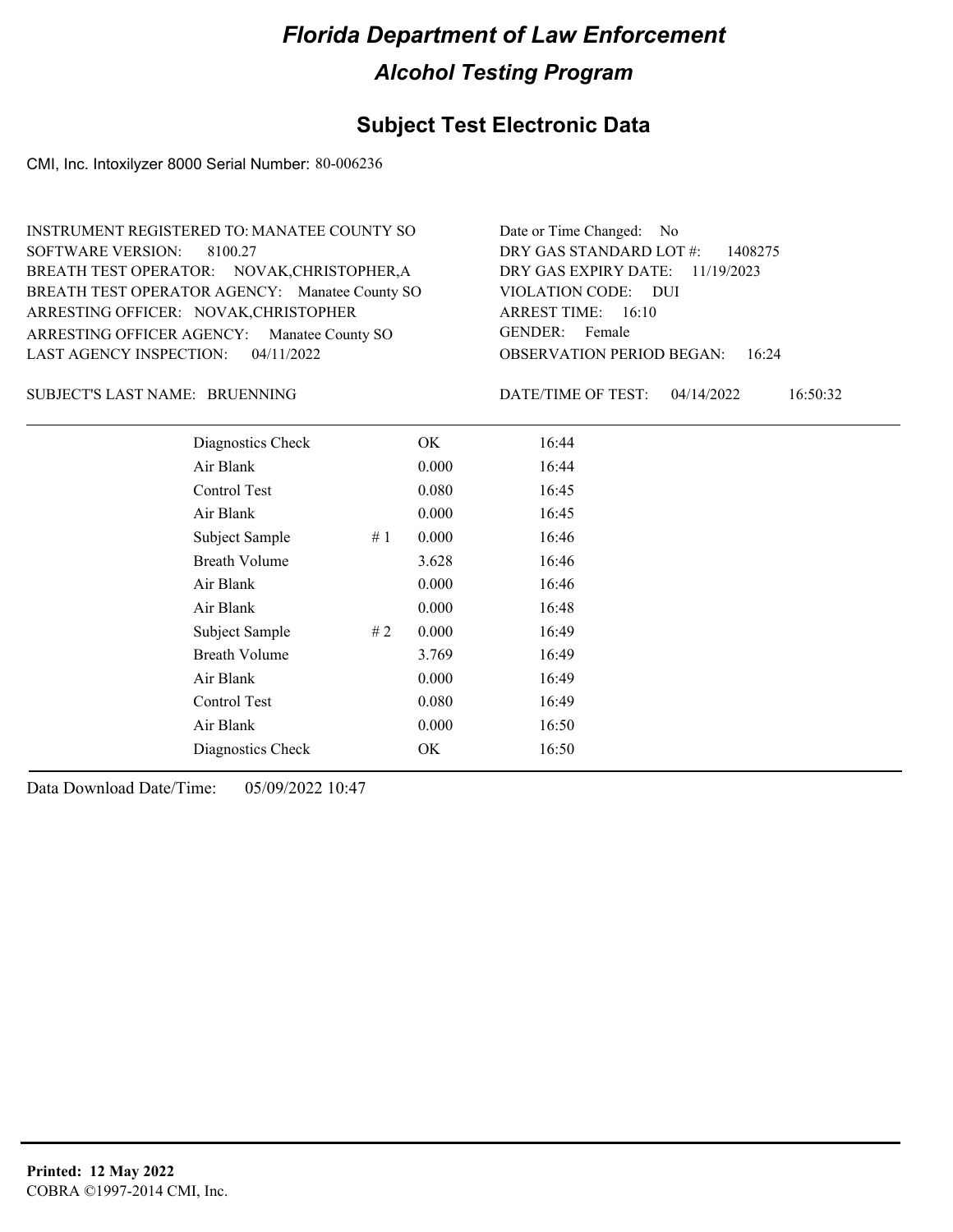# Florida Department of Law Enforcement

## Alcohol Testing Program

### Subject Test Electronic Data

CMI, Inc. Intoxilyzer 8000 Serial Number: 80-006236

INSTRUMENT REGISTERED TO: MANATEE COUNTY SO
SOFTWARE VERSION: 8100.27
BREATH TEST OPERATOR: NOVAK,CHRISTOPHER,A
BREATH TEST OPERATOR AGENCY: Manatee County SO
ARRESTING OFFICER: NOVAK,CHRISTOPHER
ARRESTING OFFICER AGENCY: Manatee County SO
LAST AGENCY INSPECTION: 04/11/2022

Date or Time Changed: No
DRY GAS STANDARD LOT #: 1408275
DRY GAS EXPIRY DATE: 11/19/2023
VIOLATION CODE: DUI
ARREST TIME: 16:10
GENDER: Female
OBSERVATION PERIOD BEGAN: 16:24

SUBJECT'S LAST NAME: BRUENNING

DATE/TIME OF TEST: 04/14/2022 16:50:32

| | | | |
|---|---|---|---|
| Diagnostics Check | | OK | 16:44 |
| Air Blank | | 0.000 | 16:44 |
| Control Test | | 0.080 | 16:45 |
| Air Blank | | 0.000 | 16:45 |
| Subject Sample | # 1 | 0.000 | 16:46 |
| Breath Volume | | 3.628 | 16:46 |
| Air Blank | | 0.000 | 16:46 |
| Air Blank | | 0.000 | 16:48 |
| Subject Sample | # 2 | 0.000 | 16:49 |
| Breath Volume | | 3.769 | 16:49 |
| Air Blank | | 0.000 | 16:49 |
| Control Test | | 0.080 | 16:49 |
| Air Blank | | 0.000 | 16:50 |
| Diagnostics Check | | OK | 16:50 |

Data Download Date/Time: 05/09/2022 10:47

**Printed: 12 May 2022**
COBRA ©1997-2014 CMI, Inc.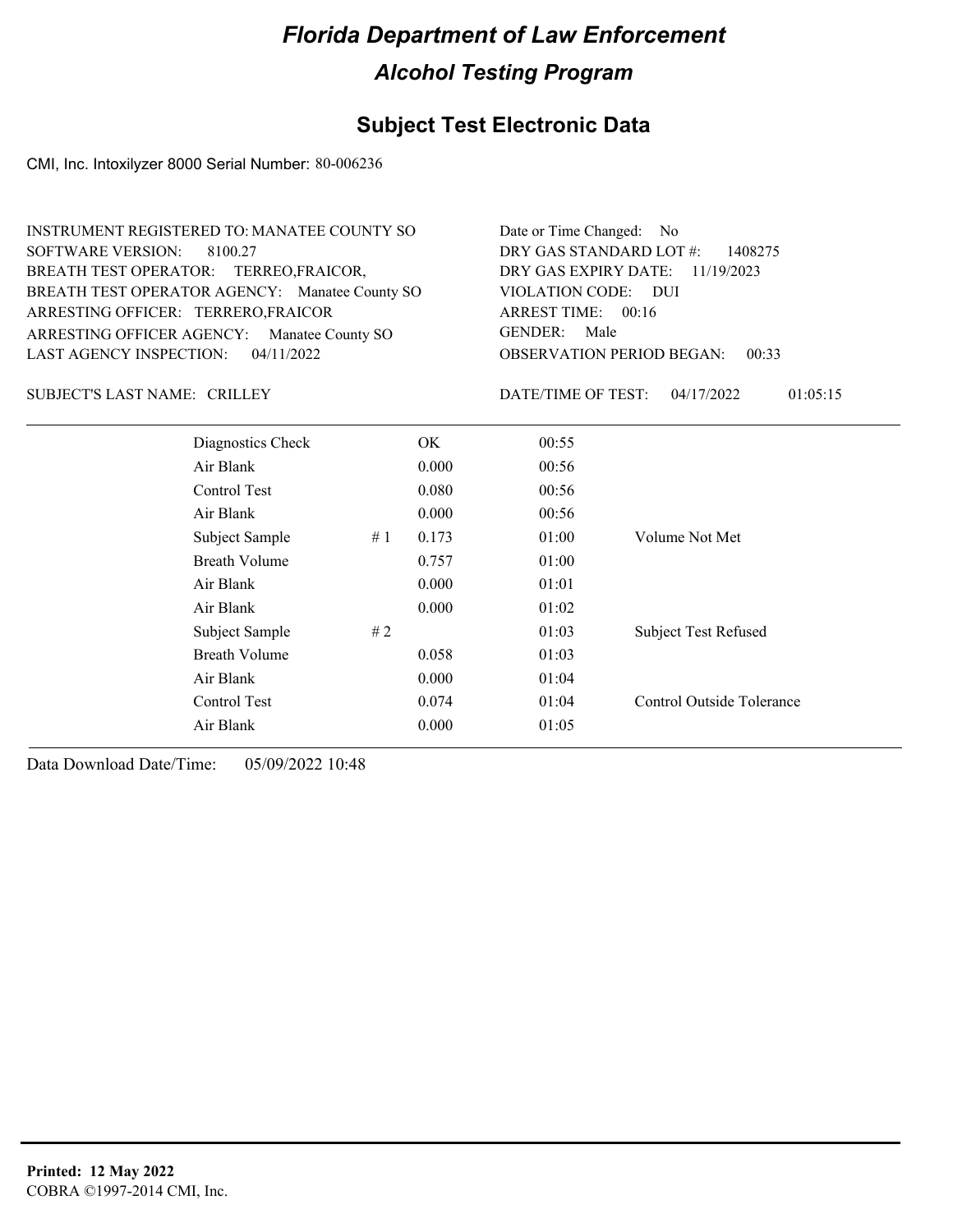# Florida Department of Law Enforcement

## Alcohol Testing Program

### Subject Test Electronic Data

CMI, Inc. Intoxilyzer 8000 Serial Number: 80-006236

INSTRUMENT REGISTERED TO: MANATEE COUNTY SO
SOFTWARE VERSION: 8100.27
BREATH TEST OPERATOR: TERREO,FRAICOR,
BREATH TEST OPERATOR AGENCY: Manatee County SO
ARRESTING OFFICER: TERRERO,FRAICOR
ARRESTING OFFICER AGENCY: Manatee County SO
LAST AGENCY INSPECTION: 04/11/2022

Date or Time Changed: No
DRY GAS STANDARD LOT #: 1408275
DRY GAS EXPIRY DATE: 11/19/2023
VIOLATION CODE: DUI
ARREST TIME: 00:16
GENDER: Male
OBSERVATION PERIOD BEGAN: 00:33

SUBJECT'S LAST NAME: CRILLEY

DATE/TIME OF TEST: 04/17/2022 01:05:15

| | | | | |
|---|---|---|---|---|
| Diagnostics Check | | OK | 00:55 | |
| Air Blank | | 0.000 | 00:56 | |
| Control Test | | 0.080 | 00:56 | |
| Air Blank | | 0.000 | 00:56 | |
| Subject Sample | # 1 | 0.173 | 01:00 | Volume Not Met |
| Breath Volume | | 0.757 | 01:00 | |
| Air Blank | | 0.000 | 01:01 | |
| Air Blank | | 0.000 | 01:02 | |
| Subject Sample | # 2 | | 01:03 | Subject Test Refused |
| Breath Volume | | 0.058 | 01:03 | |
| Air Blank | | 0.000 | 01:04 | |
| Control Test | | 0.074 | 01:04 | Control Outside Tolerance |
| Air Blank | | 0.000 | 01:05 | |

Data Download Date/Time: 05/09/2022 10:48

**Printed: 12 May 2022**
COBRA ©1997-2014 CMI, Inc.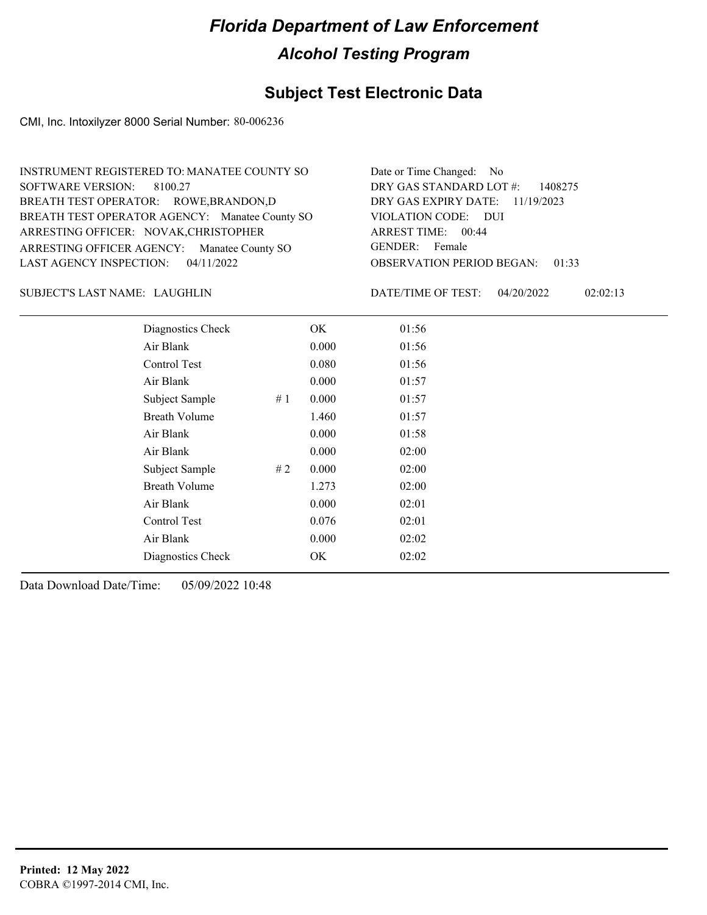# Florida Department of Law Enforcement

## Alcohol Testing Program

### Subject Test Electronic Data

CMI, Inc. Intoxilyzer 8000 Serial Number: 80-006236

INSTRUMENT REGISTERED TO: MANATEE COUNTY SO
SOFTWARE VERSION: 8100.27
BREATH TEST OPERATOR: ROWE,BRANDON,D
BREATH TEST OPERATOR AGENCY: Manatee County SO
ARRESTING OFFICER: NOVAK,CHRISTOPHER
ARRESTING OFFICER AGENCY: Manatee County SO
LAST AGENCY INSPECTION: 04/11/2022

Date or Time Changed: No
DRY GAS STANDARD LOT #: 1408275
DRY GAS EXPIRY DATE: 11/19/2023
VIOLATION CODE: DUI
ARREST TIME: 00:44
GENDER: Female
OBSERVATION PERIOD BEGAN: 01:33

SUBJECT'S LAST NAME: LAUGHLIN

DATE/TIME OF TEST: 04/20/2022 02:02:13

| | | | |
|---|---|---|---|
| Diagnostics Check | | OK | 01:56 |
| Air Blank | | 0.000 | 01:56 |
| Control Test | | 0.080 | 01:56 |
| Air Blank | | 0.000 | 01:57 |
| Subject Sample | # 1 | 0.000 | 01:57 |
| Breath Volume | | 1.460 | 01:57 |
| Air Blank | | 0.000 | 01:58 |
| Air Blank | | 0.000 | 02:00 |
| Subject Sample | # 2 | 0.000 | 02:00 |
| Breath Volume | | 1.273 | 02:00 |
| Air Blank | | 0.000 | 02:01 |
| Control Test | | 0.076 | 02:01 |
| Air Blank | | 0.000 | 02:02 |
| Diagnostics Check | | OK | 02:02 |

Data Download Date/Time: 05/09/2022 10:48

**Printed: 12 May 2022**
COBRA ©1997-2014 CMI, Inc.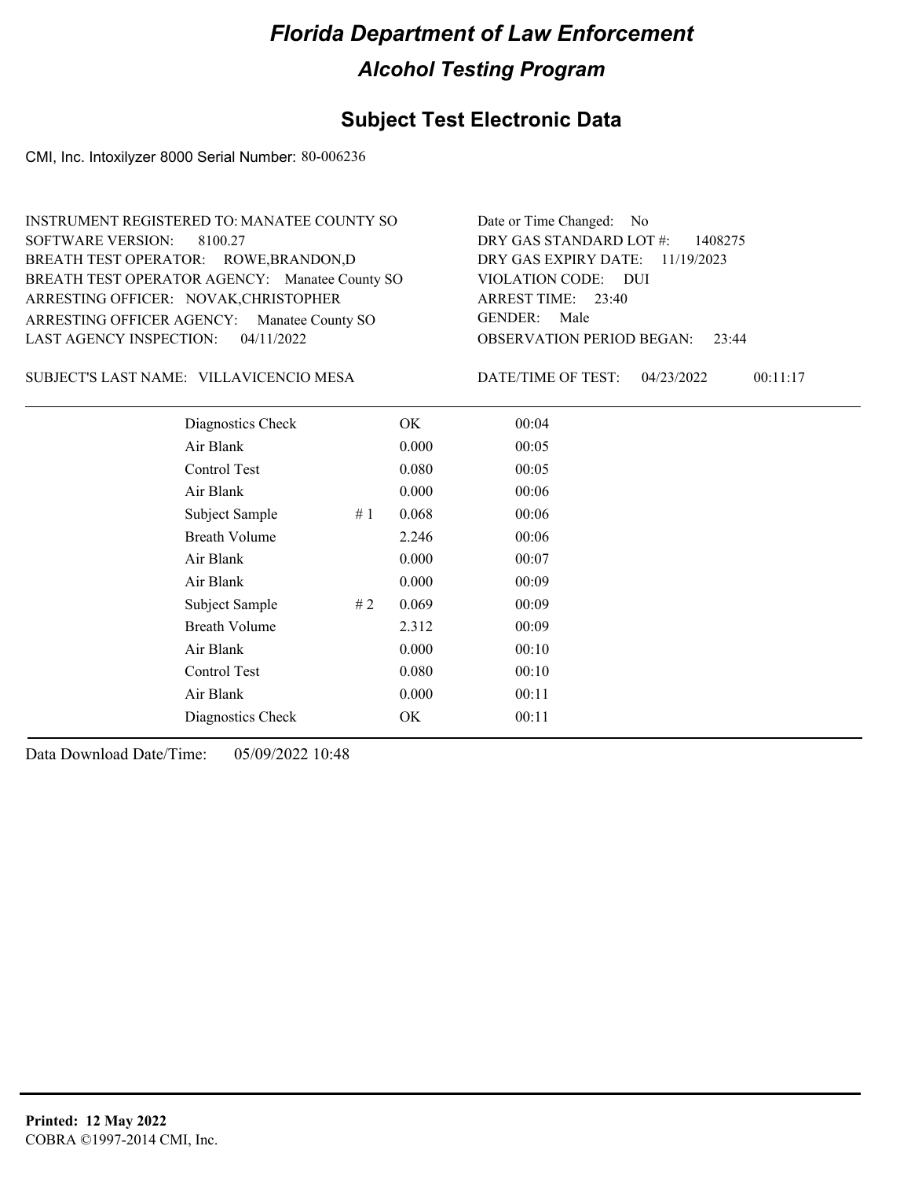# Florida Department of Law Enforcement

## Alcohol Testing Program

## Subject Test Electronic Data

CMI, Inc. Intoxilyzer 8000 Serial Number: 80-006236

INSTRUMENT REGISTERED TO: MANATEE COUNTY SO
SOFTWARE VERSION: 8100.27
BREATH TEST OPERATOR: ROWE,BRANDON,D
BREATH TEST OPERATOR AGENCY: Manatee County SO
ARRESTING OFFICER: NOVAK,CHRISTOPHER
ARRESTING OFFICER AGENCY: Manatee County SO
LAST AGENCY INSPECTION: 04/11/2022

Date or Time Changed: No
DRY GAS STANDARD LOT #: 1408275
DRY GAS EXPIRY DATE: 11/19/2023
VIOLATION CODE: DUI
ARREST TIME: 23:40
GENDER: Male
OBSERVATION PERIOD BEGAN: 23:44

SUBJECT'S LAST NAME: VILLAVICENCIO MESA

DATE/TIME OF TEST: 04/23/2022 00:11:17

| Test | # | Result | Time |
|---|---|---|---|
| Diagnostics Check | | OK | 00:04 |
| Air Blank | | 0.000 | 00:05 |
| Control Test | | 0.080 | 00:05 |
| Air Blank | | 0.000 | 00:06 |
| Subject Sample | # 1 | 0.068 | 00:06 |
| Breath Volume | | 2.246 | 00:06 |
| Air Blank | | 0.000 | 00:07 |
| Air Blank | | 0.000 | 00:09 |
| Subject Sample | # 2 | 0.069 | 00:09 |
| Breath Volume | | 2.312 | 00:09 |
| Air Blank | | 0.000 | 00:10 |
| Control Test | | 0.080 | 00:10 |
| Air Blank | | 0.000 | 00:11 |
| Diagnostics Check | | OK | 00:11 |

Data Download Date/Time: 05/09/2022 10:48

**Printed: 12 May 2022**
COBRA ©1997-2014 CMI, Inc.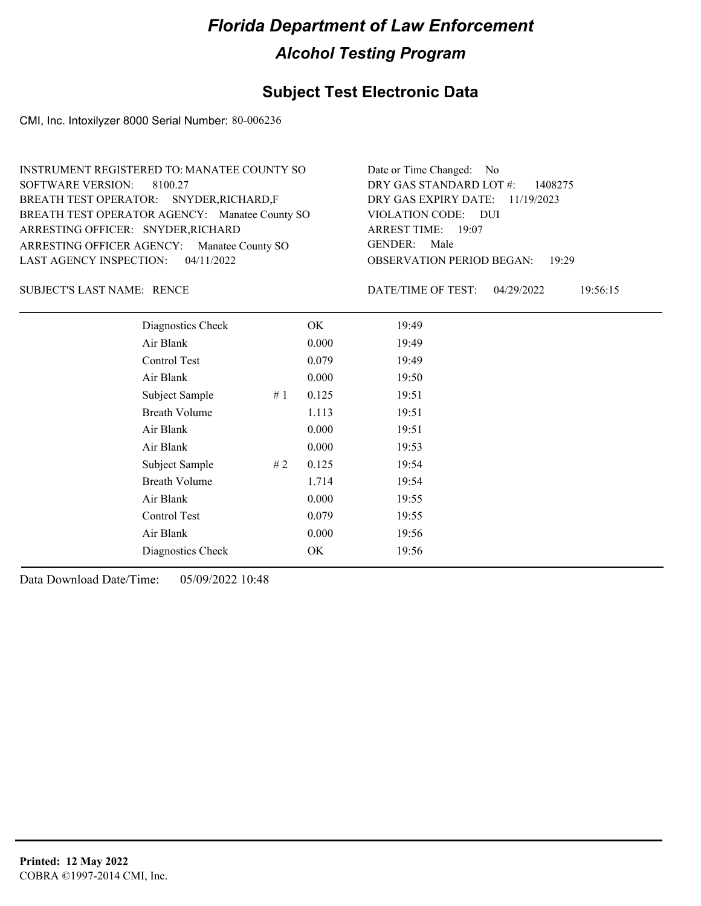# Florida Department of Law Enforcement

## Alcohol Testing Program

## Subject Test Electronic Data

CMI, Inc. Intoxilyzer 8000 Serial Number: 80-006236

INSTRUMENT REGISTERED TO: MANATEE COUNTY SO
SOFTWARE VERSION: 8100.27
BREATH TEST OPERATOR: SNYDER,RICHARD,F
BREATH TEST OPERATOR AGENCY: Manatee County SO
ARRESTING OFFICER: SNYDER,RICHARD
ARRESTING OFFICER AGENCY: Manatee County SO
LAST AGENCY INSPECTION: 04/11/2022

Date or Time Changed: No
DRY GAS STANDARD LOT #: 1408275
DRY GAS EXPIRY DATE: 11/19/2023
VIOLATION CODE: DUI
ARREST TIME: 19:07
GENDER: Male
OBSERVATION PERIOD BEGAN: 19:29

SUBJECT'S LAST NAME: RENCE

DATE/TIME OF TEST: 04/29/2022 19:56:15

| | | | |
|---|---|---|---|
| Diagnostics Check | | OK | 19:49 |
| Air Blank | | 0.000 | 19:49 |
| Control Test | | 0.079 | 19:49 |
| Air Blank | | 0.000 | 19:50 |
| Subject Sample | # 1 | 0.125 | 19:51 |
| Breath Volume | | 1.113 | 19:51 |
| Air Blank | | 0.000 | 19:51 |
| Air Blank | | 0.000 | 19:53 |
| Subject Sample | # 2 | 0.125 | 19:54 |
| Breath Volume | | 1.714 | 19:54 |
| Air Blank | | 0.000 | 19:55 |
| Control Test | | 0.079 | 19:55 |
| Air Blank | | 0.000 | 19:56 |
| Diagnostics Check | | OK | 19:56 |

Data Download Date/Time: 05/09/2022 10:48

**Printed: 12 May 2022**
COBRA ©1997-2014 CMI, Inc.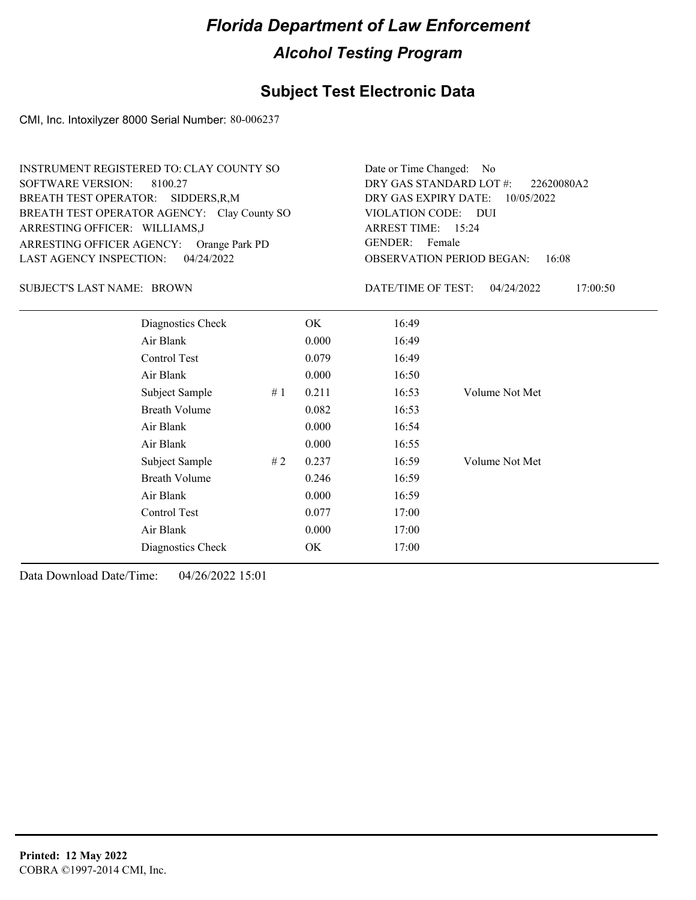# Florida Department of Law Enforcement

## Alcohol Testing Program

### Subject Test Electronic Data

CMI, Inc. Intoxilyzer 8000 Serial Number: 80-006237

INSTRUMENT REGISTERED TO: CLAY COUNTY SO
SOFTWARE VERSION: 8100.27
BREATH TEST OPERATOR: SIDDERS,R,M
BREATH TEST OPERATOR AGENCY: Clay County SO
ARRESTING OFFICER: WILLIAMS,J
ARRESTING OFFICER AGENCY: Orange Park PD
LAST AGENCY INSPECTION: 04/24/2022

Date or Time Changed: No
DRY GAS STANDARD LOT #: 22620080A2
DRY GAS EXPIRY DATE: 10/05/2022
VIOLATION CODE: DUI
ARREST TIME: 15:24
GENDER: Female
OBSERVATION PERIOD BEGAN: 16:08

SUBJECT'S LAST NAME: BROWN

DATE/TIME OF TEST: 04/24/2022 17:00:50

| | | | | |
|---|---|---|---|---|
| Diagnostics Check | | OK | 16:49 | |
| Air Blank | | 0.000 | 16:49 | |
| Control Test | | 0.079 | 16:49 | |
| Air Blank | | 0.000 | 16:50 | |
| Subject Sample | # 1 | 0.211 | 16:53 | Volume Not Met |
| Breath Volume | | 0.082 | 16:53 | |
| Air Blank | | 0.000 | 16:54 | |
| Air Blank | | 0.000 | 16:55 | |
| Subject Sample | # 2 | 0.237 | 16:59 | Volume Not Met |
| Breath Volume | | 0.246 | 16:59 | |
| Air Blank | | 0.000 | 16:59 | |
| Control Test | | 0.077 | 17:00 | |
| Air Blank | | 0.000 | 17:00 | |
| Diagnostics Check | | OK | 17:00 | |

Data Download Date/Time: 04/26/2022 15:01

**Printed: 12 May 2022**
COBRA ©1997-2014 CMI, Inc.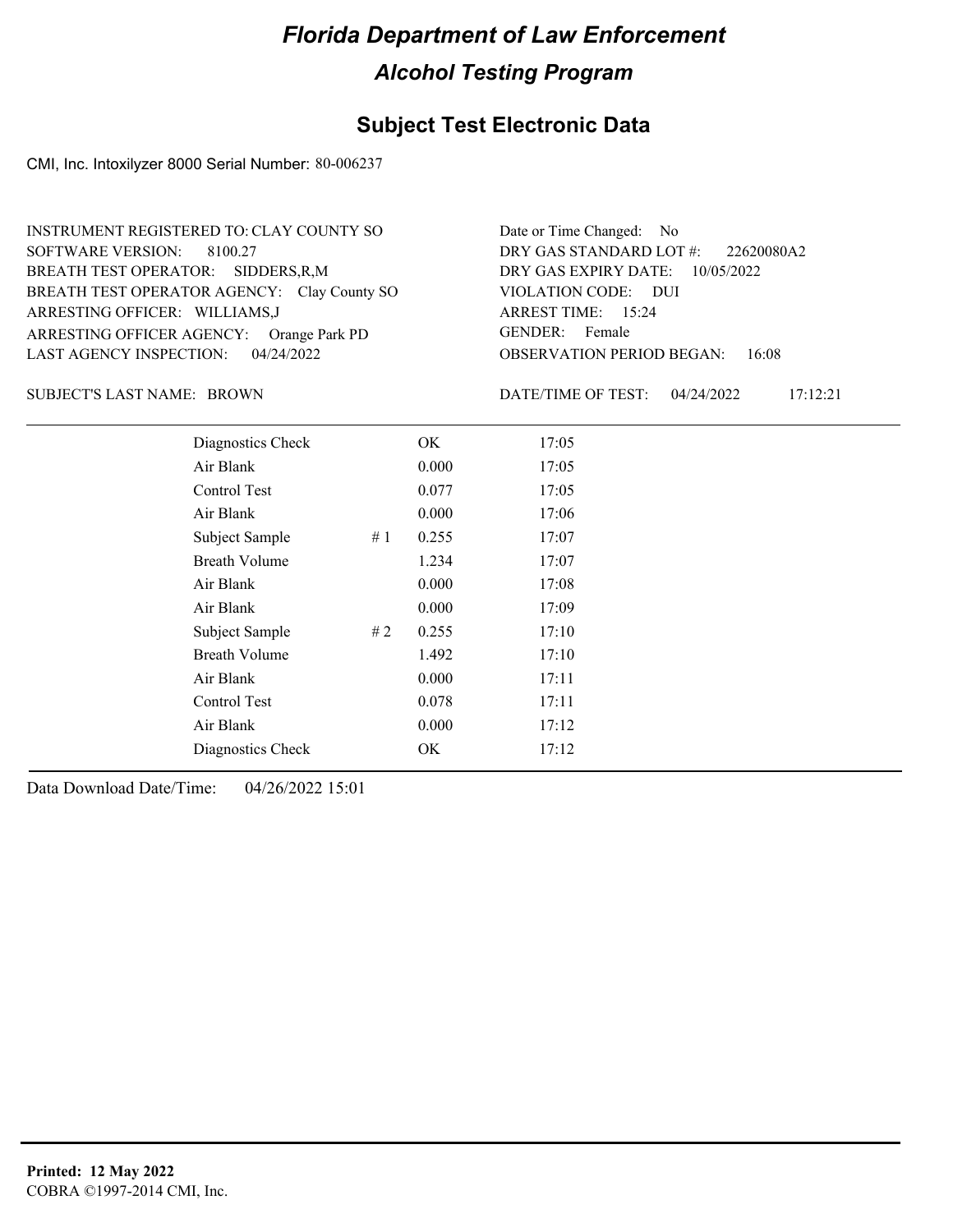# Florida Department of Law Enforcement

## Alcohol Testing Program

## Subject Test Electronic Data

CMI, Inc. Intoxilyzer 8000 Serial Number: 80-006237

INSTRUMENT REGISTERED TO: CLAY COUNTY SO
SOFTWARE VERSION: 8100.27
BREATH TEST OPERATOR: SIDDERS,R,M
BREATH TEST OPERATOR AGENCY: Clay County SO
ARRESTING OFFICER: WILLIAMS,J
ARRESTING OFFICER AGENCY: Orange Park PD
LAST AGENCY INSPECTION: 04/24/2022

Date or Time Changed: No
DRY GAS STANDARD LOT #: 22620080A2
DRY GAS EXPIRY DATE: 10/05/2022
VIOLATION CODE: DUI
ARREST TIME: 15:24
GENDER: Female
OBSERVATION PERIOD BEGAN: 16:08

SUBJECT'S LAST NAME: BROWN

DATE/TIME OF TEST: 04/24/2022 17:12:21

| | | | |
|---|---|---|---|
| Diagnostics Check | | OK | 17:05 |
| Air Blank | | 0.000 | 17:05 |
| Control Test | | 0.077 | 17:05 |
| Air Blank | | 0.000 | 17:06 |
| Subject Sample | # 1 | 0.255 | 17:07 |
| Breath Volume | | 1.234 | 17:07 |
| Air Blank | | 0.000 | 17:08 |
| Air Blank | | 0.000 | 17:09 |
| Subject Sample | # 2 | 0.255 | 17:10 |
| Breath Volume | | 1.492 | 17:10 |
| Air Blank | | 0.000 | 17:11 |
| Control Test | | 0.078 | 17:11 |
| Air Blank | | 0.000 | 17:12 |
| Diagnostics Check | | OK | 17:12 |

Data Download Date/Time: 04/26/2022 15:01

**Printed: 12 May 2022**
COBRA ©1997-2014 CMI, Inc.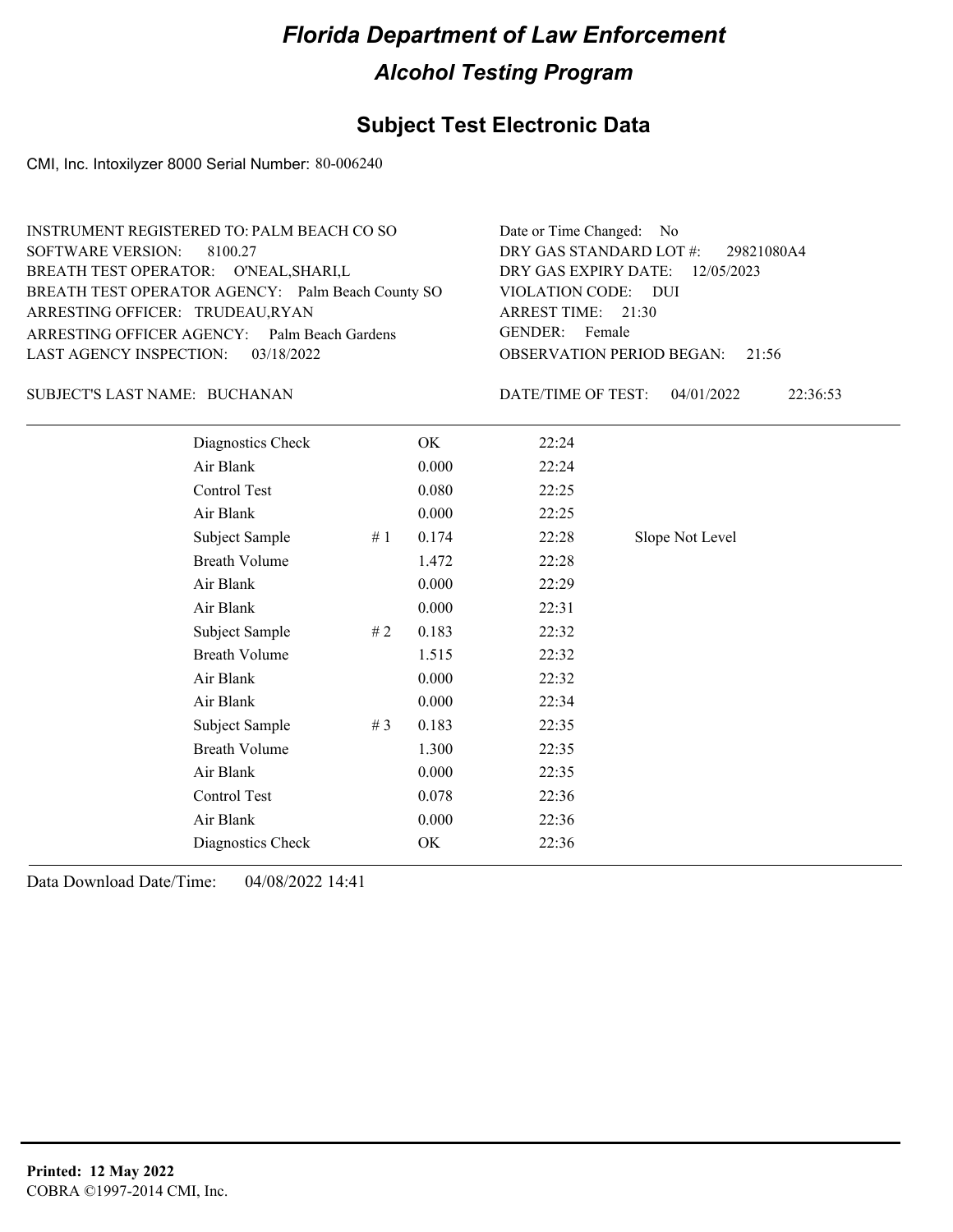# Florida Department of Law Enforcement

## Alcohol Testing Program

### Subject Test Electronic Data

CMI, Inc. Intoxilyzer 8000 Serial Number: 80-006240

INSTRUMENT REGISTERED TO: PALM BEACH CO SO
SOFTWARE VERSION: 8100.27
BREATH TEST OPERATOR: O'NEAL,SHARI,L
BREATH TEST OPERATOR AGENCY: Palm Beach County SO
ARRESTING OFFICER: TRUDEAU,RYAN
ARRESTING OFFICER AGENCY: Palm Beach Gardens
LAST AGENCY INSPECTION: 03/18/2022

Date or Time Changed: No
DRY GAS STANDARD LOT #: 29821080A4
DRY GAS EXPIRY DATE: 12/05/2023
VIOLATION CODE: DUI
ARREST TIME: 21:30
GENDER: Female
OBSERVATION PERIOD BEGAN: 21:56

SUBJECT'S LAST NAME: BUCHANAN

DATE/TIME OF TEST: 04/01/2022 22:36:53

| | | | | |
|---|---|---|---|---|
| Diagnostics Check | | OK | 22:24 | |
| Air Blank | | 0.000 | 22:24 | |
| Control Test | | 0.080 | 22:25 | |
| Air Blank | | 0.000 | 22:25 | |
| Subject Sample | # 1 | 0.174 | 22:28 | Slope Not Level |
| Breath Volume | | 1.472 | 22:28 | |
| Air Blank | | 0.000 | 22:29 | |
| Air Blank | | 0.000 | 22:31 | |
| Subject Sample | # 2 | 0.183 | 22:32 | |
| Breath Volume | | 1.515 | 22:32 | |
| Air Blank | | 0.000 | 22:32 | |
| Air Blank | | 0.000 | 22:34 | |
| Subject Sample | # 3 | 0.183 | 22:35 | |
| Breath Volume | | 1.300 | 22:35 | |
| Air Blank | | 0.000 | 22:35 | |
| Control Test | | 0.078 | 22:36 | |
| Air Blank | | 0.000 | 22:36 | |
| Diagnostics Check | | OK | 22:36 | |

Data Download Date/Time: 04/08/2022 14:41

**Printed: 12 May 2022**
COBRA ©1997-2014 CMI, Inc.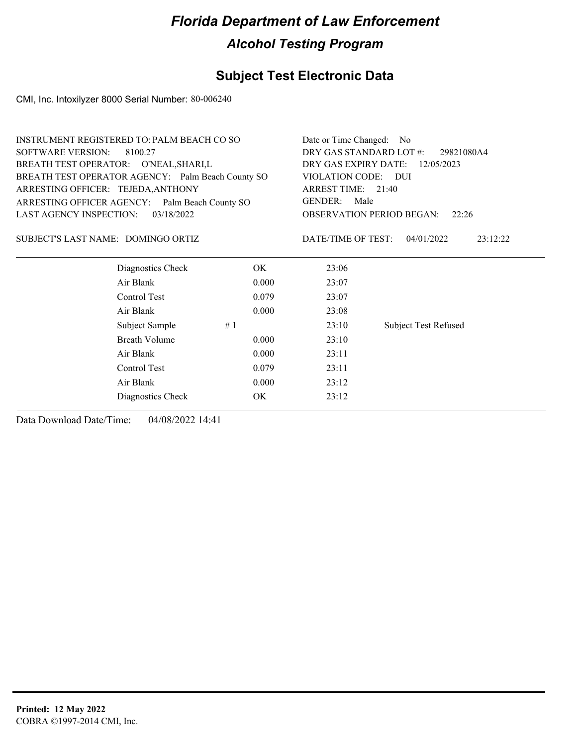# Florida Department of Law Enforcement

## Alcohol Testing Program

### Subject Test Electronic Data

CMI, Inc. Intoxilyzer 8000 Serial Number: 80-006240

INSTRUMENT REGISTERED TO: PALM BEACH CO SO
SOFTWARE VERSION: 8100.27
BREATH TEST OPERATOR: O'NEAL,SHARI,L
BREATH TEST OPERATOR AGENCY: Palm Beach County SO
ARRESTING OFFICER: TEJEDA,ANTHONY
ARRESTING OFFICER AGENCY: Palm Beach County SO
LAST AGENCY INSPECTION: 03/18/2022

Date or Time Changed: No
DRY GAS STANDARD LOT #: 29821080A4
DRY GAS EXPIRY DATE: 12/05/2023
VIOLATION CODE: DUI
ARREST TIME: 21:40
GENDER: Male
OBSERVATION PERIOD BEGAN: 22:26

SUBJECT'S LAST NAME: DOMINGO ORTIZ

DATE/TIME OF TEST: 04/01/2022 23:12:22

| | | | |
|---|---|---|---|
| Diagnostics Check | OK | 23:06 | |
| Air Blank | 0.000 | 23:07 | |
| Control Test | 0.079 | 23:07 | |
| Air Blank | 0.000 | 23:08 | |
| Subject Sample #1 | | 23:10 | Subject Test Refused |
| Breath Volume | 0.000 | 23:10 | |
| Air Blank | 0.000 | 23:11 | |
| Control Test | 0.079 | 23:11 | |
| Air Blank | 0.000 | 23:12 | |
| Diagnostics Check | OK | 23:12 | |

Data Download Date/Time: 04/08/2022 14:41

**Printed: 12 May 2022**
COBRA ©1997-2014 CMI, Inc.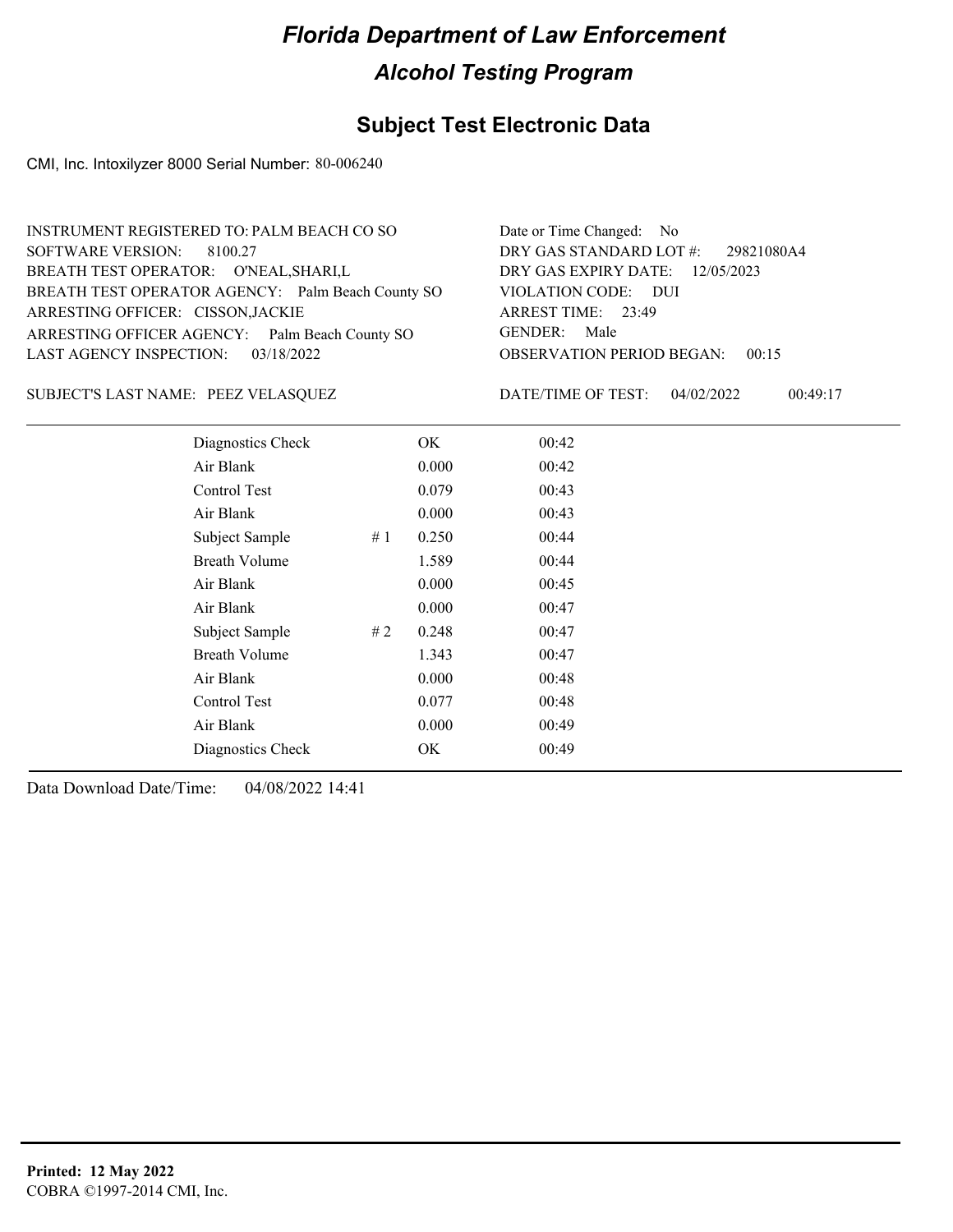# Florida Department of Law Enforcement

## Alcohol Testing Program

### Subject Test Electronic Data

CMI, Inc. Intoxilyzer 8000 Serial Number: 80-006240

INSTRUMENT REGISTERED TO: PALM BEACH CO SO
SOFTWARE VERSION: 8100.27
BREATH TEST OPERATOR: O'NEAL,SHARI,L
BREATH TEST OPERATOR AGENCY: Palm Beach County SO
ARRESTING OFFICER: CISSON,JACKIE
ARRESTING OFFICER AGENCY: Palm Beach County SO
LAST AGENCY INSPECTION: 03/18/2022

Date or Time Changed: No
DRY GAS STANDARD LOT #: 29821080A4
DRY GAS EXPIRY DATE: 12/05/2023
VIOLATION CODE: DUI
ARREST TIME: 23:49
GENDER: Male
OBSERVATION PERIOD BEGAN: 00:15

SUBJECT'S LAST NAME: PEEZ VELASQUEZ

DATE/TIME OF TEST: 04/02/2022 00:49:17

| | | | |
|---|---|---|---|
| Diagnostics Check | | OK | 00:42 |
| Air Blank | | 0.000 | 00:42 |
| Control Test | | 0.079 | 00:43 |
| Air Blank | | 0.000 | 00:43 |
| Subject Sample | # 1 | 0.250 | 00:44 |
| Breath Volume | | 1.589 | 00:44 |
| Air Blank | | 0.000 | 00:45 |
| Air Blank | | 0.000 | 00:47 |
| Subject Sample | # 2 | 0.248 | 00:47 |
| Breath Volume | | 1.343 | 00:47 |
| Air Blank | | 0.000 | 00:48 |
| Control Test | | 0.077 | 00:48 |
| Air Blank | | 0.000 | 00:49 |
| Diagnostics Check | | OK | 00:49 |

Data Download Date/Time: 04/08/2022 14:41

**Printed: 12 May 2022**
COBRA ©1997-2014 CMI, Inc.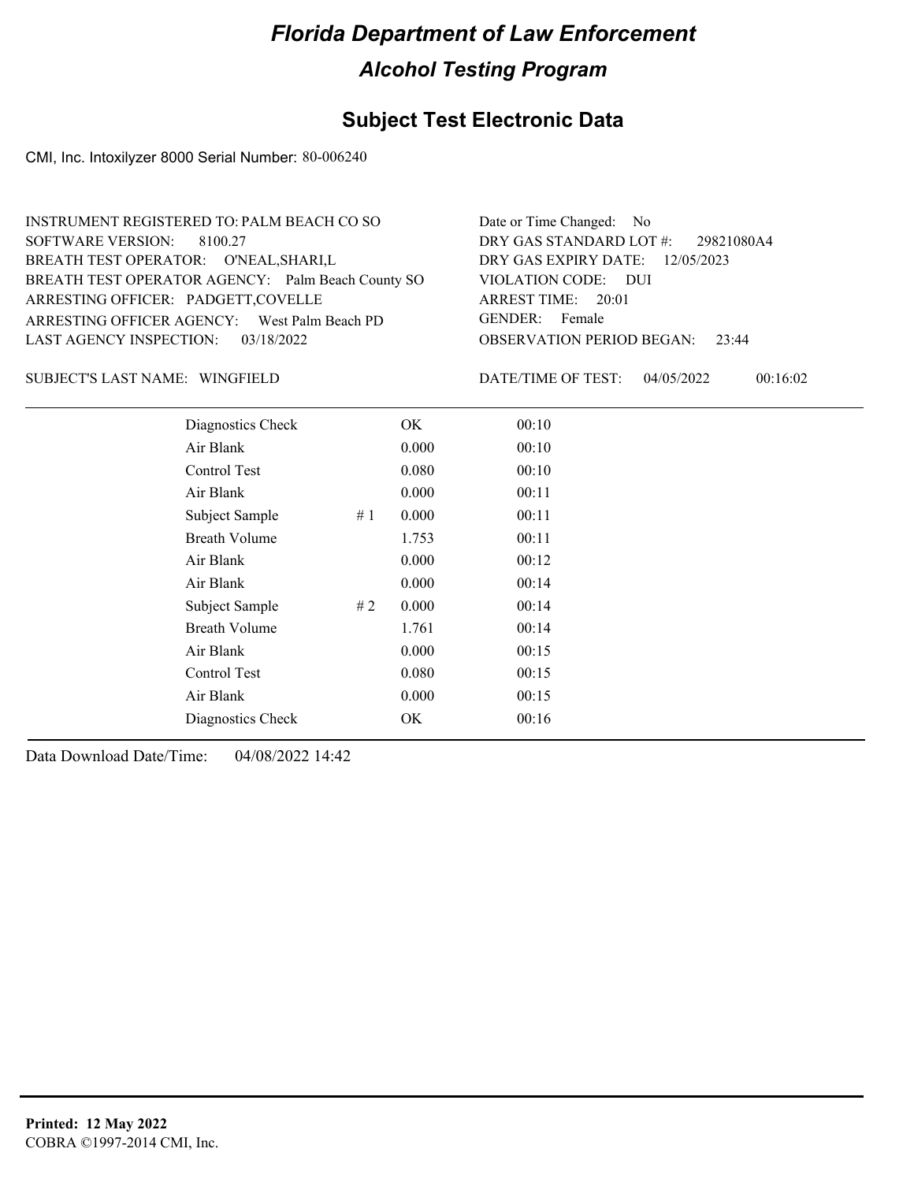# Florida Department of Law Enforcement

## Alcohol Testing Program

### Subject Test Electronic Data

CMI, Inc. Intoxilyzer 8000 Serial Number: 80-006240

INSTRUMENT REGISTERED TO: PALM BEACH CO SO
SOFTWARE VERSION: 8100.27
BREATH TEST OPERATOR: O'NEAL,SHARI,L
BREATH TEST OPERATOR AGENCY: Palm Beach County SO
ARRESTING OFFICER: PADGETT,COVELLE
ARRESTING OFFICER AGENCY: West Palm Beach PD
LAST AGENCY INSPECTION: 03/18/2022

Date or Time Changed: No
DRY GAS STANDARD LOT #: 29821080A4
DRY GAS EXPIRY DATE: 12/05/2023
VIOLATION CODE: DUI
ARREST TIME: 20:01
GENDER: Female
OBSERVATION PERIOD BEGAN: 23:44

SUBJECT'S LAST NAME: WINGFIELD

DATE/TIME OF TEST: 04/05/2022 00:16:02

| | | | |
|---|---|---|---|
| Diagnostics Check | | OK | 00:10 |
| Air Blank | | 0.000 | 00:10 |
| Control Test | | 0.080 | 00:10 |
| Air Blank | | 0.000 | 00:11 |
| Subject Sample | # 1 | 0.000 | 00:11 |
| Breath Volume | | 1.753 | 00:11 |
| Air Blank | | 0.000 | 00:12 |
| Air Blank | | 0.000 | 00:14 |
| Subject Sample | # 2 | 0.000 | 00:14 |
| Breath Volume | | 1.761 | 00:14 |
| Air Blank | | 0.000 | 00:15 |
| Control Test | | 0.080 | 00:15 |
| Air Blank | | 0.000 | 00:15 |
| Diagnostics Check | | OK | 00:16 |

Data Download Date/Time: 04/08/2022 14:42

**Printed: 12 May 2022**
COBRA ©1997-2014 CMI, Inc.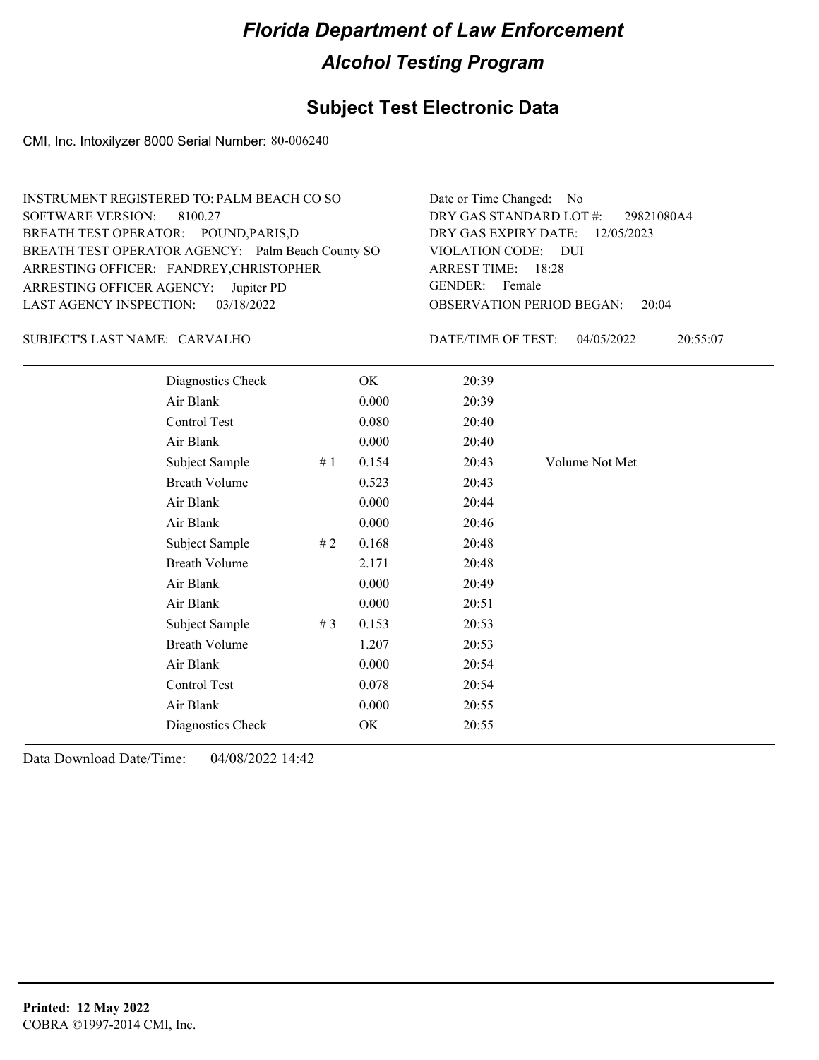# Florida Department of Law Enforcement

## Alcohol Testing Program

### Subject Test Electronic Data

CMI, Inc. Intoxilyzer 8000 Serial Number: 80-006240

INSTRUMENT REGISTERED TO: PALM BEACH CO SO
SOFTWARE VERSION: 8100.27
BREATH TEST OPERATOR: POUND,PARIS,D
BREATH TEST OPERATOR AGENCY: Palm Beach County SO
ARRESTING OFFICER: FANDREY,CHRISTOPHER
ARRESTING OFFICER AGENCY: Jupiter PD
LAST AGENCY INSPECTION: 03/18/2022

Date or Time Changed: No
DRY GAS STANDARD LOT #: 29821080A4
DRY GAS EXPIRY DATE: 12/05/2023
VIOLATION CODE: DUI
ARREST TIME: 18:28
GENDER: Female
OBSERVATION PERIOD BEGAN: 20:04

SUBJECT'S LAST NAME: CARVALHO

DATE/TIME OF TEST: 04/05/2022 20:55:07

| | | | | |
|---|---|---|---|---|
| Diagnostics Check | | OK | 20:39 | |
| Air Blank | | 0.000 | 20:39 | |
| Control Test | | 0.080 | 20:40 | |
| Air Blank | | 0.000 | 20:40 | |
| Subject Sample | # 1 | 0.154 | 20:43 | Volume Not Met |
| Breath Volume | | 0.523 | 20:43 | |
| Air Blank | | 0.000 | 20:44 | |
| Air Blank | | 0.000 | 20:46 | |
| Subject Sample | # 2 | 0.168 | 20:48 | |
| Breath Volume | | 2.171 | 20:48 | |
| Air Blank | | 0.000 | 20:49 | |
| Air Blank | | 0.000 | 20:51 | |
| Subject Sample | # 3 | 0.153 | 20:53 | |
| Breath Volume | | 1.207 | 20:53 | |
| Air Blank | | 0.000 | 20:54 | |
| Control Test | | 0.078 | 20:54 | |
| Air Blank | | 0.000 | 20:55 | |
| Diagnostics Check | | OK | 20:55 | |

Data Download Date/Time: 04/08/2022 14:42

**Printed: 12 May 2022**
COBRA ©1997-2014 CMI, Inc.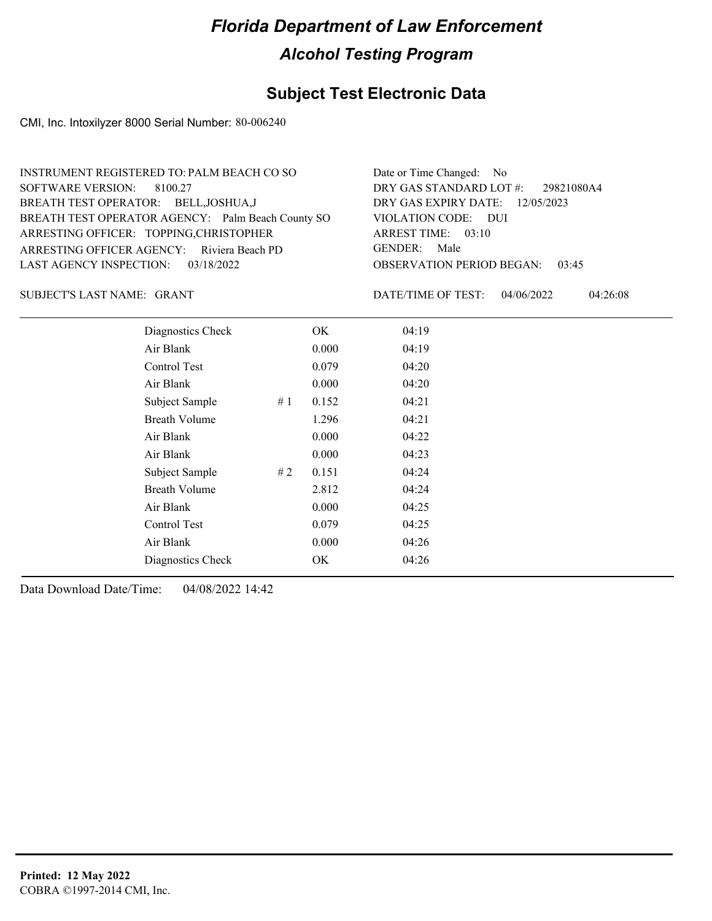# Florida Department of Law Enforcement

## Alcohol Testing Program

## Subject Test Electronic Data

CMI, Inc. Intoxilyzer 8000 Serial Number: 80-006240

INSTRUMENT REGISTERED TO: PALM BEACH CO SO
SOFTWARE VERSION: 8100.27
BREATH TEST OPERATOR: BELL,JOSHUA,J
BREATH TEST OPERATOR AGENCY: Palm Beach County SO
ARRESTING OFFICER: TOPPING,CHRISTOPHER
ARRESTING OFFICER AGENCY: Riviera Beach PD
LAST AGENCY INSPECTION: 03/18/2022

Date or Time Changed: No
DRY GAS STANDARD LOT #: 29821080A4
DRY GAS EXPIRY DATE: 12/05/2023
VIOLATION CODE: DUI
ARREST TIME: 03:10
GENDER: Male
OBSERVATION PERIOD BEGAN: 03:45

SUBJECT'S LAST NAME: GRANT

DATE/TIME OF TEST: 04/06/2022 04:26:08

| | | | |
|---|---|---|---|
| Diagnostics Check | | OK | 04:19 |
| Air Blank | | 0.000 | 04:19 |
| Control Test | | 0.079 | 04:20 |
| Air Blank | | 0.000 | 04:20 |
| Subject Sample | # 1 | 0.152 | 04:21 |
| Breath Volume | | 1.296 | 04:21 |
| Air Blank | | 0.000 | 04:22 |
| Air Blank | | 0.000 | 04:23 |
| Subject Sample | # 2 | 0.151 | 04:24 |
| Breath Volume | | 2.812 | 04:24 |
| Air Blank | | 0.000 | 04:25 |
| Control Test | | 0.079 | 04:25 |
| Air Blank | | 0.000 | 04:26 |
| Diagnostics Check | | OK | 04:26 |

Data Download Date/Time: 04/08/2022 14:42

**Printed: 12 May 2022**
COBRA ©1997-2014 CMI, Inc.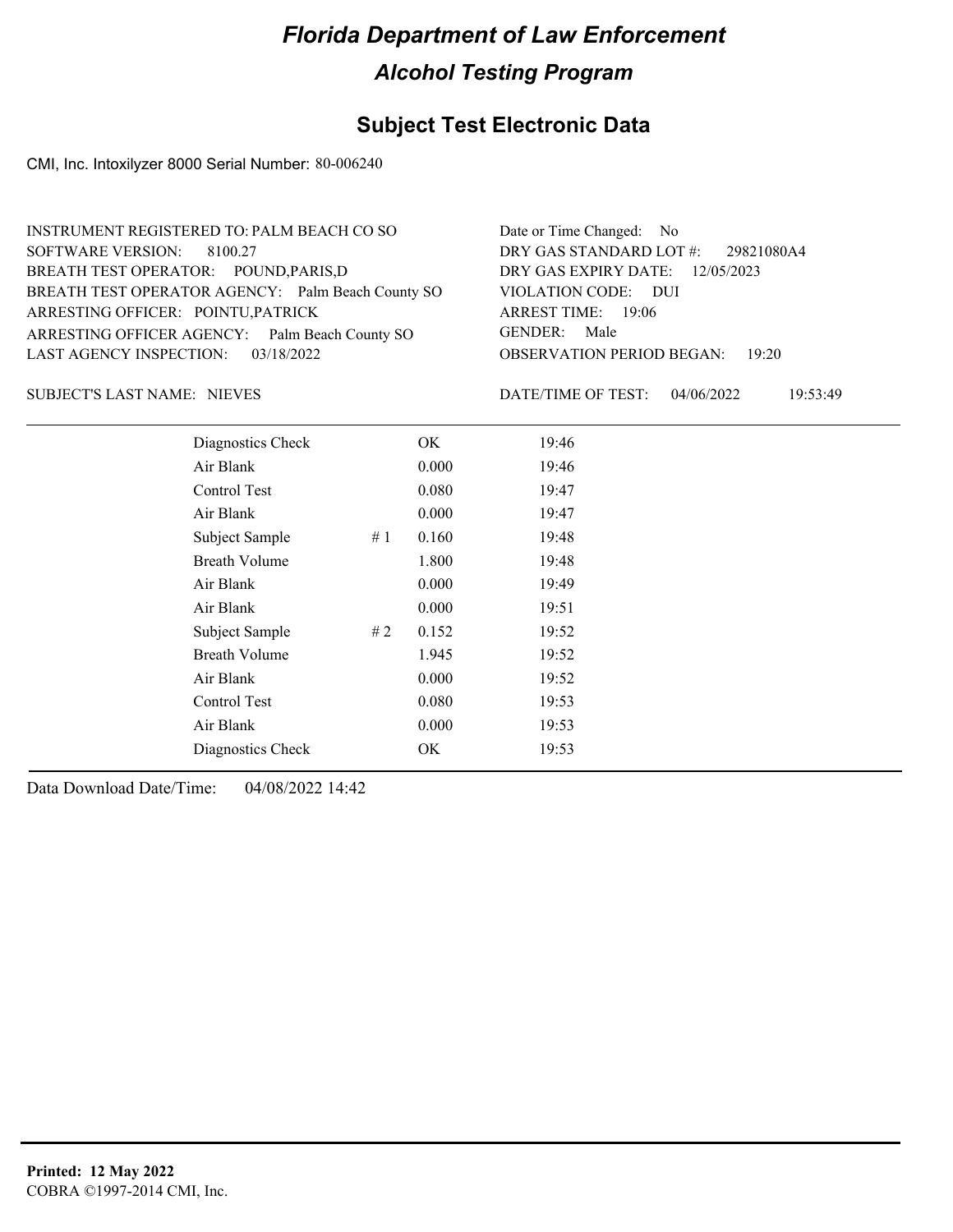# Florida Department of Law Enforcement

## Alcohol Testing Program

### Subject Test Electronic Data

CMI, Inc. Intoxilyzer 8000 Serial Number: 80-006240

INSTRUMENT REGISTERED TO: PALM BEACH CO SO
SOFTWARE VERSION: 8100.27
BREATH TEST OPERATOR: POUND,PARIS,D
BREATH TEST OPERATOR AGENCY: Palm Beach County SO
ARRESTING OFFICER: POINTU,PATRICK
ARRESTING OFFICER AGENCY: Palm Beach County SO
LAST AGENCY INSPECTION: 03/18/2022

Date or Time Changed: No
DRY GAS STANDARD LOT #: 29821080A4
DRY GAS EXPIRY DATE: 12/05/2023
VIOLATION CODE: DUI
ARREST TIME: 19:06
GENDER: Male
OBSERVATION PERIOD BEGAN: 19:20

SUBJECT'S LAST NAME: NIEVES

DATE/TIME OF TEST: 04/06/2022 19:53:49

| | | | |
|---|---|---|---|
| Diagnostics Check | | OK | 19:46 |
| Air Blank | | 0.000 | 19:46 |
| Control Test | | 0.080 | 19:47 |
| Air Blank | | 0.000 | 19:47 |
| Subject Sample | # 1 | 0.160 | 19:48 |
| Breath Volume | | 1.800 | 19:48 |
| Air Blank | | 0.000 | 19:49 |
| Air Blank | | 0.000 | 19:51 |
| Subject Sample | # 2 | 0.152 | 19:52 |
| Breath Volume | | 1.945 | 19:52 |
| Air Blank | | 0.000 | 19:52 |
| Control Test | | 0.080 | 19:53 |
| Air Blank | | 0.000 | 19:53 |
| Diagnostics Check | | OK | 19:53 |

Data Download Date/Time: 04/08/2022 14:42

**Printed: 12 May 2022**
COBRA ©1997-2014 CMI, Inc.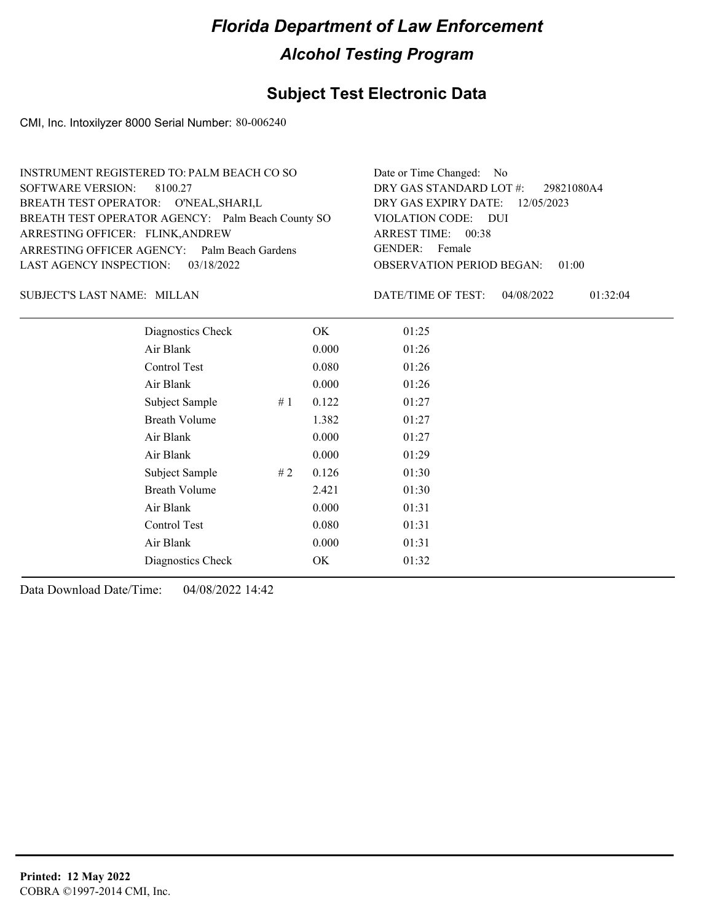# Florida Department of Law Enforcement

## Alcohol Testing Program

### Subject Test Electronic Data

CMI, Inc. Intoxilyzer 8000 Serial Number: 80-006240

INSTRUMENT REGISTERED TO: PALM BEACH CO SO
SOFTWARE VERSION: 8100.27
BREATH TEST OPERATOR: O'NEAL,SHARI,L
BREATH TEST OPERATOR AGENCY: Palm Beach County SO
ARRESTING OFFICER: FLINK,ANDREW
ARRESTING OFFICER AGENCY: Palm Beach Gardens
LAST AGENCY INSPECTION: 03/18/2022

Date or Time Changed: No
DRY GAS STANDARD LOT #: 29821080A4
DRY GAS EXPIRY DATE: 12/05/2023
VIOLATION CODE: DUI
ARREST TIME: 00:38
GENDER: Female
OBSERVATION PERIOD BEGAN: 01:00

SUBJECT'S LAST NAME: MILLAN

DATE/TIME OF TEST: 04/08/2022 01:32:04

| | | | |
|---|---|---|---|
| Diagnostics Check | | OK | 01:25 |
| Air Blank | | 0.000 | 01:26 |
| Control Test | | 0.080 | 01:26 |
| Air Blank | | 0.000 | 01:26 |
| Subject Sample | # 1 | 0.122 | 01:27 |
| Breath Volume | | 1.382 | 01:27 |
| Air Blank | | 0.000 | 01:27 |
| Air Blank | | 0.000 | 01:29 |
| Subject Sample | # 2 | 0.126 | 01:30 |
| Breath Volume | | 2.421 | 01:30 |
| Air Blank | | 0.000 | 01:31 |
| Control Test | | 0.080 | 01:31 |
| Air Blank | | 0.000 | 01:31 |
| Diagnostics Check | | OK | 01:32 |

Data Download Date/Time: 04/08/2022 14:42

**Printed: 12 May 2022**
COBRA ©1997-2014 CMI, Inc.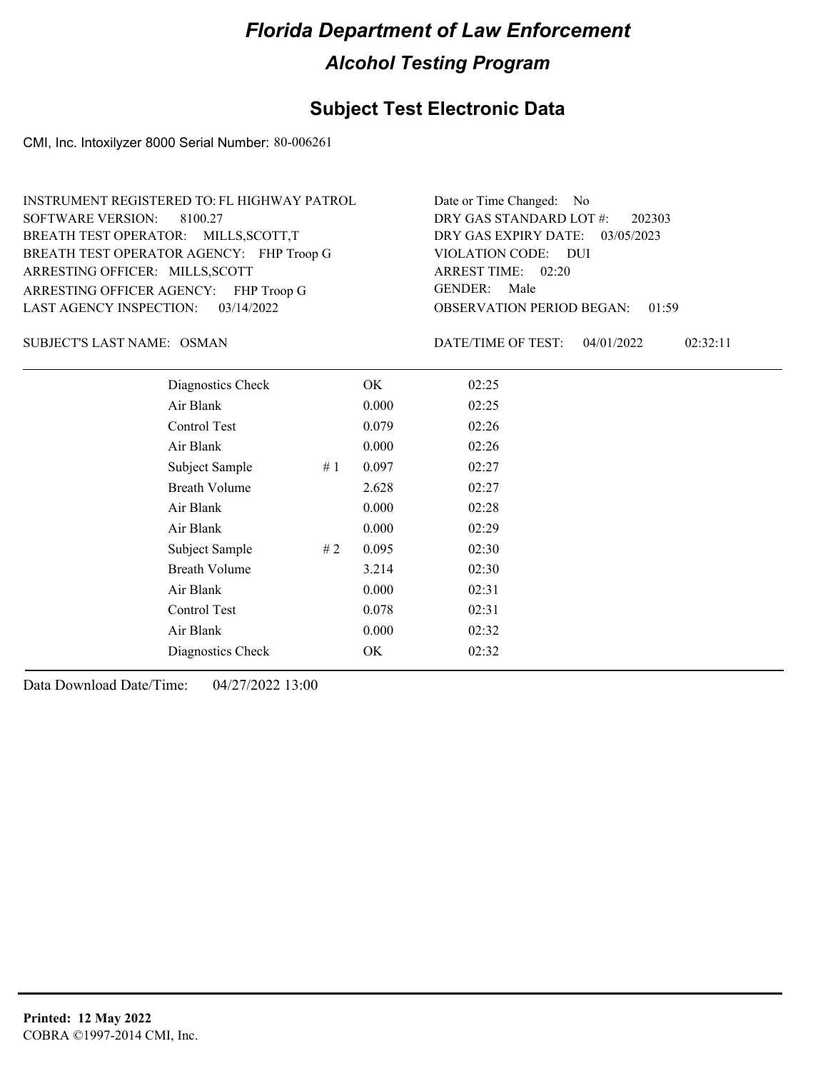# Florida Department of Law Enforcement

## Alcohol Testing Program

### Subject Test Electronic Data

CMI, Inc. Intoxilyzer 8000 Serial Number: 80-006261

INSTRUMENT REGISTERED TO: FL HIGHWAY PATROL
SOFTWARE VERSION: 8100.27
BREATH TEST OPERATOR: MILLS,SCOTT,T
BREATH TEST OPERATOR AGENCY: FHP Troop G
ARRESTING OFFICER: MILLS,SCOTT
ARRESTING OFFICER AGENCY: FHP Troop G
LAST AGENCY INSPECTION: 03/14/2022

Date or Time Changed: No
DRY GAS STANDARD LOT #: 202303
DRY GAS EXPIRY DATE: 03/05/2023
VIOLATION CODE: DUI
ARREST TIME: 02:20
GENDER: Male
OBSERVATION PERIOD BEGAN: 01:59

SUBJECT'S LAST NAME: OSMAN

DATE/TIME OF TEST: 04/01/2022 02:32:11

| | | | |
|---|---|---|---|
| Diagnostics Check | | OK | 02:25 |
| Air Blank | | 0.000 | 02:25 |
| Control Test | | 0.079 | 02:26 |
| Air Blank | | 0.000 | 02:26 |
| Subject Sample | # 1 | 0.097 | 02:27 |
| Breath Volume | | 2.628 | 02:27 |
| Air Blank | | 0.000 | 02:28 |
| Air Blank | | 0.000 | 02:29 |
| Subject Sample | # 2 | 0.095 | 02:30 |
| Breath Volume | | 3.214 | 02:30 |
| Air Blank | | 0.000 | 02:31 |
| Control Test | | 0.078 | 02:31 |
| Air Blank | | 0.000 | 02:32 |
| Diagnostics Check | | OK | 02:32 |

Data Download Date/Time: 04/27/2022 13:00

**Printed: 12 May 2022**
COBRA ©1997-2014 CMI, Inc.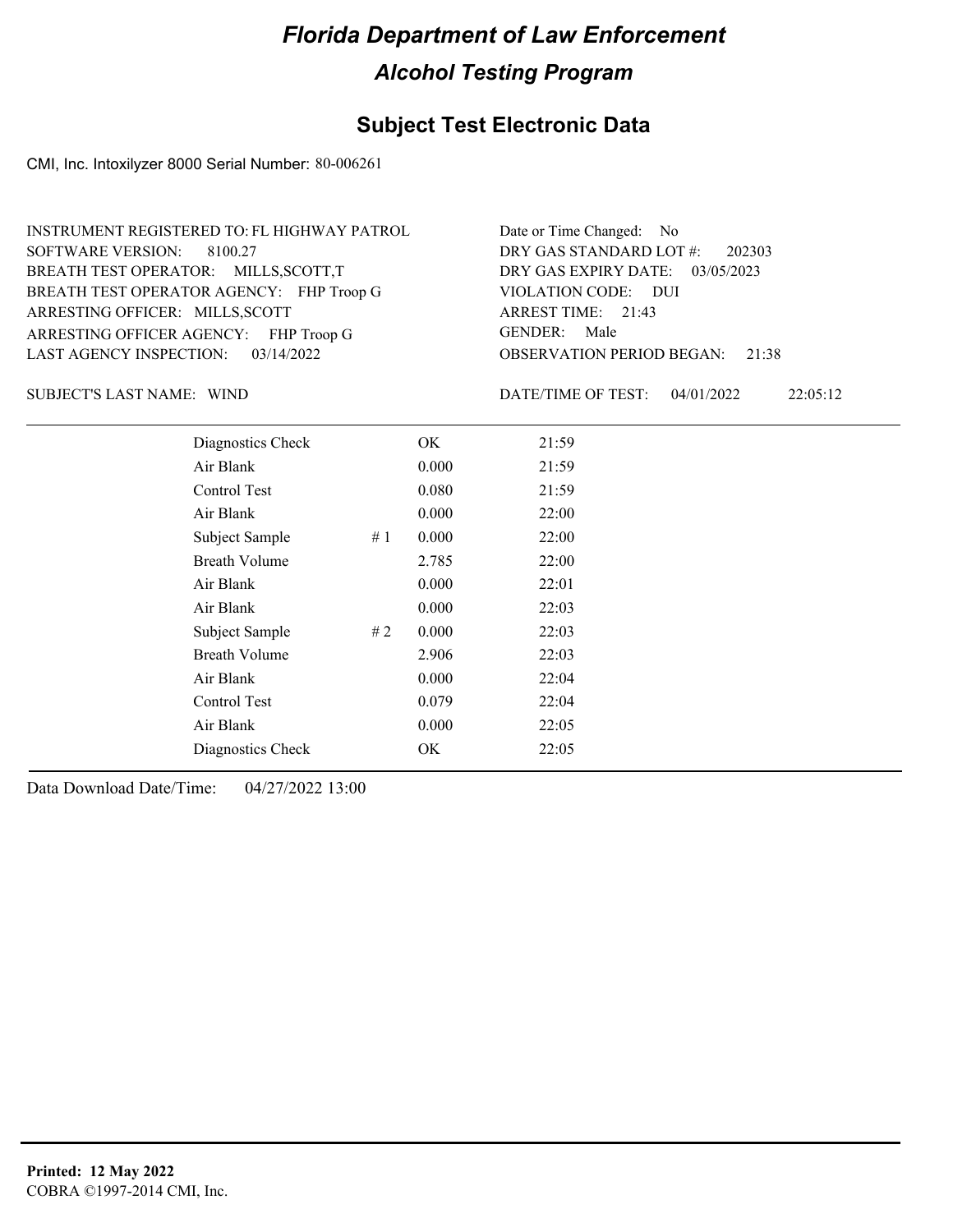# Florida Department of Law Enforcement

## Alcohol Testing Program

### Subject Test Electronic Data

CMI, Inc. Intoxilyzer 8000 Serial Number: 80-006261

INSTRUMENT REGISTERED TO: FL HIGHWAY PATROL
SOFTWARE VERSION: 8100.27
BREATH TEST OPERATOR: MILLS,SCOTT,T
BREATH TEST OPERATOR AGENCY: FHP Troop G
ARRESTING OFFICER: MILLS,SCOTT
ARRESTING OFFICER AGENCY: FHP Troop G
LAST AGENCY INSPECTION: 03/14/2022

Date or Time Changed: No
DRY GAS STANDARD LOT #: 202303
DRY GAS EXPIRY DATE: 03/05/2023
VIOLATION CODE: DUI
ARREST TIME: 21:43
GENDER: Male
OBSERVATION PERIOD BEGAN: 21:38

SUBJECT'S LAST NAME: WIND

DATE/TIME OF TEST: 04/01/2022 22:05:12

| | | | |
|---|---|---|---|
| Diagnostics Check | | OK | 21:59 |
| Air Blank | | 0.000 | 21:59 |
| Control Test | | 0.080 | 21:59 |
| Air Blank | | 0.000 | 22:00 |
| Subject Sample | # 1 | 0.000 | 22:00 |
| Breath Volume | | 2.785 | 22:00 |
| Air Blank | | 0.000 | 22:01 |
| Air Blank | | 0.000 | 22:03 |
| Subject Sample | # 2 | 0.000 | 22:03 |
| Breath Volume | | 2.906 | 22:03 |
| Air Blank | | 0.000 | 22:04 |
| Control Test | | 0.079 | 22:04 |
| Air Blank | | 0.000 | 22:05 |
| Diagnostics Check | | OK | 22:05 |

Data Download Date/Time: 04/27/2022 13:00

**Printed: 12 May 2022**
COBRA ©1997-2014 CMI, Inc.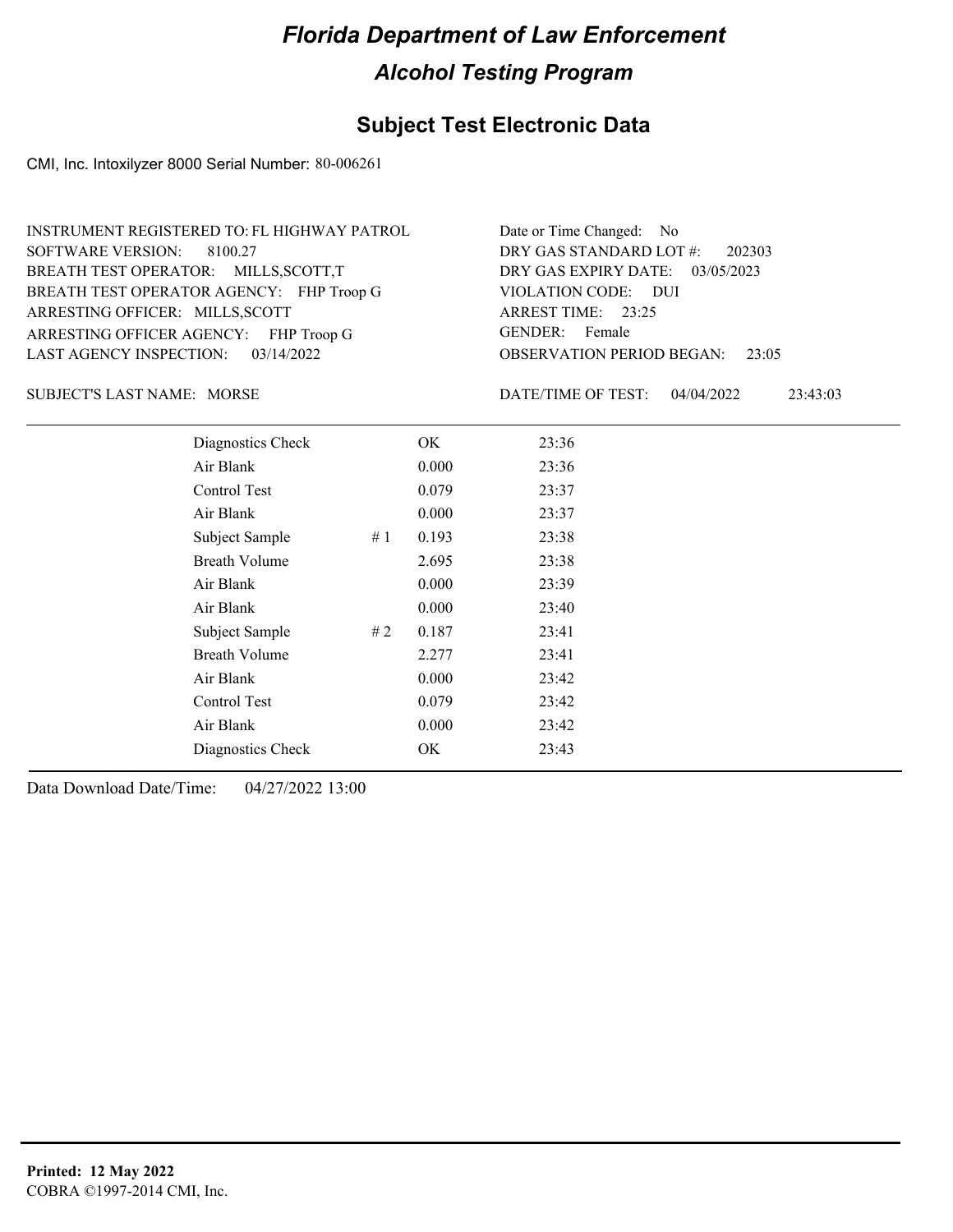# Florida Department of Law Enforcement

## Alcohol Testing Program

## Subject Test Electronic Data

CMI, Inc. Intoxilyzer 8000 Serial Number: 80-006261

INSTRUMENT REGISTERED TO: FL HIGHWAY PATROL
SOFTWARE VERSION: 8100.27
BREATH TEST OPERATOR: MILLS,SCOTT,T
BREATH TEST OPERATOR AGENCY: FHP Troop G
ARRESTING OFFICER: MILLS,SCOTT
ARRESTING OFFICER AGENCY: FHP Troop G
LAST AGENCY INSPECTION: 03/14/2022

Date or Time Changed: No
DRY GAS STANDARD LOT #: 202303
DRY GAS EXPIRY DATE: 03/05/2023
VIOLATION CODE: DUI
ARREST TIME: 23:25
GENDER: Female
OBSERVATION PERIOD BEGAN: 23:05

SUBJECT'S LAST NAME: MORSE

DATE/TIME OF TEST: 04/04/2022 23:43:03

| | | | |
|---|---|---|---|
| Diagnostics Check | | OK | 23:36 |
| Air Blank | | 0.000 | 23:36 |
| Control Test | | 0.079 | 23:37 |
| Air Blank | | 0.000 | 23:37 |
| Subject Sample | # 1 | 0.193 | 23:38 |
| Breath Volume | | 2.695 | 23:38 |
| Air Blank | | 0.000 | 23:39 |
| Air Blank | | 0.000 | 23:40 |
| Subject Sample | # 2 | 0.187 | 23:41 |
| Breath Volume | | 2.277 | 23:41 |
| Air Blank | | 0.000 | 23:42 |
| Control Test | | 0.079 | 23:42 |
| Air Blank | | 0.000 | 23:42 |
| Diagnostics Check | | OK | 23:43 |

Data Download Date/Time: 04/27/2022 13:00

**Printed: 12 May 2022**
COBRA ©1997-2014 CMI, Inc.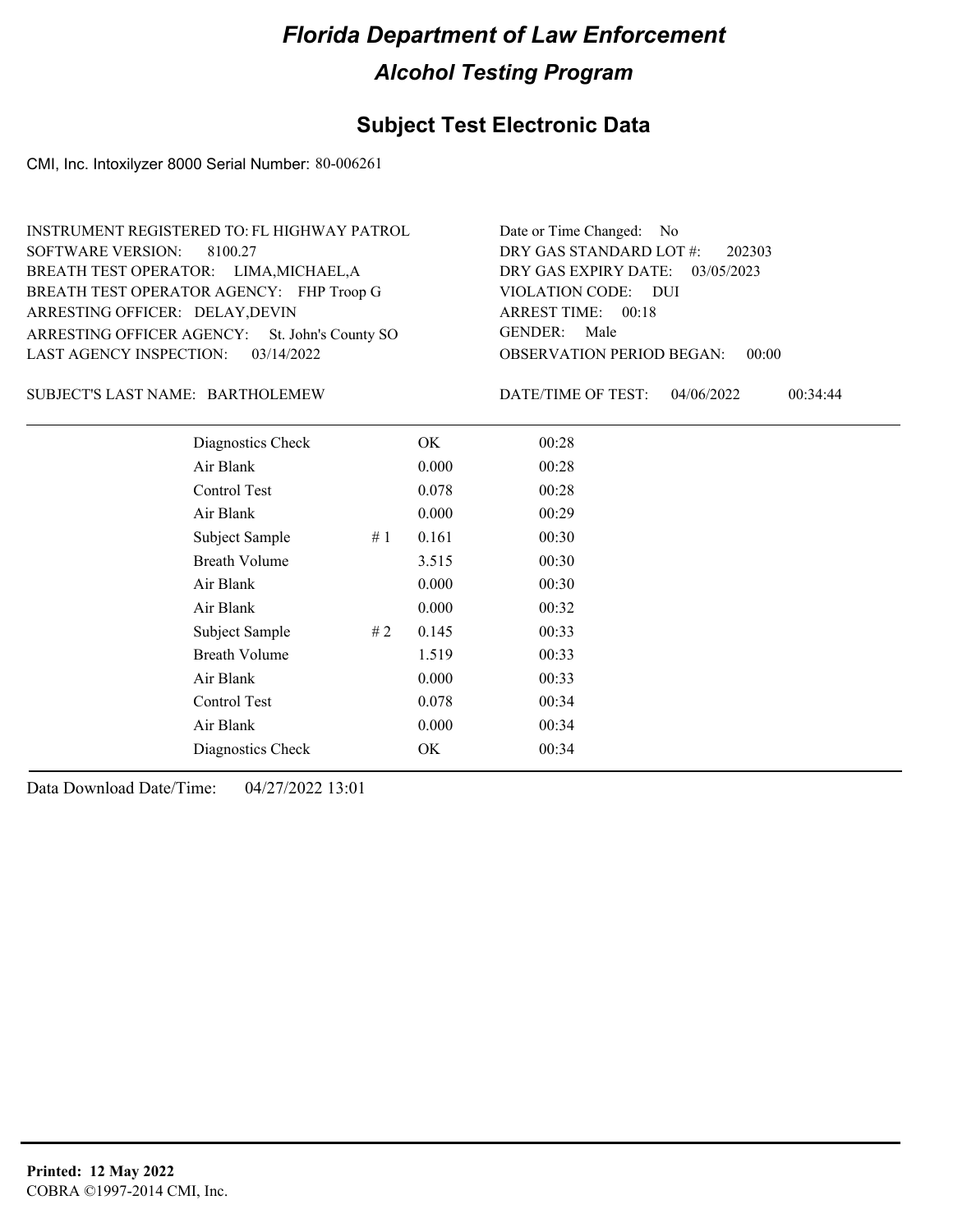# Florida Department of Law Enforcement

## Alcohol Testing Program

### Subject Test Electronic Data

CMI, Inc. Intoxilyzer 8000 Serial Number: 80-006261

INSTRUMENT REGISTERED TO: FL HIGHWAY PATROL
SOFTWARE VERSION: 8100.27
BREATH TEST OPERATOR: LIMA,MICHAEL,A
BREATH TEST OPERATOR AGENCY: FHP Troop G
ARRESTING OFFICER: DELAY,DEVIN
ARRESTING OFFICER AGENCY: St. John's County SO
LAST AGENCY INSPECTION: 03/14/2022

Date or Time Changed: No
DRY GAS STANDARD LOT #: 202303
DRY GAS EXPIRY DATE: 03/05/2023
VIOLATION CODE: DUI
ARREST TIME: 00:18
GENDER: Male
OBSERVATION PERIOD BEGAN: 00:00

SUBJECT'S LAST NAME: BARTHOLEMEW

DATE/TIME OF TEST: 04/06/2022 00:34:44

| | | | |
|---|---|---|---|
| Diagnostics Check | | OK | 00:28 |
| Air Blank | | 0.000 | 00:28 |
| Control Test | | 0.078 | 00:28 |
| Air Blank | | 0.000 | 00:29 |
| Subject Sample | # 1 | 0.161 | 00:30 |
| Breath Volume | | 3.515 | 00:30 |
| Air Blank | | 0.000 | 00:30 |
| Air Blank | | 0.000 | 00:32 |
| Subject Sample | # 2 | 0.145 | 00:33 |
| Breath Volume | | 1.519 | 00:33 |
| Air Blank | | 0.000 | 00:33 |
| Control Test | | 0.078 | 00:34 |
| Air Blank | | 0.000 | 00:34 |
| Diagnostics Check | | OK | 00:34 |

Data Download Date/Time: 04/27/2022 13:01

**Printed: 12 May 2022**
COBRA ©1997-2014 CMI, Inc.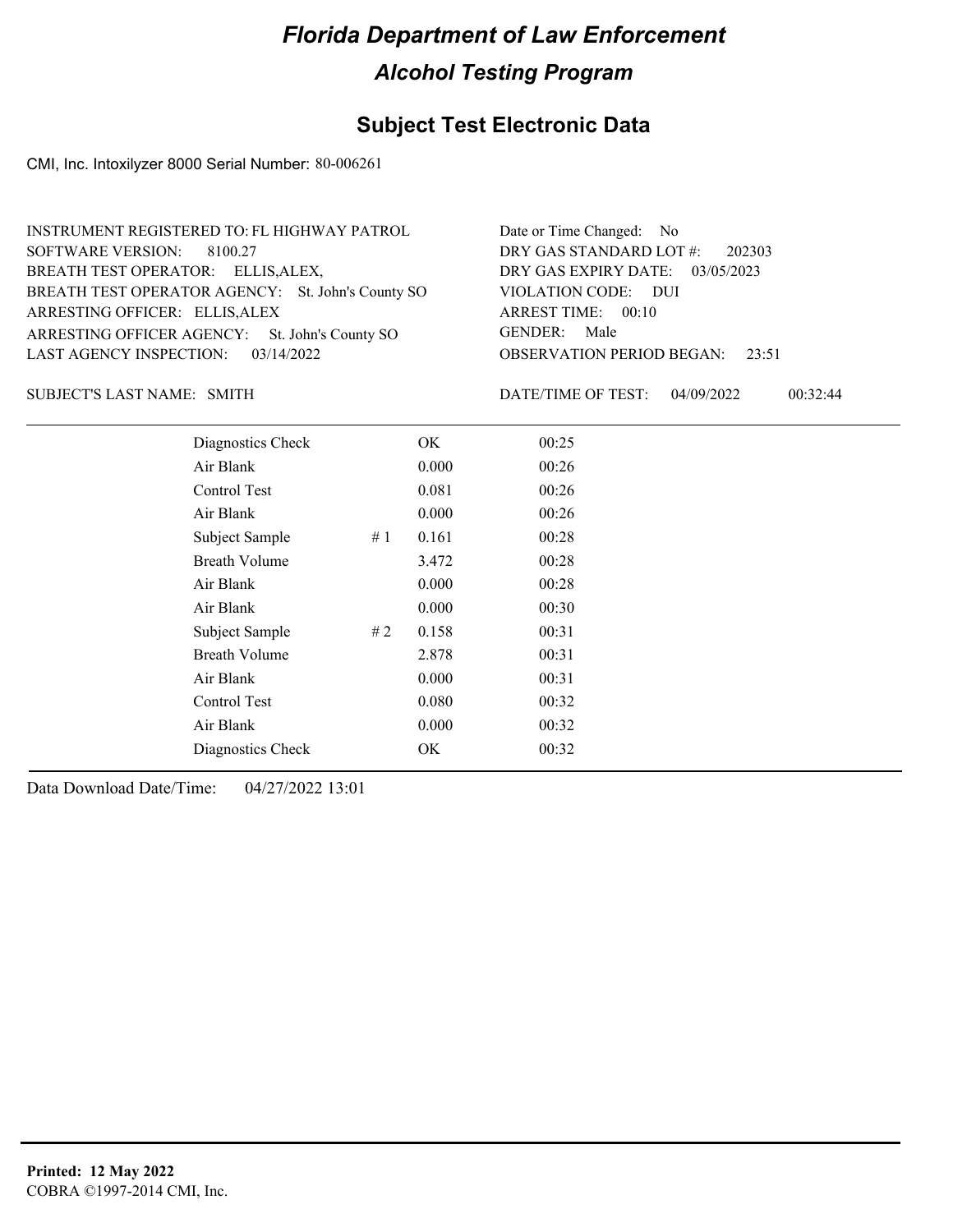# Florida Department of Law Enforcement

## Alcohol Testing Program

### Subject Test Electronic Data

CMI, Inc. Intoxilyzer 8000 Serial Number: 80-006261

INSTRUMENT REGISTERED TO: FL HIGHWAY PATROL
SOFTWARE VERSION: 8100.27
BREATH TEST OPERATOR: ELLIS,ALEX,
BREATH TEST OPERATOR AGENCY: St. John's County SO
ARRESTING OFFICER: ELLIS,ALEX
ARRESTING OFFICER AGENCY: St. John's County SO
LAST AGENCY INSPECTION: 03/14/2022

Date or Time Changed: No
DRY GAS STANDARD LOT #: 202303
DRY GAS EXPIRY DATE: 03/05/2023
VIOLATION CODE: DUI
ARREST TIME: 00:10
GENDER: Male
OBSERVATION PERIOD BEGAN: 23:51

SUBJECT'S LAST NAME: SMITH

DATE/TIME OF TEST: 04/09/2022 00:32:44

| | | | |
|---|---|---|---|
| Diagnostics Check | | OK | 00:25 |
| Air Blank | | 0.000 | 00:26 |
| Control Test | | 0.081 | 00:26 |
| Air Blank | | 0.000 | 00:26 |
| Subject Sample | # 1 | 0.161 | 00:28 |
| Breath Volume | | 3.472 | 00:28 |
| Air Blank | | 0.000 | 00:28 |
| Air Blank | | 0.000 | 00:30 |
| Subject Sample | # 2 | 0.158 | 00:31 |
| Breath Volume | | 2.878 | 00:31 |
| Air Blank | | 0.000 | 00:31 |
| Control Test | | 0.080 | 00:32 |
| Air Blank | | 0.000 | 00:32 |
| Diagnostics Check | | OK | 00:32 |

Data Download Date/Time: 04/27/2022 13:01

**Printed: 12 May 2022**
COBRA ©1997-2014 CMI, Inc.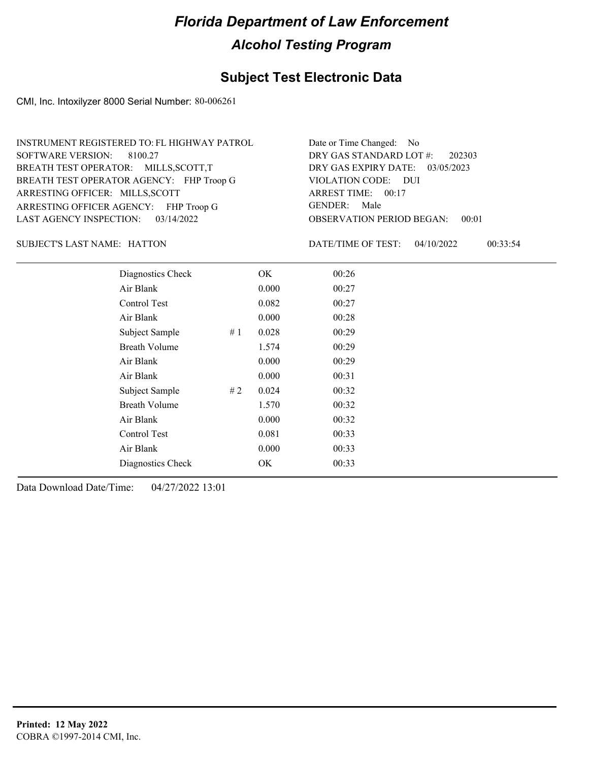# Florida Department of Law Enforcement

## Alcohol Testing Program

### Subject Test Electronic Data

CMI, Inc. Intoxilyzer 8000 Serial Number: 80-006261

INSTRUMENT REGISTERED TO: FL HIGHWAY PATROL
SOFTWARE VERSION: 8100.27
BREATH TEST OPERATOR: MILLS,SCOTT,T
BREATH TEST OPERATOR AGENCY: FHP Troop G
ARRESTING OFFICER: MILLS,SCOTT
ARRESTING OFFICER AGENCY: FHP Troop G
LAST AGENCY INSPECTION: 03/14/2022

Date or Time Changed: No
DRY GAS STANDARD LOT #: 202303
DRY GAS EXPIRY DATE: 03/05/2023
VIOLATION CODE: DUI
ARREST TIME: 00:17
GENDER: Male
OBSERVATION PERIOD BEGAN: 00:01

SUBJECT'S LAST NAME: HATTON

DATE/TIME OF TEST: 04/10/2022 00:33:54

| | | | |
|---|---|---|---|
| Diagnostics Check | | OK | 00:26 |
| Air Blank | | 0.000 | 00:27 |
| Control Test | | 0.082 | 00:27 |
| Air Blank | | 0.000 | 00:28 |
| Subject Sample | # 1 | 0.028 | 00:29 |
| Breath Volume | | 1.574 | 00:29 |
| Air Blank | | 0.000 | 00:29 |
| Air Blank | | 0.000 | 00:31 |
| Subject Sample | # 2 | 0.024 | 00:32 |
| Breath Volume | | 1.570 | 00:32 |
| Air Blank | | 0.000 | 00:32 |
| Control Test | | 0.081 | 00:33 |
| Air Blank | | 0.000 | 00:33 |
| Diagnostics Check | | OK | 00:33 |

Data Download Date/Time: 04/27/2022 13:01

**Printed: 12 May 2022**
COBRA ©1997-2014 CMI, Inc.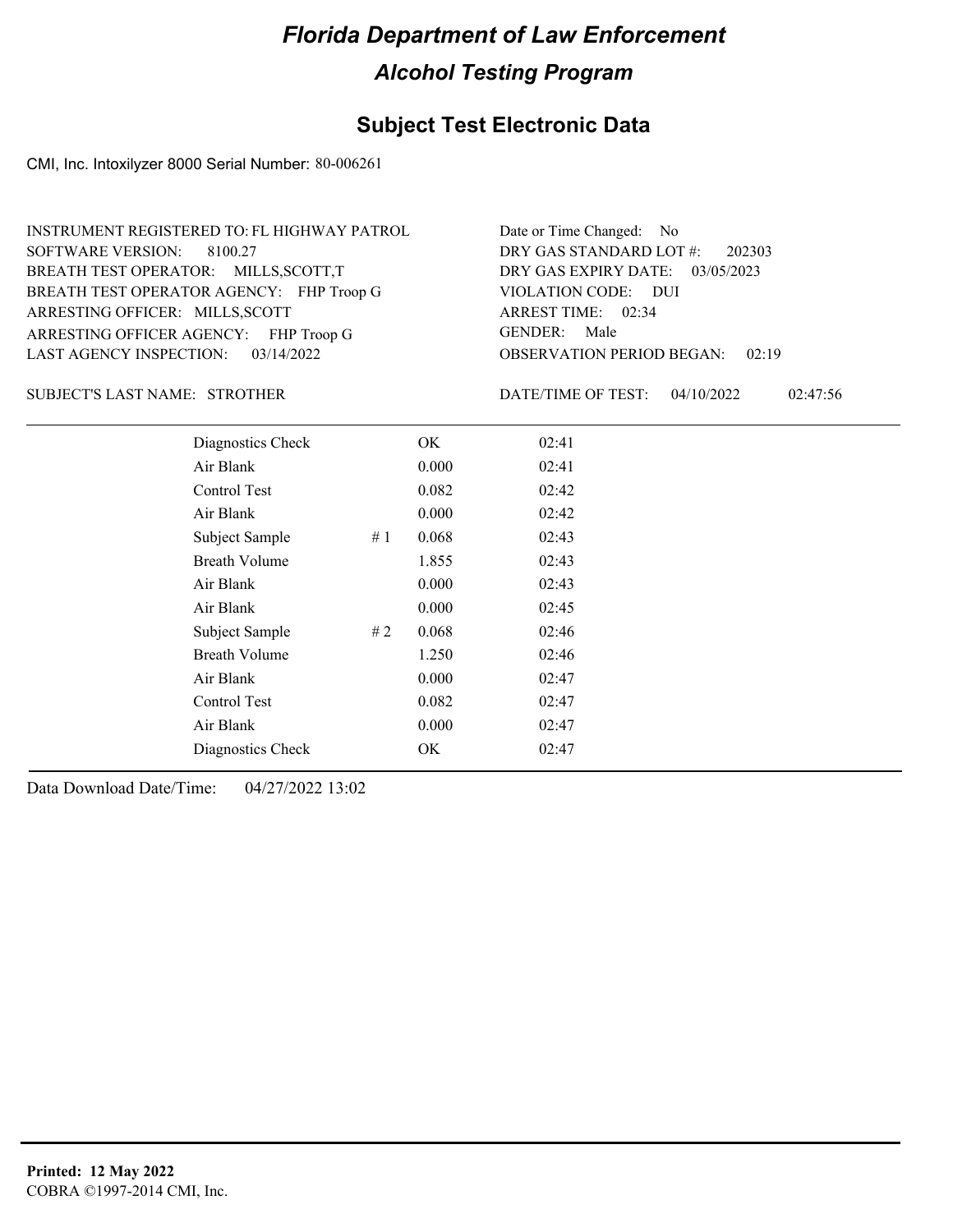# Florida Department of Law Enforcement

## Alcohol Testing Program

### Subject Test Electronic Data

CMI, Inc. Intoxilyzer 8000 Serial Number: 80-006261

INSTRUMENT REGISTERED TO: FL HIGHWAY PATROL
SOFTWARE VERSION: 8100.27
BREATH TEST OPERATOR: MILLS,SCOTT,T
BREATH TEST OPERATOR AGENCY: FHP Troop G
ARRESTING OFFICER: MILLS,SCOTT
ARRESTING OFFICER AGENCY: FHP Troop G
LAST AGENCY INSPECTION: 03/14/2022

Date or Time Changed: No
DRY GAS STANDARD LOT #: 202303
DRY GAS EXPIRY DATE: 03/05/2023
VIOLATION CODE: DUI
ARREST TIME: 02:34
GENDER: Male
OBSERVATION PERIOD BEGAN: 02:19

SUBJECT'S LAST NAME: STROTHER

DATE/TIME OF TEST: 04/10/2022 02:47:56

| | | | |
|---|---|---|---|
| Diagnostics Check | | OK | 02:41 |
| Air Blank | | 0.000 | 02:41 |
| Control Test | | 0.082 | 02:42 |
| Air Blank | | 0.000 | 02:42 |
| Subject Sample | # 1 | 0.068 | 02:43 |
| Breath Volume | | 1.855 | 02:43 |
| Air Blank | | 0.000 | 02:43 |
| Air Blank | | 0.000 | 02:45 |
| Subject Sample | # 2 | 0.068 | 02:46 |
| Breath Volume | | 1.250 | 02:46 |
| Air Blank | | 0.000 | 02:47 |
| Control Test | | 0.082 | 02:47 |
| Air Blank | | 0.000 | 02:47 |
| Diagnostics Check | | OK | 02:47 |

Data Download Date/Time: 04/27/2022 13:02

**Printed: 12 May 2022**
COBRA ©1997-2014 CMI, Inc.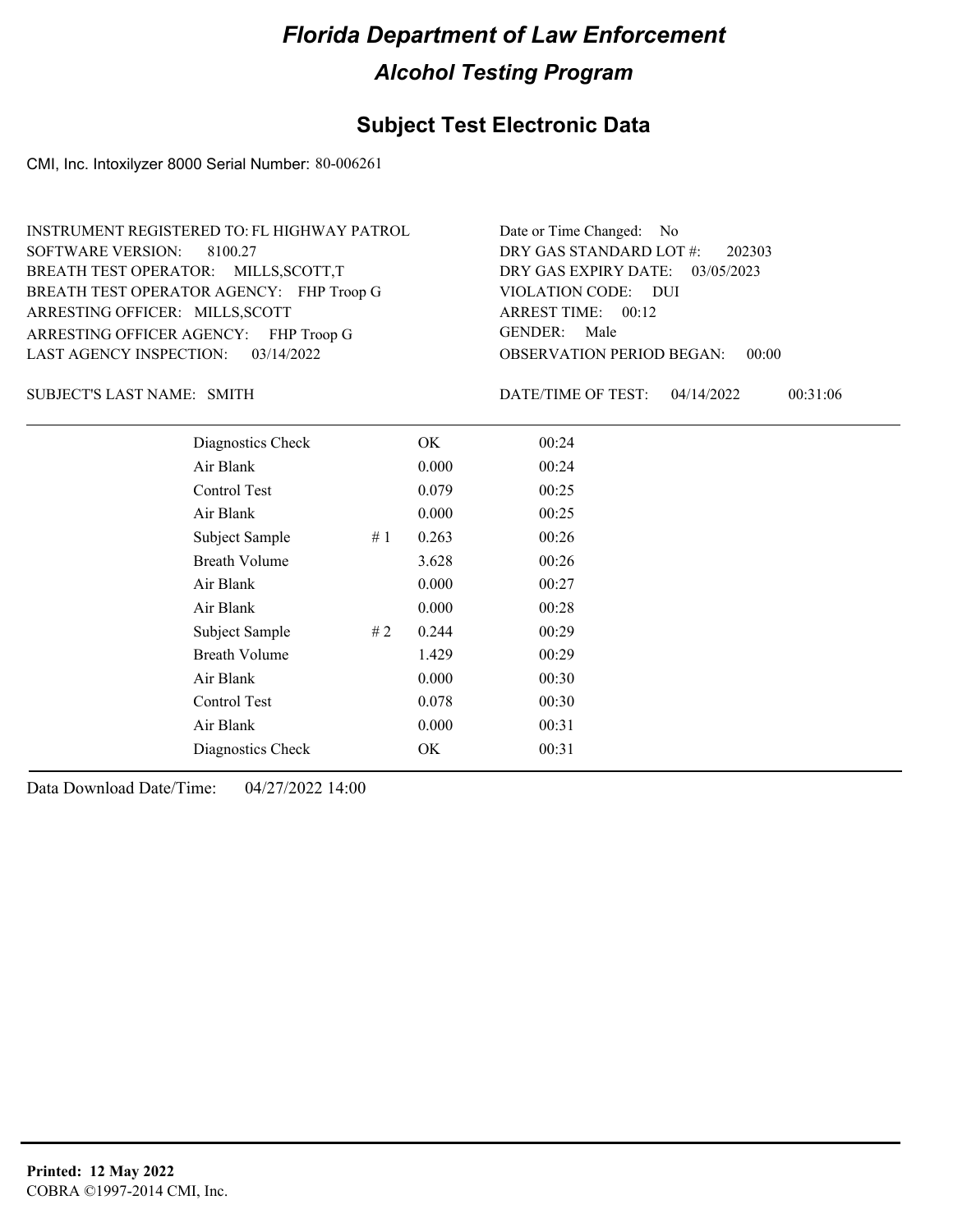# Florida Department of Law Enforcement

## Alcohol Testing Program

### Subject Test Electronic Data

CMI, Inc. Intoxilyzer 8000 Serial Number: 80-006261

INSTRUMENT REGISTERED TO: FL HIGHWAY PATROL
SOFTWARE VERSION: 8100.27
BREATH TEST OPERATOR: MILLS,SCOTT,T
BREATH TEST OPERATOR AGENCY: FHP Troop G
ARRESTING OFFICER: MILLS,SCOTT
ARRESTING OFFICER AGENCY: FHP Troop G
LAST AGENCY INSPECTION: 03/14/2022

Date or Time Changed: No
DRY GAS STANDARD LOT #: 202303
DRY GAS EXPIRY DATE: 03/05/2023
VIOLATION CODE: DUI
ARREST TIME: 00:12
GENDER: Male
OBSERVATION PERIOD BEGAN: 00:00

SUBJECT'S LAST NAME: SMITH

DATE/TIME OF TEST: 04/14/2022 00:31:06

| | | | |
|---|---|---|---|
| Diagnostics Check | | OK | 00:24 |
| Air Blank | | 0.000 | 00:24 |
| Control Test | | 0.079 | 00:25 |
| Air Blank | | 0.000 | 00:25 |
| Subject Sample | # 1 | 0.263 | 00:26 |
| Breath Volume | | 3.628 | 00:26 |
| Air Blank | | 0.000 | 00:27 |
| Air Blank | | 0.000 | 00:28 |
| Subject Sample | # 2 | 0.244 | 00:29 |
| Breath Volume | | 1.429 | 00:29 |
| Air Blank | | 0.000 | 00:30 |
| Control Test | | 0.078 | 00:30 |
| Air Blank | | 0.000 | 00:31 |
| Diagnostics Check | | OK | 00:31 |

Data Download Date/Time: 04/27/2022 14:00

**Printed: 12 May 2022**
COBRA ©1997-2014 CMI, Inc.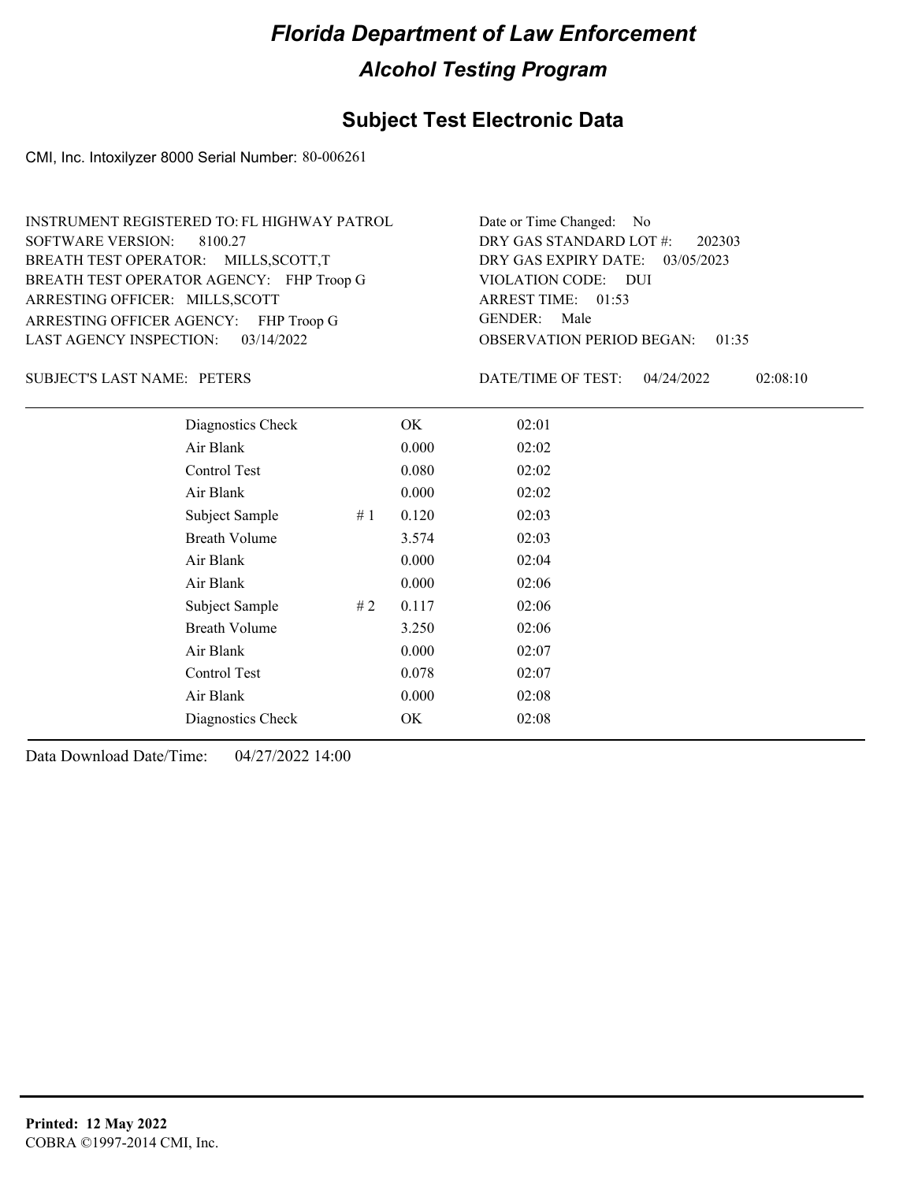# Florida Department of Law Enforcement

## Alcohol Testing Program

### Subject Test Electronic Data

CMI, Inc. Intoxilyzer 8000 Serial Number: 80-006261

INSTRUMENT REGISTERED TO: FL HIGHWAY PATROL
SOFTWARE VERSION: 8100.27
BREATH TEST OPERATOR: MILLS,SCOTT,T
BREATH TEST OPERATOR AGENCY: FHP Troop G
ARRESTING OFFICER: MILLS,SCOTT
ARRESTING OFFICER AGENCY: FHP Troop G
LAST AGENCY INSPECTION: 03/14/2022

Date or Time Changed: No
DRY GAS STANDARD LOT #: 202303
DRY GAS EXPIRY DATE: 03/05/2023
VIOLATION CODE: DUI
ARREST TIME: 01:53
GENDER: Male
OBSERVATION PERIOD BEGAN: 01:35

SUBJECT'S LAST NAME: PETERS

DATE/TIME OF TEST: 04/24/2022 02:08:10

| | | | |
|---|---|---|---|
| Diagnostics Check | | OK | 02:01 |
| Air Blank | | 0.000 | 02:02 |
| Control Test | | 0.080 | 02:02 |
| Air Blank | | 0.000 | 02:02 |
| Subject Sample | # 1 | 0.120 | 02:03 |
| Breath Volume | | 3.574 | 02:03 |
| Air Blank | | 0.000 | 02:04 |
| Air Blank | | 0.000 | 02:06 |
| Subject Sample | # 2 | 0.117 | 02:06 |
| Breath Volume | | 3.250 | 02:06 |
| Air Blank | | 0.000 | 02:07 |
| Control Test | | 0.078 | 02:07 |
| Air Blank | | 0.000 | 02:08 |
| Diagnostics Check | | OK | 02:08 |

Data Download Date/Time: 04/27/2022 14:00

**Printed: 12 May 2022**
COBRA ©1997-2014 CMI, Inc.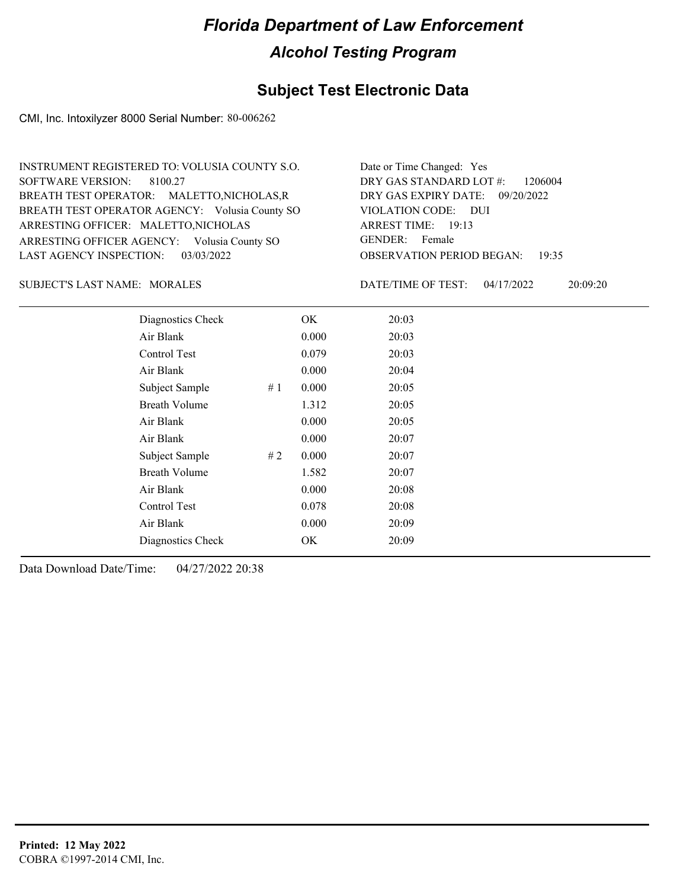# Florida Department of Law Enforcement

## Alcohol Testing Program

### Subject Test Electronic Data

CMI, Inc. Intoxilyzer 8000 Serial Number: 80-006262

INSTRUMENT REGISTERED TO: VOLUSIA COUNTY S.O.
SOFTWARE VERSION: 8100.27
BREATH TEST OPERATOR: MALETTO,NICHOLAS,R
BREATH TEST OPERATOR AGENCY: Volusia County SO
ARRESTING OFFICER: MALETTO,NICHOLAS
ARRESTING OFFICER AGENCY: Volusia County SO
LAST AGENCY INSPECTION: 03/03/2022

Date or Time Changed: Yes
DRY GAS STANDARD LOT #: 1206004
DRY GAS EXPIRY DATE: 09/20/2022
VIOLATION CODE: DUI
ARREST TIME: 19:13
GENDER: Female
OBSERVATION PERIOD BEGAN: 19:35

SUBJECT'S LAST NAME: MORALES

DATE/TIME OF TEST: 04/17/2022 20:09:20

| | | | |
|---|---|---|---|
| Diagnostics Check | | OK | 20:03 |
| Air Blank | | 0.000 | 20:03 |
| Control Test | | 0.079 | 20:03 |
| Air Blank | | 0.000 | 20:04 |
| Subject Sample | # 1 | 0.000 | 20:05 |
| Breath Volume | | 1.312 | 20:05 |
| Air Blank | | 0.000 | 20:05 |
| Air Blank | | 0.000 | 20:07 |
| Subject Sample | # 2 | 0.000 | 20:07 |
| Breath Volume | | 1.582 | 20:07 |
| Air Blank | | 0.000 | 20:08 |
| Control Test | | 0.078 | 20:08 |
| Air Blank | | 0.000 | 20:09 |
| Diagnostics Check | | OK | 20:09 |

Data Download Date/Time: 04/27/2022 20:38

**Printed: 12 May 2022**
COBRA ©1997-2014 CMI, Inc.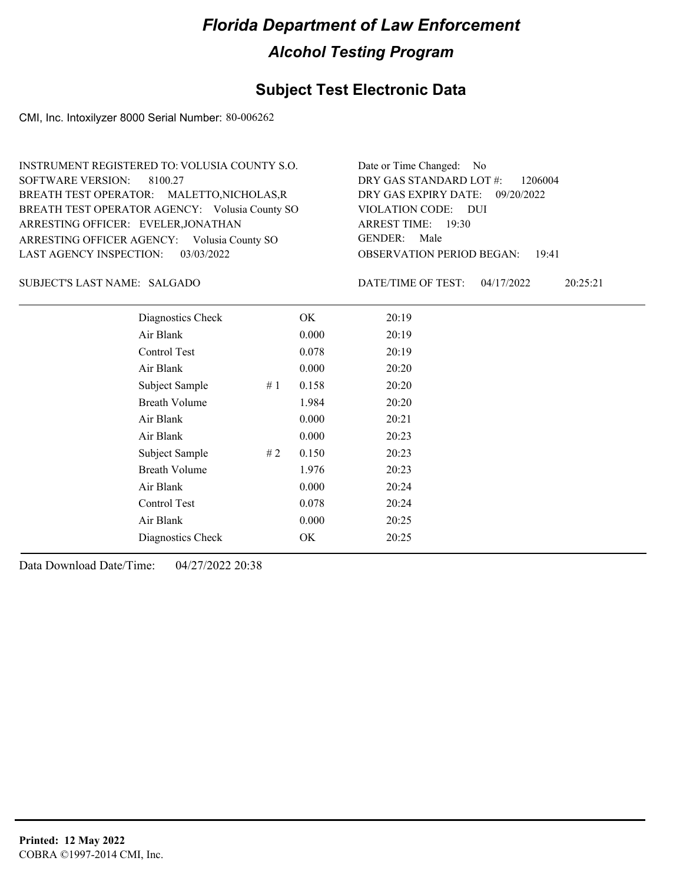# Florida Department of Law Enforcement

## Alcohol Testing Program

## Subject Test Electronic Data

CMI, Inc. Intoxilyzer 8000 Serial Number: 80-006262

INSTRUMENT REGISTERED TO: VOLUSIA COUNTY S.O.
SOFTWARE VERSION: 8100.27
BREATH TEST OPERATOR: MALETTO,NICHOLAS,R
BREATH TEST OPERATOR AGENCY: Volusia County SO
ARRESTING OFFICER: EVELER,JONATHAN
ARRESTING OFFICER AGENCY: Volusia County SO
LAST AGENCY INSPECTION: 03/03/2022

Date or Time Changed: No
DRY GAS STANDARD LOT #: 1206004
DRY GAS EXPIRY DATE: 09/20/2022
VIOLATION CODE: DUI
ARREST TIME: 19:30
GENDER: Male
OBSERVATION PERIOD BEGAN: 19:41

SUBJECT'S LAST NAME: SALGADO

DATE/TIME OF TEST: 04/17/2022 20:25:21

| | | | |
|---|---|---|---|
| Diagnostics Check | | OK | 20:19 |
| Air Blank | | 0.000 | 20:19 |
| Control Test | | 0.078 | 20:19 |
| Air Blank | | 0.000 | 20:20 |
| Subject Sample | # 1 | 0.158 | 20:20 |
| Breath Volume | | 1.984 | 20:20 |
| Air Blank | | 0.000 | 20:21 |
| Air Blank | | 0.000 | 20:23 |
| Subject Sample | # 2 | 0.150 | 20:23 |
| Breath Volume | | 1.976 | 20:23 |
| Air Blank | | 0.000 | 20:24 |
| Control Test | | 0.078 | 20:24 |
| Air Blank | | 0.000 | 20:25 |
| Diagnostics Check | | OK | 20:25 |

Data Download Date/Time: 04/27/2022 20:38

**Printed: 12 May 2022**
COBRA ©1997-2014 CMI, Inc.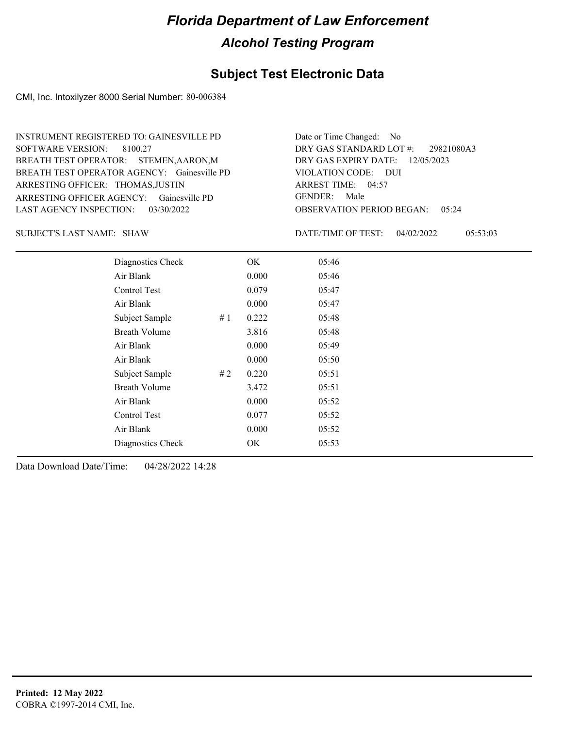# Florida Department of Law Enforcement

## Alcohol Testing Program

### Subject Test Electronic Data

CMI, Inc. Intoxilyzer 8000 Serial Number: 80-006384

INSTRUMENT REGISTERED TO: GAINESVILLE PD
SOFTWARE VERSION: 8100.27
BREATH TEST OPERATOR: STEMEN,AARON,M
BREATH TEST OPERATOR AGENCY: Gainesville PD
ARRESTING OFFICER: THOMAS,JUSTIN
ARRESTING OFFICER AGENCY: Gainesville PD
LAST AGENCY INSPECTION: 03/30/2022

Date or Time Changed: No
DRY GAS STANDARD LOT #: 29821080A3
DRY GAS EXPIRY DATE: 12/05/2023
VIOLATION CODE: DUI
ARREST TIME: 04:57
GENDER: Male
OBSERVATION PERIOD BEGAN: 05:24

SUBJECT'S LAST NAME: SHAW

DATE/TIME OF TEST: 04/02/2022 05:53:03

| | | | |
|---|---|---|---|
| Diagnostics Check | | OK | 05:46 |
| Air Blank | | 0.000 | 05:46 |
| Control Test | | 0.079 | 05:47 |
| Air Blank | | 0.000 | 05:47 |
| Subject Sample | # 1 | 0.222 | 05:48 |
| Breath Volume | | 3.816 | 05:48 |
| Air Blank | | 0.000 | 05:49 |
| Air Blank | | 0.000 | 05:50 |
| Subject Sample | # 2 | 0.220 | 05:51 |
| Breath Volume | | 3.472 | 05:51 |
| Air Blank | | 0.000 | 05:52 |
| Control Test | | 0.077 | 05:52 |
| Air Blank | | 0.000 | 05:52 |
| Diagnostics Check | | OK | 05:53 |

Data Download Date/Time: 04/28/2022 14:28

**Printed: 12 May 2022**
COBRA ©1997-2014 CMI, Inc.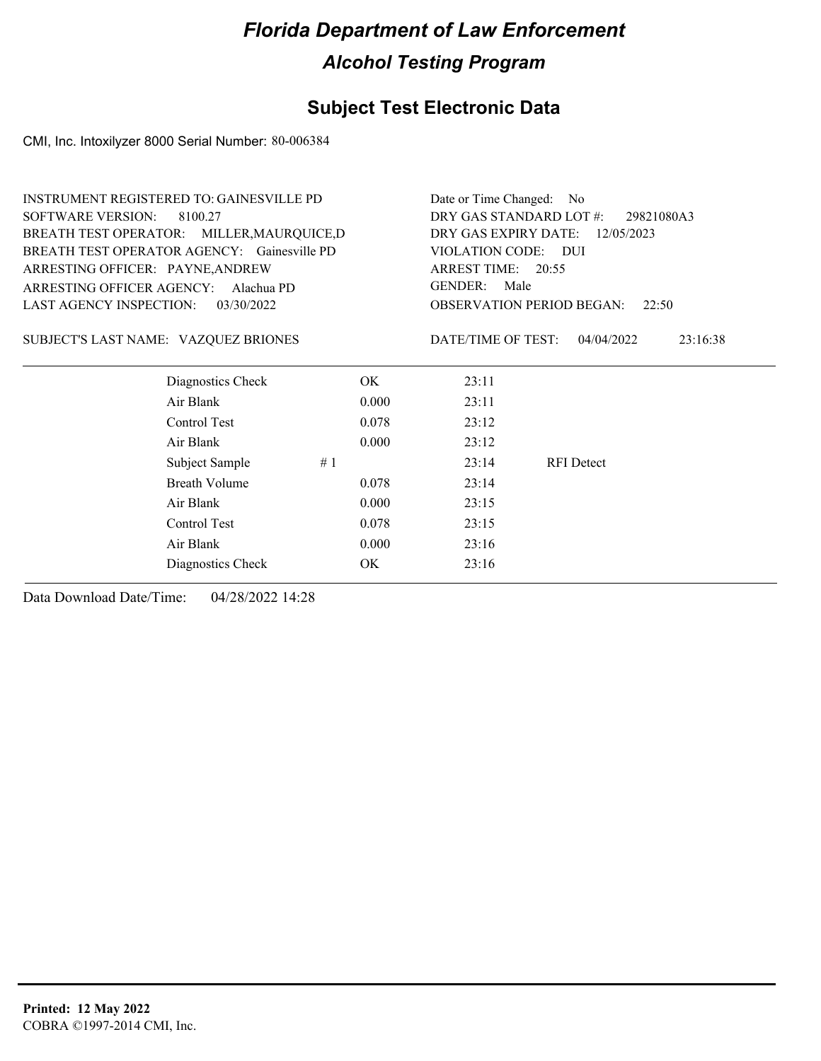# Florida Department of Law Enforcement

## Alcohol Testing Program

## Subject Test Electronic Data

CMI, Inc. Intoxilyzer 8000 Serial Number: 80-006384

INSTRUMENT REGISTERED TO: GAINESVILLE PD
SOFTWARE VERSION: 8100.27
BREATH TEST OPERATOR: MILLER,MAURQUICE,D
BREATH TEST OPERATOR AGENCY: Gainesville PD
ARRESTING OFFICER: PAYNE,ANDREW
ARRESTING OFFICER AGENCY: Alachua PD
LAST AGENCY INSPECTION: 03/30/2022

Date or Time Changed: No
DRY GAS STANDARD LOT #: 29821080A3
DRY GAS EXPIRY DATE: 12/05/2023
VIOLATION CODE: DUI
ARREST TIME: 20:55
GENDER: Male
OBSERVATION PERIOD BEGAN: 22:50

SUBJECT'S LAST NAME: VAZQUEZ BRIONES

DATE/TIME OF TEST: 04/04/2022 23:16:38

| | | | | |
|---|---|---|---|---|
| Diagnostics Check | | OK | 23:11 | |
| Air Blank | | 0.000 | 23:11 | |
| Control Test | | 0.078 | 23:12 | |
| Air Blank | | 0.000 | 23:12 | |
| Subject Sample | # 1 | | 23:14 | RFI Detect |
| Breath Volume | | 0.078 | 23:14 | |
| Air Blank | | 0.000 | 23:15 | |
| Control Test | | 0.078 | 23:15 | |
| Air Blank | | 0.000 | 23:16 | |
| Diagnostics Check | | OK | 23:16 | |

Data Download Date/Time: 04/28/2022 14:28

**Printed: 12 May 2022**
COBRA ©1997-2014 CMI, Inc.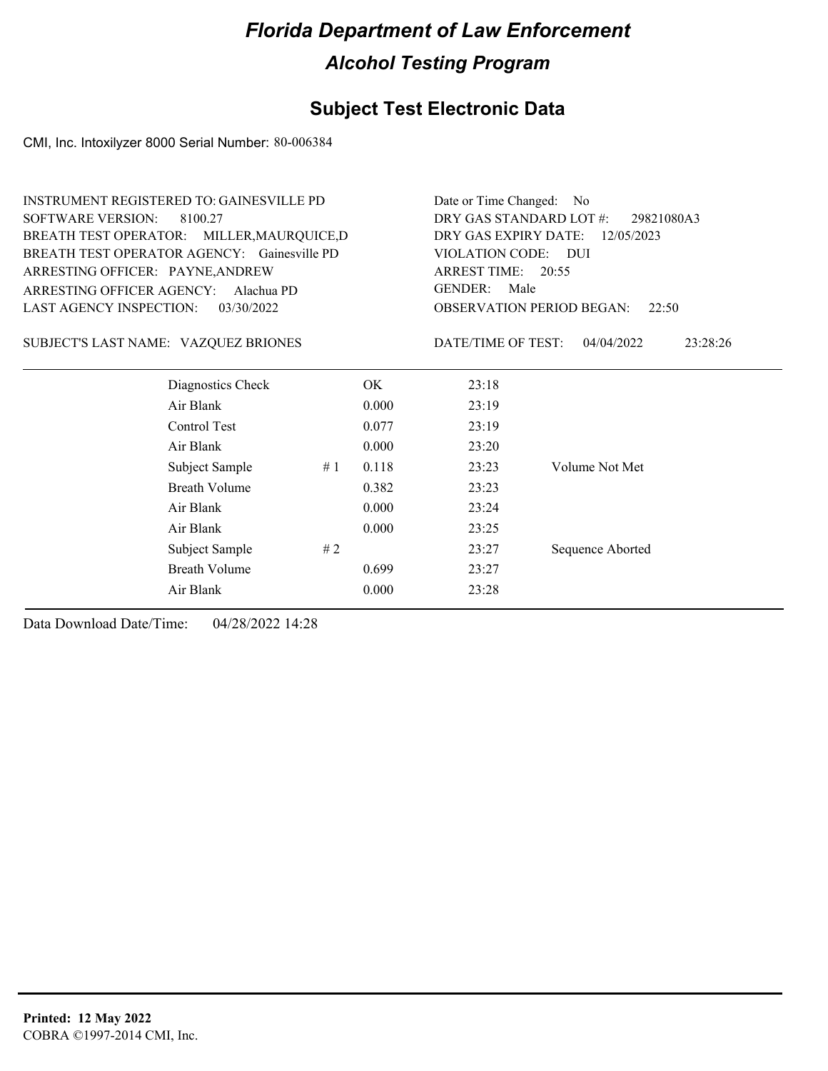# Florida Department of Law Enforcement

## Alcohol Testing Program

### Subject Test Electronic Data

CMI, Inc. Intoxilyzer 8000 Serial Number: 80-006384

INSTRUMENT REGISTERED TO: GAINESVILLE PD
SOFTWARE VERSION: 8100.27
BREATH TEST OPERATOR: MILLER,MAURQUICE,D
BREATH TEST OPERATOR AGENCY: Gainesville PD
ARRESTING OFFICER: PAYNE,ANDREW
ARRESTING OFFICER AGENCY: Alachua PD
LAST AGENCY INSPECTION: 03/30/2022

Date or Time Changed: No
DRY GAS STANDARD LOT #: 29821080A3
DRY GAS EXPIRY DATE: 12/05/2023
VIOLATION CODE: DUI
ARREST TIME: 20:55
GENDER: Male
OBSERVATION PERIOD BEGAN: 22:50

SUBJECT'S LAST NAME: VAZQUEZ BRIONES

DATE/TIME OF TEST: 04/04/2022 23:28:26

| | | | | |
|---|---|---|---|---|
| Diagnostics Check | | OK | 23:18 | |
| Air Blank | | 0.000 | 23:19 | |
| Control Test | | 0.077 | 23:19 | |
| Air Blank | | 0.000 | 23:20 | |
| Subject Sample | # 1 | 0.118 | 23:23 | Volume Not Met |
| Breath Volume | | 0.382 | 23:23 | |
| Air Blank | | 0.000 | 23:24 | |
| Air Blank | | 0.000 | 23:25 | |
| Subject Sample | # 2 | | 23:27 | Sequence Aborted |
| Breath Volume | | 0.699 | 23:27 | |
| Air Blank | | 0.000 | 23:28 | |

Data Download Date/Time: 04/28/2022 14:28

**Printed: 12 May 2022**
COBRA ©1997-2014 CMI, Inc.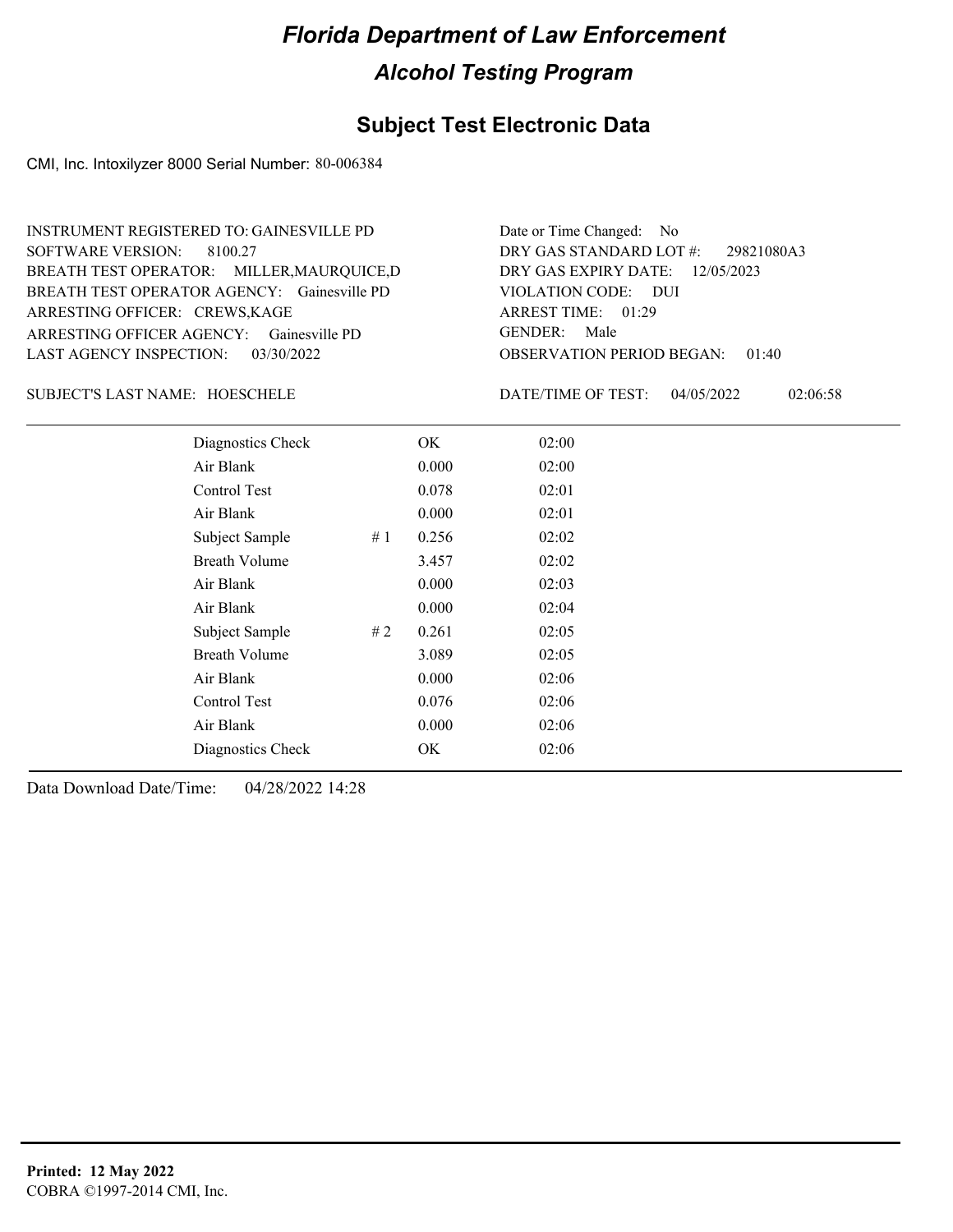# Florida Department of Law Enforcement

## Alcohol Testing Program

### Subject Test Electronic Data

CMI, Inc. Intoxilyzer 8000 Serial Number: 80-006384

INSTRUMENT REGISTERED TO: GAINESVILLE PD
SOFTWARE VERSION: 8100.27
BREATH TEST OPERATOR: MILLER,MAURQUICE,D
BREATH TEST OPERATOR AGENCY: Gainesville PD
ARRESTING OFFICER: CREWS,KAGE
ARRESTING OFFICER AGENCY: Gainesville PD
LAST AGENCY INSPECTION: 03/30/2022

Date or Time Changed: No
DRY GAS STANDARD LOT #: 29821080A3
DRY GAS EXPIRY DATE: 12/05/2023
VIOLATION CODE: DUI
ARREST TIME: 01:29
GENDER: Male
OBSERVATION PERIOD BEGAN: 01:40

SUBJECT'S LAST NAME: HOESCHELE

DATE/TIME OF TEST: 04/05/2022 02:06:58

| | | | |
|---|---|---|---|
| Diagnostics Check | | OK | 02:00 |
| Air Blank | | 0.000 | 02:00 |
| Control Test | | 0.078 | 02:01 |
| Air Blank | | 0.000 | 02:01 |
| Subject Sample | # 1 | 0.256 | 02:02 |
| Breath Volume | | 3.457 | 02:02 |
| Air Blank | | 0.000 | 02:03 |
| Air Blank | | 0.000 | 02:04 |
| Subject Sample | # 2 | 0.261 | 02:05 |
| Breath Volume | | 3.089 | 02:05 |
| Air Blank | | 0.000 | 02:06 |
| Control Test | | 0.076 | 02:06 |
| Air Blank | | 0.000 | 02:06 |
| Diagnostics Check | | OK | 02:06 |

Data Download Date/Time: 04/28/2022 14:28

**Printed: 12 May 2022**
COBRA ©1997-2014 CMI, Inc.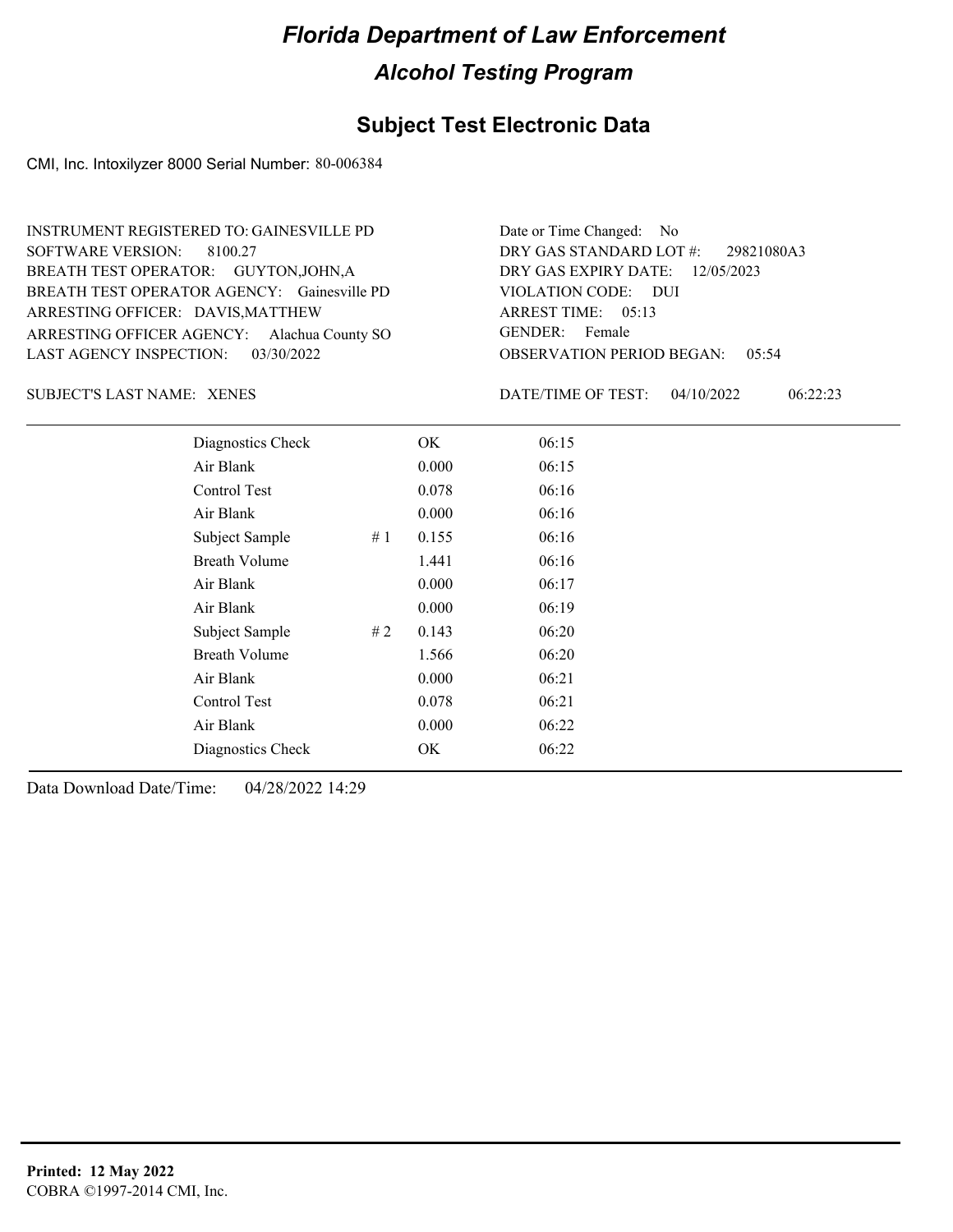# Florida Department of Law Enforcement

## Alcohol Testing Program

## Subject Test Electronic Data

CMI, Inc. Intoxilyzer 8000 Serial Number: 80-006384

INSTRUMENT REGISTERED TO: GAINESVILLE PD
SOFTWARE VERSION: 8100.27
BREATH TEST OPERATOR: GUYTON,JOHN,A
BREATH TEST OPERATOR AGENCY: Gainesville PD
ARRESTING OFFICER: DAVIS,MATTHEW
ARRESTING OFFICER AGENCY: Alachua County SO
LAST AGENCY INSPECTION: 03/30/2022

Date or Time Changed: No
DRY GAS STANDARD LOT #: 29821080A3
DRY GAS EXPIRY DATE: 12/05/2023
VIOLATION CODE: DUI
ARREST TIME: 05:13
GENDER: Female
OBSERVATION PERIOD BEGAN: 05:54

SUBJECT'S LAST NAME: XENES

DATE/TIME OF TEST: 04/10/2022 06:22:23

| | | | |
|---|---|---|---|
| Diagnostics Check | | OK | 06:15 |
| Air Blank | | 0.000 | 06:15 |
| Control Test | | 0.078 | 06:16 |
| Air Blank | | 0.000 | 06:16 |
| Subject Sample | # 1 | 0.155 | 06:16 |
| Breath Volume | | 1.441 | 06:16 |
| Air Blank | | 0.000 | 06:17 |
| Air Blank | | 0.000 | 06:19 |
| Subject Sample | # 2 | 0.143 | 06:20 |
| Breath Volume | | 1.566 | 06:20 |
| Air Blank | | 0.000 | 06:21 |
| Control Test | | 0.078 | 06:21 |
| Air Blank | | 0.000 | 06:22 |
| Diagnostics Check | | OK | 06:22 |

Data Download Date/Time: 04/28/2022 14:29

**Printed: 12 May 2022**
COBRA ©1997-2014 CMI, Inc.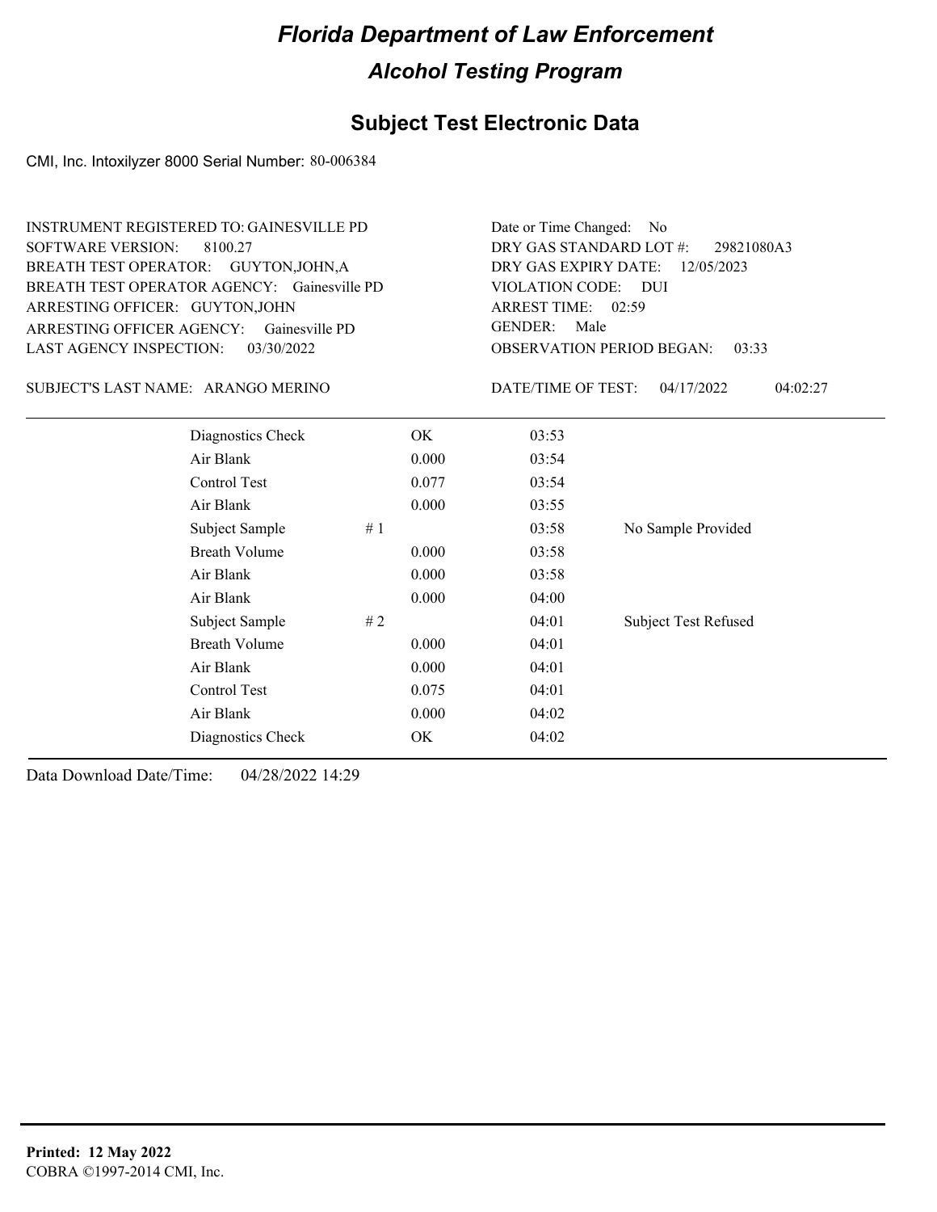# Florida Department of Law Enforcement

## Alcohol Testing Program

### Subject Test Electronic Data

CMI, Inc. Intoxilyzer 8000 Serial Number: 80-006384

INSTRUMENT REGISTERED TO: GAINESVILLE PD
SOFTWARE VERSION: 8100.27
BREATH TEST OPERATOR: GUYTON,JOHN,A
BREATH TEST OPERATOR AGENCY: Gainesville PD
ARRESTING OFFICER: GUYTON,JOHN
ARRESTING OFFICER AGENCY: Gainesville PD
LAST AGENCY INSPECTION: 03/30/2022

Date or Time Changed: No
DRY GAS STANDARD LOT #: 29821080A3
DRY GAS EXPIRY DATE: 12/05/2023
VIOLATION CODE: DUI
ARREST TIME: 02:59
GENDER: Male
OBSERVATION PERIOD BEGAN: 03:33

SUBJECT'S LAST NAME: ARANGO MERINO

DATE/TIME OF TEST: 04/17/2022 04:02:27

| | | | | |
|---|---|---|---|---|
| Diagnostics Check | | OK | 03:53 | |
| Air Blank | | 0.000 | 03:54 | |
| Control Test | | 0.077 | 03:54 | |
| Air Blank | | 0.000 | 03:55 | |
| Subject Sample | # 1 | | 03:58 | No Sample Provided |
| Breath Volume | | 0.000 | 03:58 | |
| Air Blank | | 0.000 | 03:58 | |
| Air Blank | | 0.000 | 04:00 | |
| Subject Sample | # 2 | | 04:01 | Subject Test Refused |
| Breath Volume | | 0.000 | 04:01 | |
| Air Blank | | 0.000 | 04:01 | |
| Control Test | | 0.075 | 04:01 | |
| Air Blank | | 0.000 | 04:02 | |
| Diagnostics Check | | OK | 04:02 | |

Data Download Date/Time: 04/28/2022 14:29

**Printed: 12 May 2022**
COBRA ©1997-2014 CMI, Inc.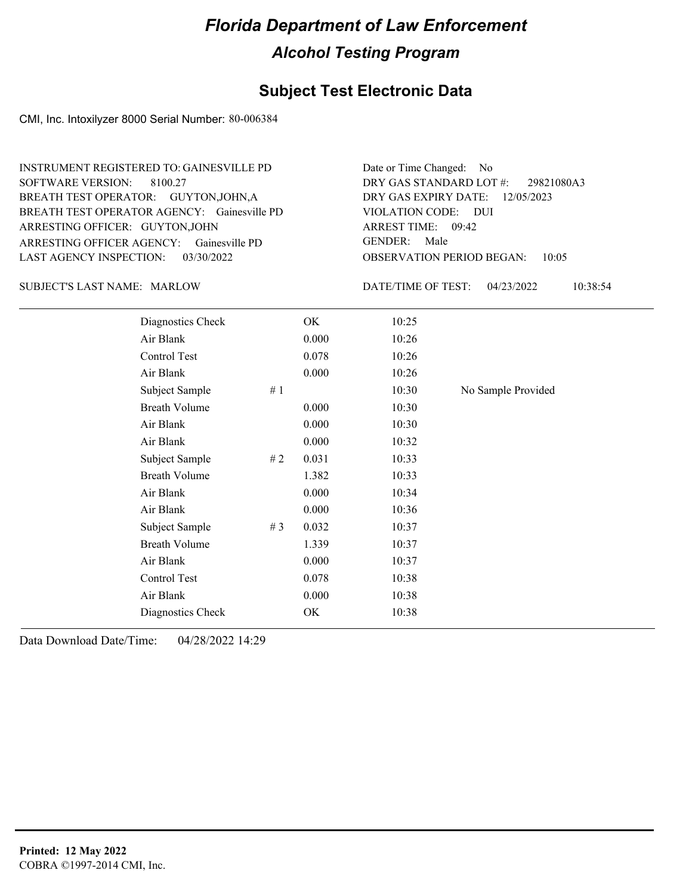# *Florida Department of Law Enforcement*

## *Alcohol Testing Program*

## Subject Test Electronic Data

CMI, Inc. Intoxilyzer 8000 Serial Number: 80-006384

INSTRUMENT REGISTERED TO: GAINESVILLE PD
SOFTWARE VERSION: 8100.27
BREATH TEST OPERATOR: GUYTON,JOHN,A
BREATH TEST OPERATOR AGENCY: Gainesville PD
ARRESTING OFFICER: GUYTON,JOHN
ARRESTING OFFICER AGENCY: Gainesville PD
LAST AGENCY INSPECTION: 03/30/2022

Date or Time Changed: No
DRY GAS STANDARD LOT #: 29821080A3
DRY GAS EXPIRY DATE: 12/05/2023
VIOLATION CODE: DUI
ARREST TIME: 09:42
GENDER: Male
OBSERVATION PERIOD BEGAN: 10:05

SUBJECT'S LAST NAME: MARLOW

DATE/TIME OF TEST: 04/23/2022 10:38:54

| | | | | |
|---|---|---|---|---|
| Diagnostics Check | | OK | 10:25 | |
| Air Blank | | 0.000 | 10:26 | |
| Control Test | | 0.078 | 10:26 | |
| Air Blank | | 0.000 | 10:26 | |
| Subject Sample | # 1 | | 10:30 | No Sample Provided |
| Breath Volume | | 0.000 | 10:30 | |
| Air Blank | | 0.000 | 10:30 | |
| Air Blank | | 0.000 | 10:32 | |
| Subject Sample | # 2 | 0.031 | 10:33 | |
| Breath Volume | | 1.382 | 10:33 | |
| Air Blank | | 0.000 | 10:34 | |
| Air Blank | | 0.000 | 10:36 | |
| Subject Sample | # 3 | 0.032 | 10:37 | |
| Breath Volume | | 1.339 | 10:37 | |
| Air Blank | | 0.000 | 10:37 | |
| Control Test | | 0.078 | 10:38 | |
| Air Blank | | 0.000 | 10:38 | |
| Diagnostics Check | | OK | 10:38 | |

Data Download Date/Time: 04/28/2022 14:29

**Printed: 12 May 2022**
COBRA ©1997-2014 CMI, Inc.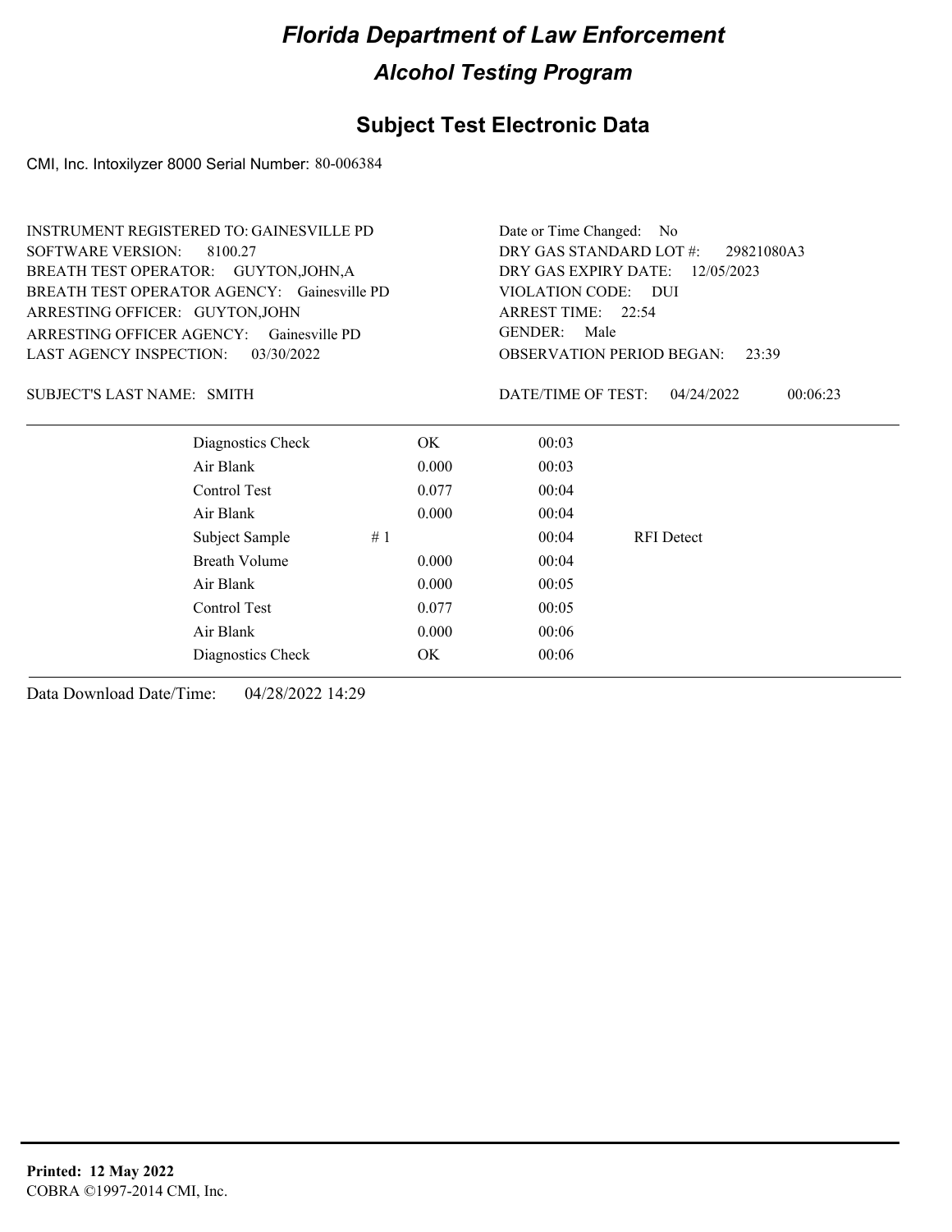# Florida Department of Law Enforcement

## Alcohol Testing Program

### Subject Test Electronic Data

CMI, Inc. Intoxilyzer 8000 Serial Number: 80-006384

INSTRUMENT REGISTERED TO: GAINESVILLE PD
SOFTWARE VERSION: 8100.27
BREATH TEST OPERATOR: GUYTON,JOHN,A
BREATH TEST OPERATOR AGENCY: Gainesville PD
ARRESTING OFFICER: GUYTON,JOHN
ARRESTING OFFICER AGENCY: Gainesville PD
LAST AGENCY INSPECTION: 03/30/2022

Date or Time Changed: No
DRY GAS STANDARD LOT #: 29821080A3
DRY GAS EXPIRY DATE: 12/05/2023
VIOLATION CODE: DUI
ARREST TIME: 22:54
GENDER: Male
OBSERVATION PERIOD BEGAN: 23:39

SUBJECT'S LAST NAME: SMITH

DATE/TIME OF TEST: 04/24/2022 00:06:23

| | | | | |
|---|---|---|---|---|
| Diagnostics Check | | OK | 00:03 | |
| Air Blank | | 0.000 | 00:03 | |
| Control Test | | 0.077 | 00:04 | |
| Air Blank | | 0.000 | 00:04 | |
| Subject Sample | # 1 | | 00:04 | RFI Detect |
| Breath Volume | | 0.000 | 00:04 | |
| Air Blank | | 0.000 | 00:05 | |
| Control Test | | 0.077 | 00:05 | |
| Air Blank | | 0.000 | 00:06 | |
| Diagnostics Check | | OK | 00:06 | |

Data Download Date/Time: 04/28/2022 14:29

**Printed: 12 May 2022**
COBRA ©1997-2014 CMI, Inc.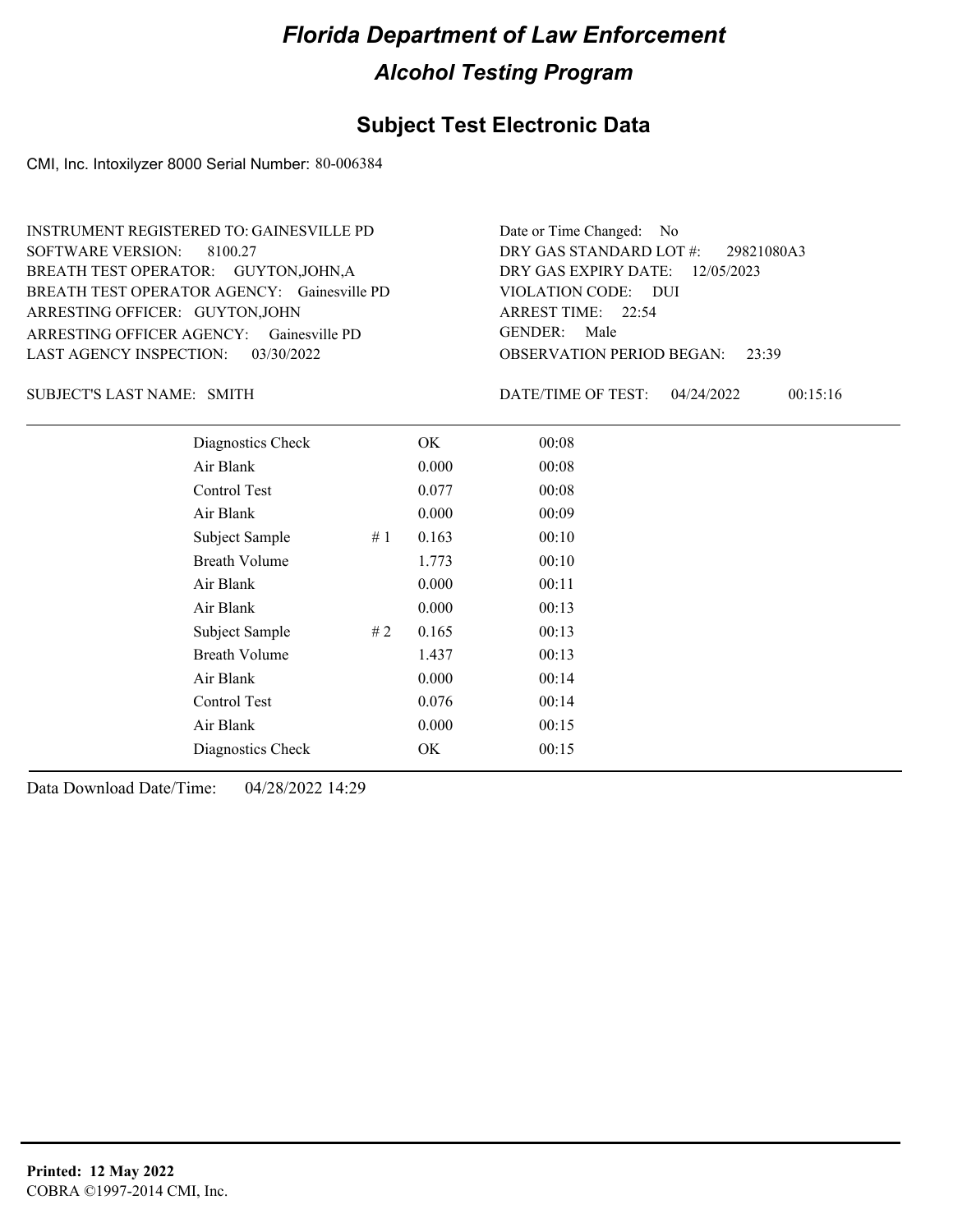# Florida Department of Law Enforcement

## Alcohol Testing Program

### Subject Test Electronic Data

CMI, Inc. Intoxilyzer 8000 Serial Number: 80-006384

INSTRUMENT REGISTERED TO: GAINESVILLE PD
SOFTWARE VERSION: 8100.27
BREATH TEST OPERATOR: GUYTON,JOHN,A
BREATH TEST OPERATOR AGENCY: Gainesville PD
ARRESTING OFFICER: GUYTON,JOHN
ARRESTING OFFICER AGENCY: Gainesville PD
LAST AGENCY INSPECTION: 03/30/2022

Date or Time Changed: No
DRY GAS STANDARD LOT #: 29821080A3
DRY GAS EXPIRY DATE: 12/05/2023
VIOLATION CODE: DUI
ARREST TIME: 22:54
GENDER: Male
OBSERVATION PERIOD BEGAN: 23:39

SUBJECT'S LAST NAME: SMITH

DATE/TIME OF TEST: 04/24/2022 00:15:16

| Test | # | Result | Time |
|---|---|---|---|
| Diagnostics Check | | OK | 00:08 |
| Air Blank | | 0.000 | 00:08 |
| Control Test | | 0.077 | 00:08 |
| Air Blank | | 0.000 | 00:09 |
| Subject Sample | # 1 | 0.163 | 00:10 |
| Breath Volume | | 1.773 | 00:10 |
| Air Blank | | 0.000 | 00:11 |
| Air Blank | | 0.000 | 00:13 |
| Subject Sample | # 2 | 0.165 | 00:13 |
| Breath Volume | | 1.437 | 00:13 |
| Air Blank | | 0.000 | 00:14 |
| Control Test | | 0.076 | 00:14 |
| Air Blank | | 0.000 | 00:15 |
| Diagnostics Check | | OK | 00:15 |

Data Download Date/Time: 04/28/2022 14:29

**Printed: 12 May 2022**
COBRA ©1997-2014 CMI, Inc.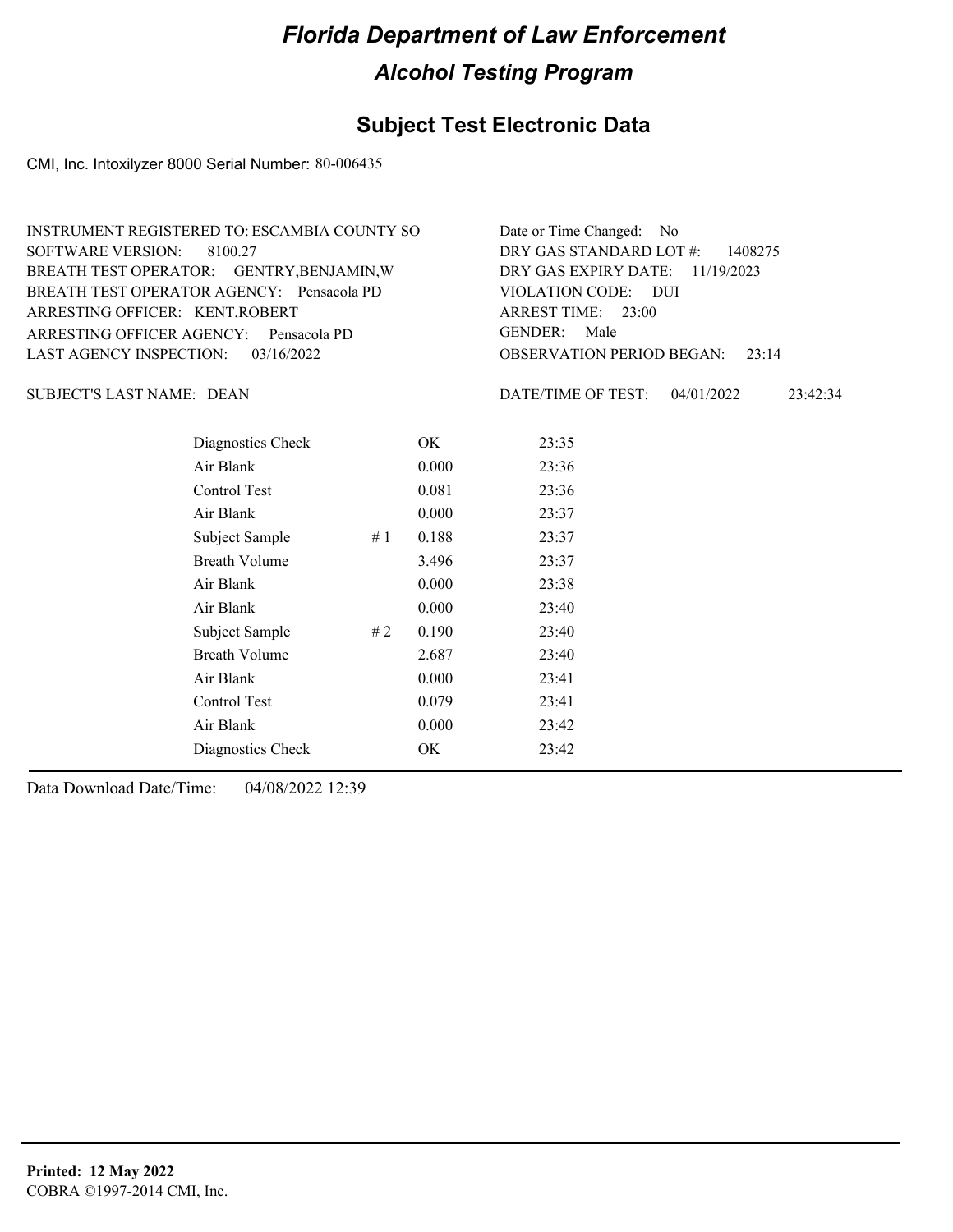# Florida Department of Law Enforcement

## Alcohol Testing Program

## Subject Test Electronic Data

CMI, Inc. Intoxilyzer 8000 Serial Number: 80-006435

INSTRUMENT REGISTERED TO: ESCAMBIA COUNTY SO
SOFTWARE VERSION: 8100.27
BREATH TEST OPERATOR: GENTRY,BENJAMIN,W
BREATH TEST OPERATOR AGENCY: Pensacola PD
ARRESTING OFFICER: KENT,ROBERT
ARRESTING OFFICER AGENCY: Pensacola PD
LAST AGENCY INSPECTION: 03/16/2022

Date or Time Changed: No
DRY GAS STANDARD LOT #: 1408275
DRY GAS EXPIRY DATE: 11/19/2023
VIOLATION CODE: DUI
ARREST TIME: 23:00
GENDER: Male
OBSERVATION PERIOD BEGAN: 23:14

SUBJECT'S LAST NAME: DEAN

DATE/TIME OF TEST: 04/01/2022 23:42:34

| | | | |
|---|---|---|---|
| Diagnostics Check | | OK | 23:35 |
| Air Blank | | 0.000 | 23:36 |
| Control Test | | 0.081 | 23:36 |
| Air Blank | | 0.000 | 23:37 |
| Subject Sample | # 1 | 0.188 | 23:37 |
| Breath Volume | | 3.496 | 23:37 |
| Air Blank | | 0.000 | 23:38 |
| Air Blank | | 0.000 | 23:40 |
| Subject Sample | # 2 | 0.190 | 23:40 |
| Breath Volume | | 2.687 | 23:40 |
| Air Blank | | 0.000 | 23:41 |
| Control Test | | 0.079 | 23:41 |
| Air Blank | | 0.000 | 23:42 |
| Diagnostics Check | | OK | 23:42 |

Data Download Date/Time: 04/08/2022 12:39

**Printed: 12 May 2022**
COBRA ©1997-2014 CMI, Inc.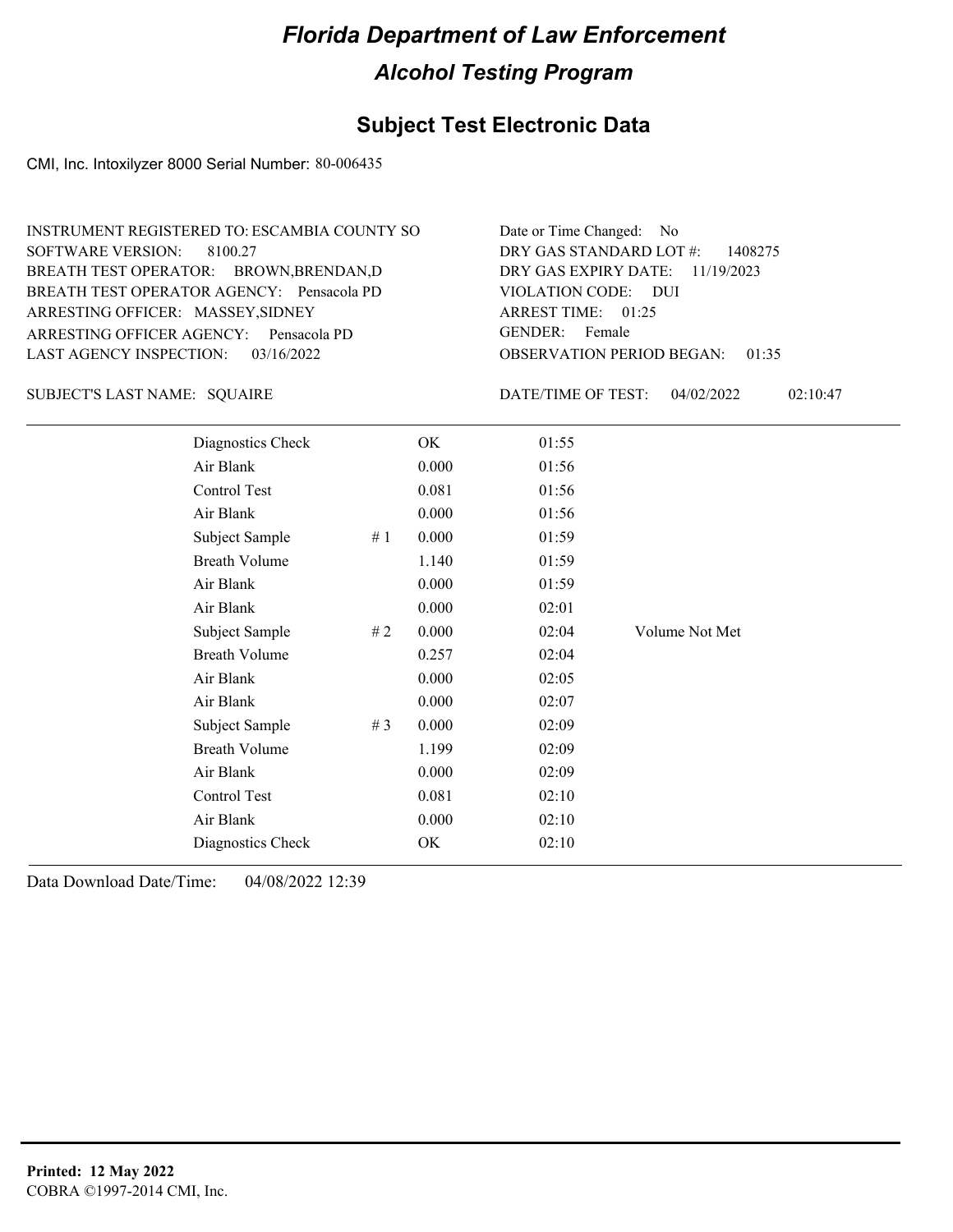# Florida Department of Law Enforcement

## Alcohol Testing Program

### Subject Test Electronic Data

CMI, Inc. Intoxilyzer 8000 Serial Number: 80-006435

INSTRUMENT REGISTERED TO: ESCAMBIA COUNTY SO
SOFTWARE VERSION: 8100.27
BREATH TEST OPERATOR: BROWN,BRENDAN,D
BREATH TEST OPERATOR AGENCY: Pensacola PD
ARRESTING OFFICER: MASSEY,SIDNEY
ARRESTING OFFICER AGENCY: Pensacola PD
LAST AGENCY INSPECTION: 03/16/2022

Date or Time Changed: No
DRY GAS STANDARD LOT #: 1408275
DRY GAS EXPIRY DATE: 11/19/2023
VIOLATION CODE: DUI
ARREST TIME: 01:25
GENDER: Female
OBSERVATION PERIOD BEGAN: 01:35

SUBJECT'S LAST NAME: SQUAIRE

DATE/TIME OF TEST: 04/02/2022 02:10:47

| | | | | |
|---|---|---|---|---|
| Diagnostics Check | | OK | 01:55 | |
| Air Blank | | 0.000 | 01:56 | |
| Control Test | | 0.081 | 01:56 | |
| Air Blank | | 0.000 | 01:56 | |
| Subject Sample | # 1 | 0.000 | 01:59 | |
| Breath Volume | | 1.140 | 01:59 | |
| Air Blank | | 0.000 | 01:59 | |
| Air Blank | | 0.000 | 02:01 | |
| Subject Sample | # 2 | 0.000 | 02:04 | Volume Not Met |
| Breath Volume | | 0.257 | 02:04 | |
| Air Blank | | 0.000 | 02:05 | |
| Air Blank | | 0.000 | 02:07 | |
| Subject Sample | # 3 | 0.000 | 02:09 | |
| Breath Volume | | 1.199 | 02:09 | |
| Air Blank | | 0.000 | 02:09 | |
| Control Test | | 0.081 | 02:10 | |
| Air Blank | | 0.000 | 02:10 | |
| Diagnostics Check | | OK | 02:10 | |

Data Download Date/Time: 04/08/2022 12:39

**Printed: 12 May 2022**
COBRA ©1997-2014 CMI, Inc.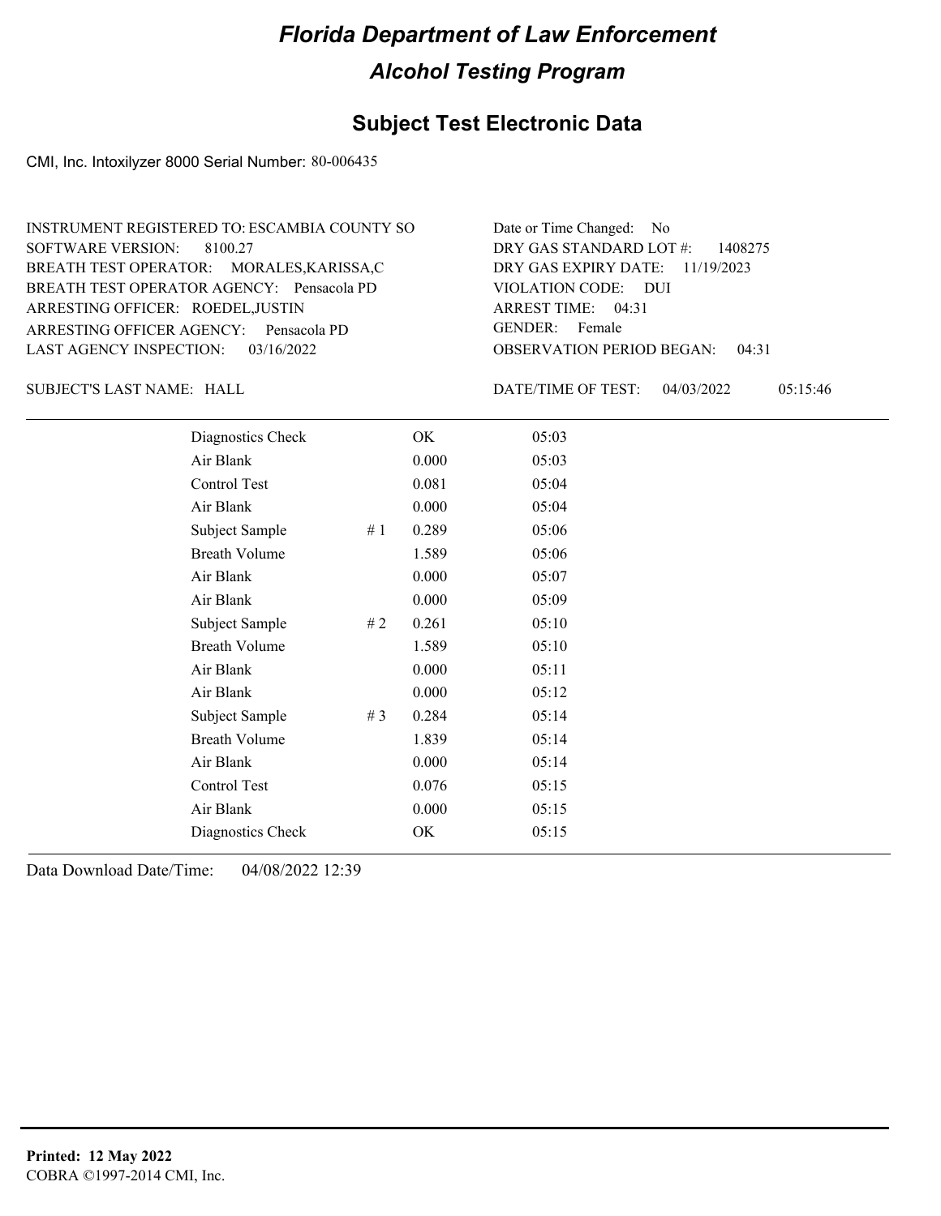# Florida Department of Law Enforcement

## Alcohol Testing Program

### Subject Test Electronic Data

CMI, Inc. Intoxilyzer 8000 Serial Number: 80-006435

INSTRUMENT REGISTERED TO: ESCAMBIA COUNTY SO
SOFTWARE VERSION: 8100.27
BREATH TEST OPERATOR: MORALES,KARISSA,C
BREATH TEST OPERATOR AGENCY: Pensacola PD
ARRESTING OFFICER: ROEDEL,JUSTIN
ARRESTING OFFICER AGENCY: Pensacola PD
LAST AGENCY INSPECTION: 03/16/2022

Date or Time Changed: No
DRY GAS STANDARD LOT #: 1408275
DRY GAS EXPIRY DATE: 11/19/2023
VIOLATION CODE: DUI
ARREST TIME: 04:31
GENDER: Female
OBSERVATION PERIOD BEGAN: 04:31

SUBJECT'S LAST NAME: HALL

DATE/TIME OF TEST: 04/03/2022 05:15:46

| | | | |
|---|---|---|---|
| Diagnostics Check | | OK | 05:03 |
| Air Blank | | 0.000 | 05:03 |
| Control Test | | 0.081 | 05:04 |
| Air Blank | | 0.000 | 05:04 |
| Subject Sample | # 1 | 0.289 | 05:06 |
| Breath Volume | | 1.589 | 05:06 |
| Air Blank | | 0.000 | 05:07 |
| Air Blank | | 0.000 | 05:09 |
| Subject Sample | # 2 | 0.261 | 05:10 |
| Breath Volume | | 1.589 | 05:10 |
| Air Blank | | 0.000 | 05:11 |
| Air Blank | | 0.000 | 05:12 |
| Subject Sample | # 3 | 0.284 | 05:14 |
| Breath Volume | | 1.839 | 05:14 |
| Air Blank | | 0.000 | 05:14 |
| Control Test | | 0.076 | 05:15 |
| Air Blank | | 0.000 | 05:15 |
| Diagnostics Check | | OK | 05:15 |

Data Download Date/Time: 04/08/2022 12:39

**Printed: 12 May 2022**
COBRA ©1997-2014 CMI, Inc.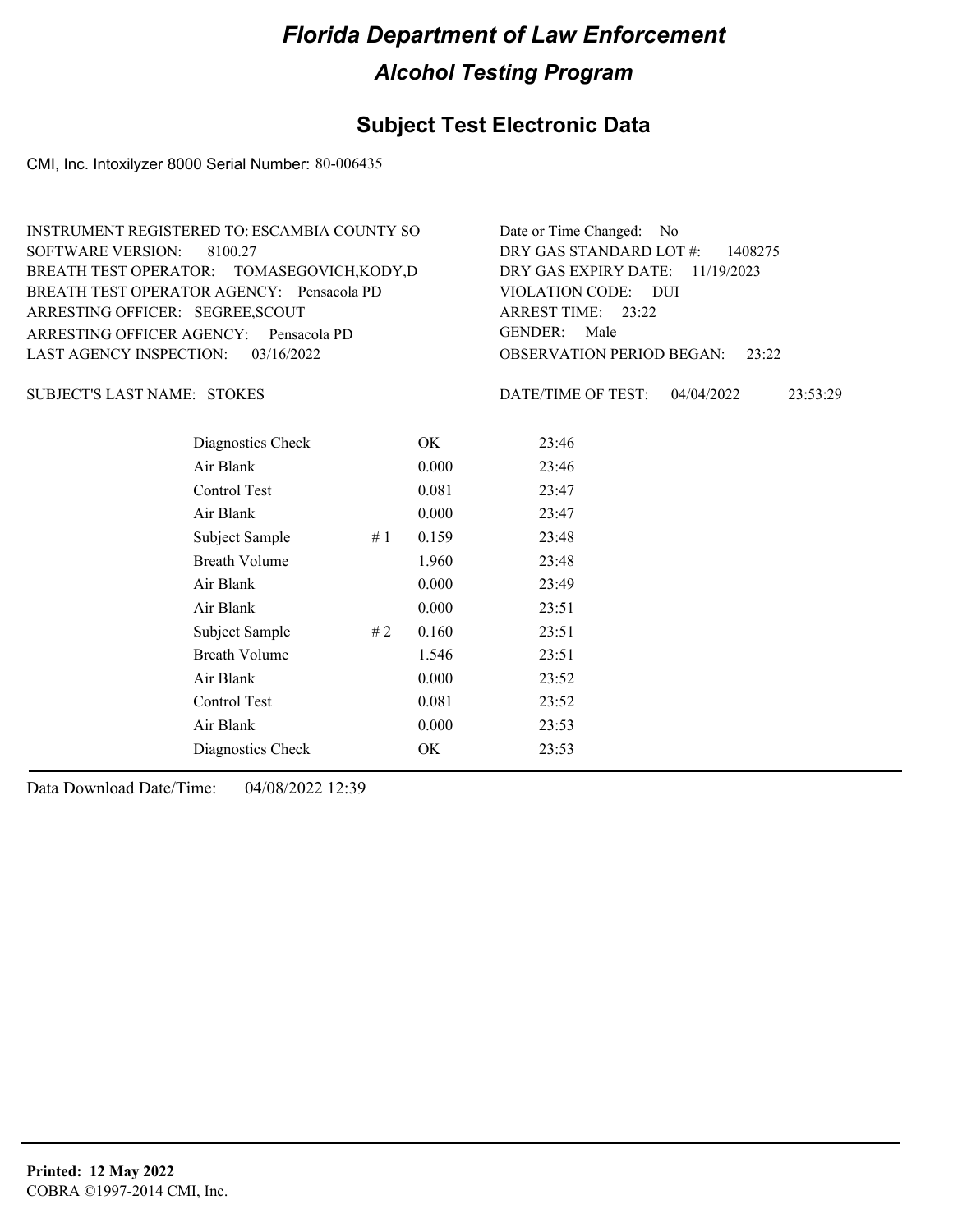# Florida Department of Law Enforcement

## Alcohol Testing Program

### Subject Test Electronic Data

CMI, Inc. Intoxilyzer 8000 Serial Number: 80-006435

INSTRUMENT REGISTERED TO: ESCAMBIA COUNTY SO
SOFTWARE VERSION: 8100.27
BREATH TEST OPERATOR: TOMASEGOVICH,KODY,D
BREATH TEST OPERATOR AGENCY: Pensacola PD
ARRESTING OFFICER: SEGREE,SCOUT
ARRESTING OFFICER AGENCY: Pensacola PD
LAST AGENCY INSPECTION: 03/16/2022

Date or Time Changed: No
DRY GAS STANDARD LOT #: 1408275
DRY GAS EXPIRY DATE: 11/19/2023
VIOLATION CODE: DUI
ARREST TIME: 23:22
GENDER: Male
OBSERVATION PERIOD BEGAN: 23:22

SUBJECT'S LAST NAME: STOKES

DATE/TIME OF TEST: 04/04/2022 23:53:29

| | | | |
|---|---|---|---|
| Diagnostics Check | | OK | 23:46 |
| Air Blank | | 0.000 | 23:46 |
| Control Test | | 0.081 | 23:47 |
| Air Blank | | 0.000 | 23:47 |
| Subject Sample | # 1 | 0.159 | 23:48 |
| Breath Volume | | 1.960 | 23:48 |
| Air Blank | | 0.000 | 23:49 |
| Air Blank | | 0.000 | 23:51 |
| Subject Sample | # 2 | 0.160 | 23:51 |
| Breath Volume | | 1.546 | 23:51 |
| Air Blank | | 0.000 | 23:52 |
| Control Test | | 0.081 | 23:52 |
| Air Blank | | 0.000 | 23:53 |
| Diagnostics Check | | OK | 23:53 |

Data Download Date/Time: 04/08/2022 12:39

**Printed: 12 May 2022**
COBRA ©1997-2014 CMI, Inc.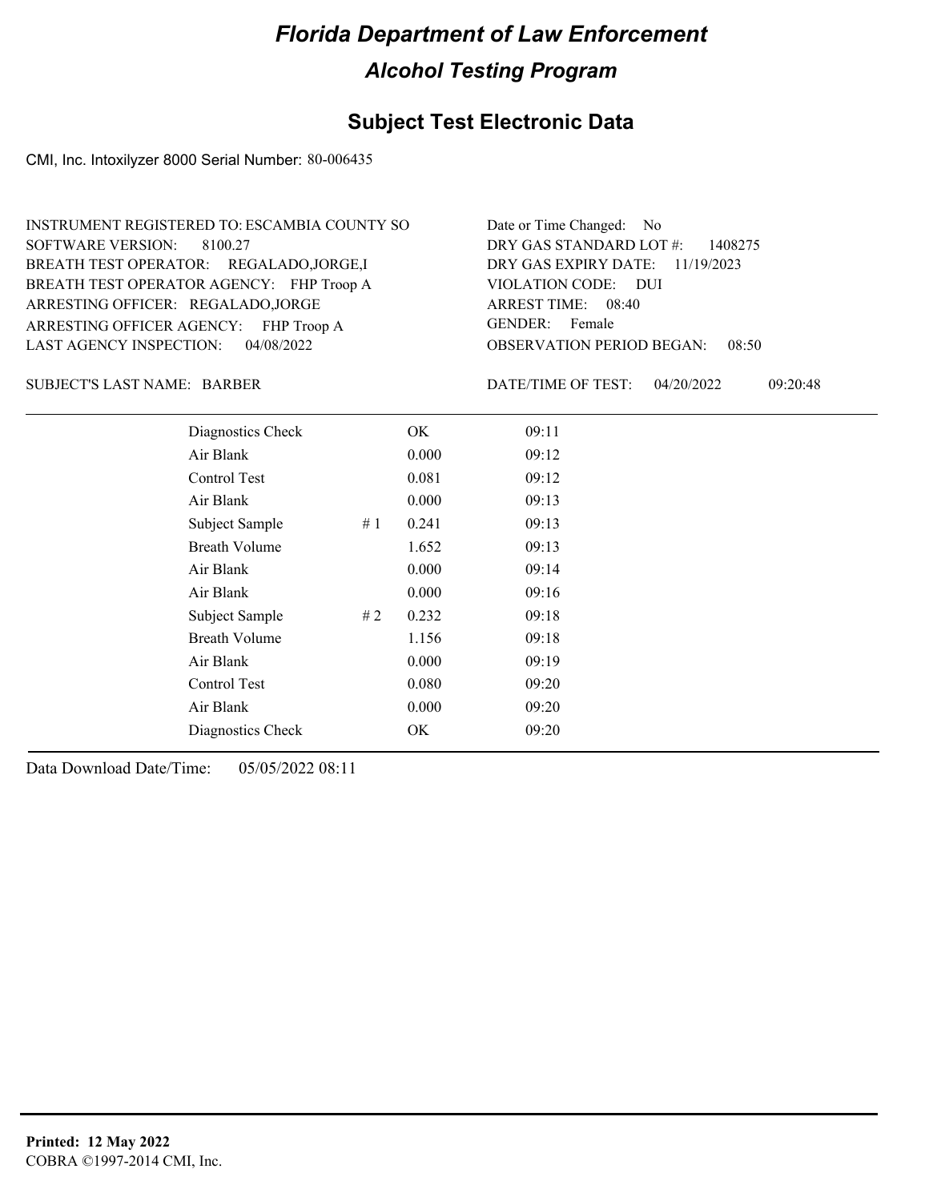# Florida Department of Law Enforcement

## Alcohol Testing Program

### Subject Test Electronic Data

CMI, Inc. Intoxilyzer 8000 Serial Number: 80-006435

INSTRUMENT REGISTERED TO: ESCAMBIA COUNTY SO
SOFTWARE VERSION: 8100.27
BREATH TEST OPERATOR: REGALADO,JORGE,I
BREATH TEST OPERATOR AGENCY: FHP Troop A
ARRESTING OFFICER: REGALADO,JORGE
ARRESTING OFFICER AGENCY: FHP Troop A
LAST AGENCY INSPECTION: 04/08/2022

Date or Time Changed: No
DRY GAS STANDARD LOT #: 1408275
DRY GAS EXPIRY DATE: 11/19/2023
VIOLATION CODE: DUI
ARREST TIME: 08:40
GENDER: Female
OBSERVATION PERIOD BEGAN: 08:50

SUBJECT'S LAST NAME: BARBER

DATE/TIME OF TEST: 04/20/2022 09:20:48

| | | | |
|---|---|---|---|
| Diagnostics Check | | OK | 09:11 |
| Air Blank | | 0.000 | 09:12 |
| Control Test | | 0.081 | 09:12 |
| Air Blank | | 0.000 | 09:13 |
| Subject Sample | # 1 | 0.241 | 09:13 |
| Breath Volume | | 1.652 | 09:13 |
| Air Blank | | 0.000 | 09:14 |
| Air Blank | | 0.000 | 09:16 |
| Subject Sample | # 2 | 0.232 | 09:18 |
| Breath Volume | | 1.156 | 09:18 |
| Air Blank | | 0.000 | 09:19 |
| Control Test | | 0.080 | 09:20 |
| Air Blank | | 0.000 | 09:20 |
| Diagnostics Check | | OK | 09:20 |

Data Download Date/Time: 05/05/2022 08:11

**Printed: 12 May 2022**
COBRA ©1997-2014 CMI, Inc.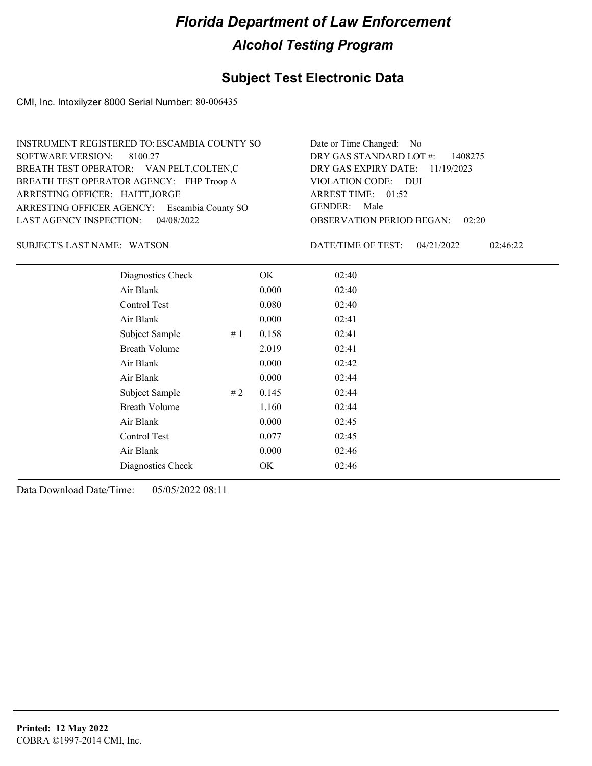# Florida Department of Law Enforcement

## Alcohol Testing Program

### Subject Test Electronic Data

CMI, Inc. Intoxilyzer 8000 Serial Number: 80-006435

INSTRUMENT REGISTERED TO: ESCAMBIA COUNTY SO
SOFTWARE VERSION: 8100.27
BREATH TEST OPERATOR: VAN PELT,COLTEN,C
BREATH TEST OPERATOR AGENCY: FHP Troop A
ARRESTING OFFICER: HAITT,JORGE
ARRESTING OFFICER AGENCY: Escambia County SO
LAST AGENCY INSPECTION: 04/08/2022

Date or Time Changed: No
DRY GAS STANDARD LOT #: 1408275
DRY GAS EXPIRY DATE: 11/19/2023
VIOLATION CODE: DUI
ARREST TIME: 01:52
GENDER: Male
OBSERVATION PERIOD BEGAN: 02:20

SUBJECT'S LAST NAME: WATSON

DATE/TIME OF TEST: 04/21/2022 02:46:22

| | | | |
|---|---|---|---|
| Diagnostics Check | | OK | 02:40 |
| Air Blank | | 0.000 | 02:40 |
| Control Test | | 0.080 | 02:40 |
| Air Blank | | 0.000 | 02:41 |
| Subject Sample | # 1 | 0.158 | 02:41 |
| Breath Volume | | 2.019 | 02:41 |
| Air Blank | | 0.000 | 02:42 |
| Air Blank | | 0.000 | 02:44 |
| Subject Sample | # 2 | 0.145 | 02:44 |
| Breath Volume | | 1.160 | 02:44 |
| Air Blank | | 0.000 | 02:45 |
| Control Test | | 0.077 | 02:45 |
| Air Blank | | 0.000 | 02:46 |
| Diagnostics Check | | OK | 02:46 |

Data Download Date/Time: 05/05/2022 08:11

**Printed: 12 May 2022**
COBRA ©1997-2014 CMI, Inc.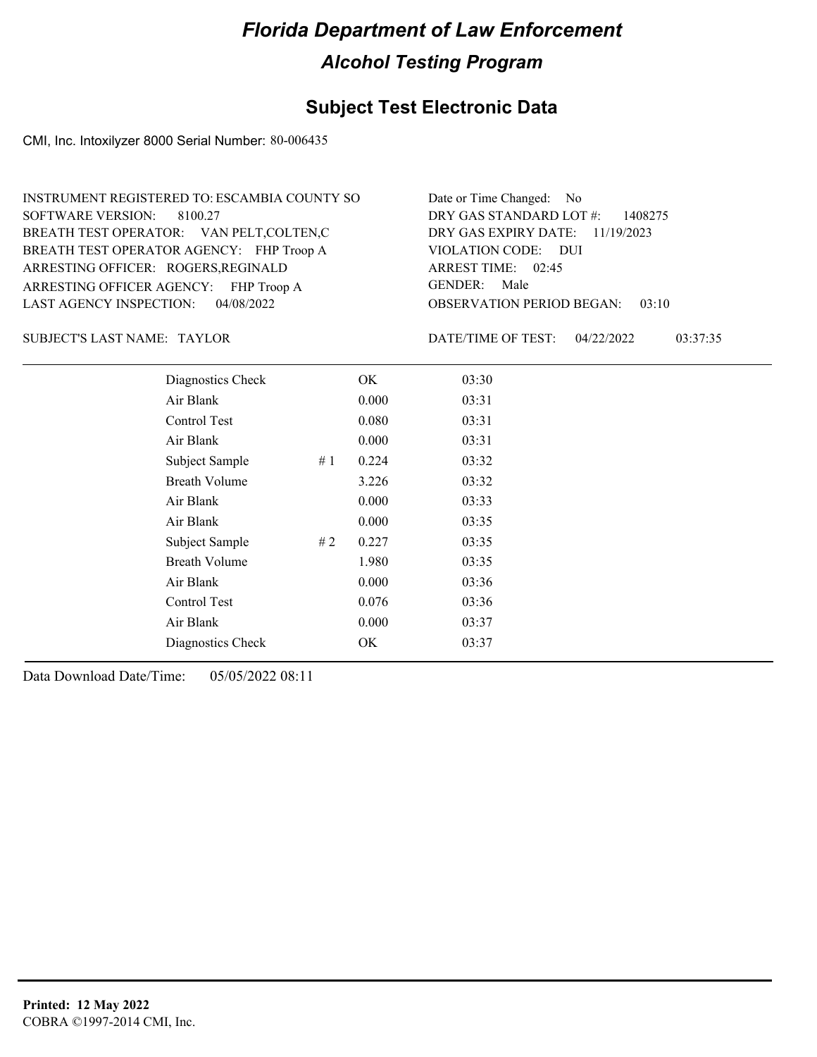# Florida Department of Law Enforcement

## Alcohol Testing Program

### Subject Test Electronic Data

CMI, Inc. Intoxilyzer 8000 Serial Number: 80-006435

INSTRUMENT REGISTERED TO: ESCAMBIA COUNTY SO
SOFTWARE VERSION: 8100.27
BREATH TEST OPERATOR: VAN PELT,COLTEN,C
BREATH TEST OPERATOR AGENCY: FHP Troop A
ARRESTING OFFICER: ROGERS,REGINALD
ARRESTING OFFICER AGENCY: FHP Troop A
LAST AGENCY INSPECTION: 04/08/2022

Date or Time Changed: No
DRY GAS STANDARD LOT #: 1408275
DRY GAS EXPIRY DATE: 11/19/2023
VIOLATION CODE: DUI
ARREST TIME: 02:45
GENDER: Male
OBSERVATION PERIOD BEGAN: 03:10

SUBJECT'S LAST NAME: TAYLOR

DATE/TIME OF TEST: 04/22/2022 03:37:35

| Test | | Result | Time |
|---|---|---|---|
| Diagnostics Check | | OK | 03:30 |
| Air Blank | | 0.000 | 03:31 |
| Control Test | | 0.080 | 03:31 |
| Air Blank | | 0.000 | 03:31 |
| Subject Sample | # 1 | 0.224 | 03:32 |
| Breath Volume | | 3.226 | 03:32 |
| Air Blank | | 0.000 | 03:33 |
| Air Blank | | 0.000 | 03:35 |
| Subject Sample | # 2 | 0.227 | 03:35 |
| Breath Volume | | 1.980 | 03:35 |
| Air Blank | | 0.000 | 03:36 |
| Control Test | | 0.076 | 03:36 |
| Air Blank | | 0.000 | 03:37 |
| Diagnostics Check | | OK | 03:37 |

Data Download Date/Time: 05/05/2022 08:11

**Printed: 12 May 2022**
COBRA ©1997-2014 CMI, Inc.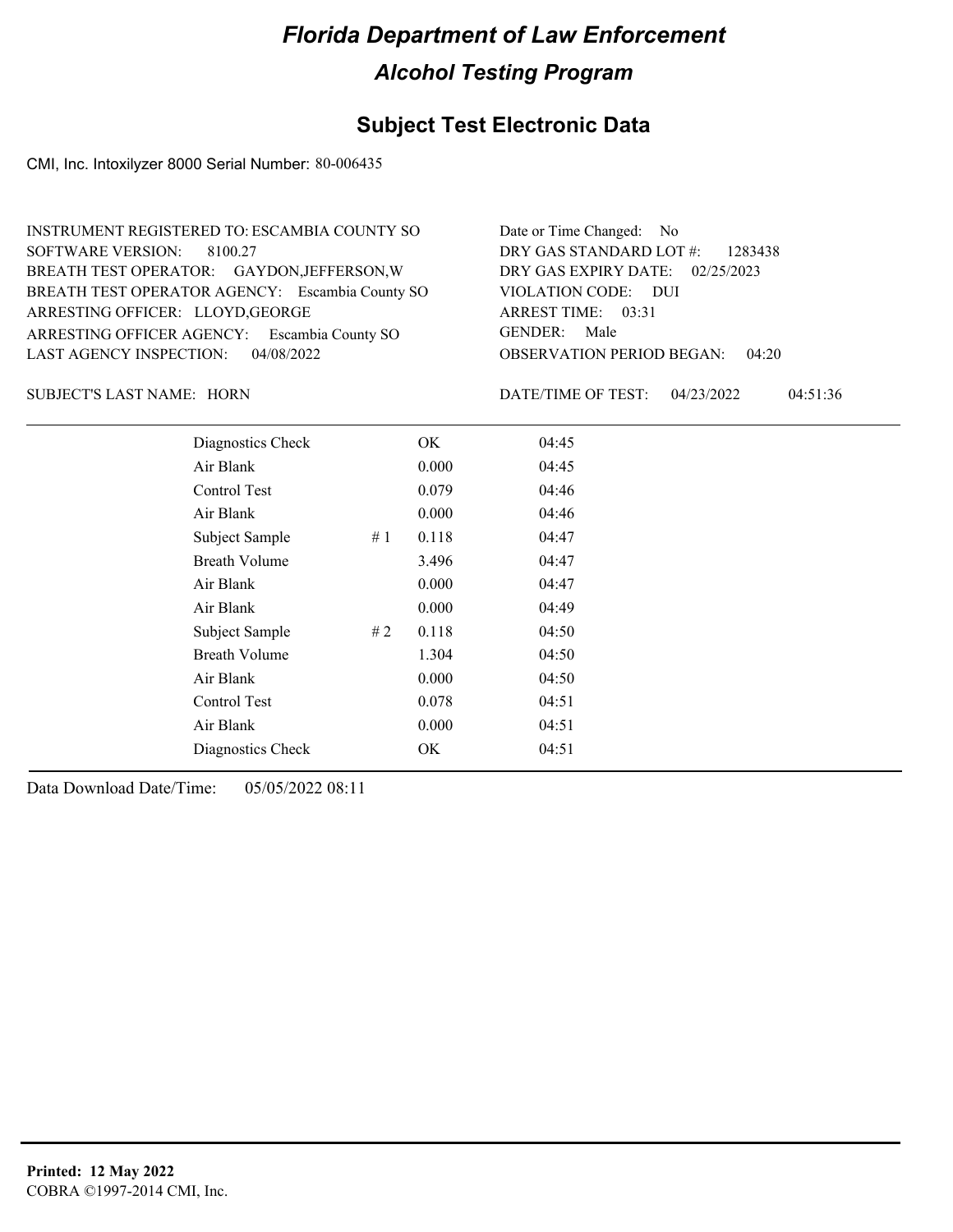# Florida Department of Law Enforcement

## Alcohol Testing Program

## Subject Test Electronic Data

CMI, Inc. Intoxilyzer 8000 Serial Number: 80-006435

INSTRUMENT REGISTERED TO: ESCAMBIA COUNTY SO
SOFTWARE VERSION: 8100.27
BREATH TEST OPERATOR: GAYDON,JEFFERSON,W
BREATH TEST OPERATOR AGENCY: Escambia County SO
ARRESTING OFFICER: LLOYD,GEORGE
ARRESTING OFFICER AGENCY: Escambia County SO
LAST AGENCY INSPECTION: 04/08/2022

Date or Time Changed: No
DRY GAS STANDARD LOT #: 1283438
DRY GAS EXPIRY DATE: 02/25/2023
VIOLATION CODE: DUI
ARREST TIME: 03:31
GENDER: Male
OBSERVATION PERIOD BEGAN: 04:20

SUBJECT'S LAST NAME: HORN

DATE/TIME OF TEST: 04/23/2022 04:51:36

| | | | |
|---|---|---|---|
| Diagnostics Check | | OK | 04:45 |
| Air Blank | | 0.000 | 04:45 |
| Control Test | | 0.079 | 04:46 |
| Air Blank | | 0.000 | 04:46 |
| Subject Sample | # 1 | 0.118 | 04:47 |
| Breath Volume | | 3.496 | 04:47 |
| Air Blank | | 0.000 | 04:47 |
| Air Blank | | 0.000 | 04:49 |
| Subject Sample | # 2 | 0.118 | 04:50 |
| Breath Volume | | 1.304 | 04:50 |
| Air Blank | | 0.000 | 04:50 |
| Control Test | | 0.078 | 04:51 |
| Air Blank | | 0.000 | 04:51 |
| Diagnostics Check | | OK | 04:51 |

Data Download Date/Time: 05/05/2022 08:11

**Printed: 12 May 2022**
COBRA ©1997-2014 CMI, Inc.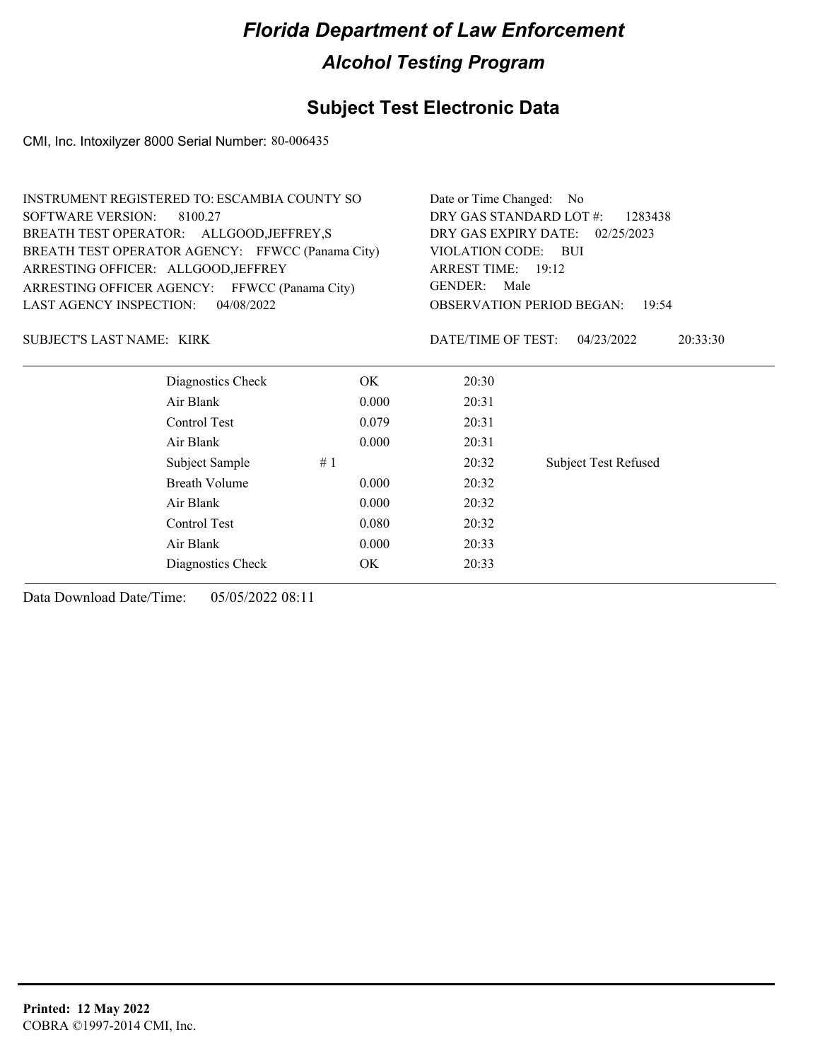# Florida Department of Law Enforcement

## Alcohol Testing Program

## Subject Test Electronic Data

CMI, Inc. Intoxilyzer 8000 Serial Number: 80-006435

INSTRUMENT REGISTERED TO: ESCAMBIA COUNTY SO
SOFTWARE VERSION: 8100.27
BREATH TEST OPERATOR: ALLGOOD,JEFFREY,S
BREATH TEST OPERATOR AGENCY: FFWCC (Panama City)
ARRESTING OFFICER: ALLGOOD,JEFFREY
ARRESTING OFFICER AGENCY: FFWCC (Panama City)
LAST AGENCY INSPECTION: 04/08/2022

Date or Time Changed: No
DRY GAS STANDARD LOT #: 1283438
DRY GAS EXPIRY DATE: 02/25/2023
VIOLATION CODE: BUI
ARREST TIME: 19:12
GENDER: Male
OBSERVATION PERIOD BEGAN: 19:54

SUBJECT'S LAST NAME: KIRK

DATE/TIME OF TEST: 04/23/2022 20:33:30

| | | | |
|---|---|---|---|
| Diagnostics Check | OK | 20:30 | |
| Air Blank | 0.000 | 20:31 | |
| Control Test | 0.079 | 20:31 | |
| Air Blank | 0.000 | 20:31 | |
| Subject Sample # 1 | | 20:32 | Subject Test Refused |
| Breath Volume | 0.000 | 20:32 | |
| Air Blank | 0.000 | 20:32 | |
| Control Test | 0.080 | 20:32 | |
| Air Blank | 0.000 | 20:33 | |
| Diagnostics Check | OK | 20:33 | |

Data Download Date/Time: 05/05/2022 08:11

**Printed: 12 May 2022**
COBRA ©1997-2014 CMI, Inc.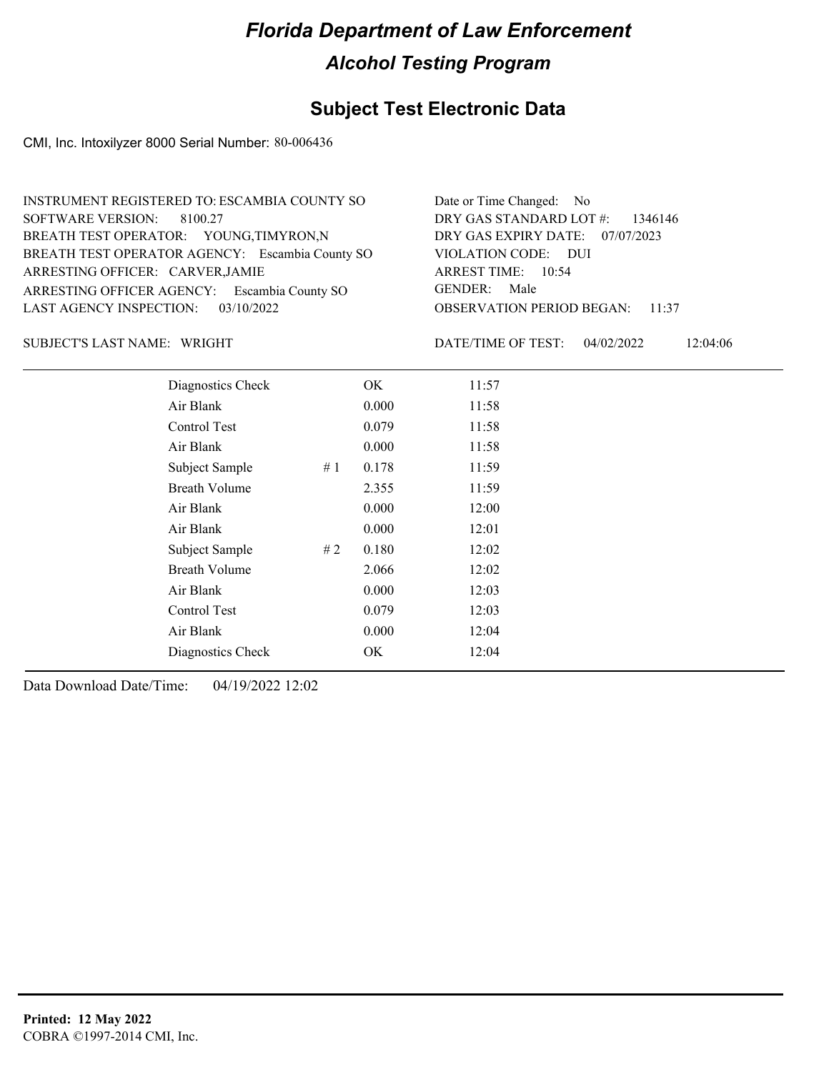# Florida Department of Law Enforcement

## Alcohol Testing Program

## Subject Test Electronic Data

CMI, Inc. Intoxilyzer 8000 Serial Number: 80-006436

INSTRUMENT REGISTERED TO: ESCAMBIA COUNTY SO
SOFTWARE VERSION: 8100.27
BREATH TEST OPERATOR: YOUNG,TIMYRON,N
BREATH TEST OPERATOR AGENCY: Escambia County SO
ARRESTING OFFICER: CARVER,JAMIE
ARRESTING OFFICER AGENCY: Escambia County SO
LAST AGENCY INSPECTION: 03/10/2022

Date or Time Changed: No
DRY GAS STANDARD LOT #: 1346146
DRY GAS EXPIRY DATE: 07/07/2023
VIOLATION CODE: DUI
ARREST TIME: 10:54
GENDER: Male
OBSERVATION PERIOD BEGAN: 11:37

SUBJECT'S LAST NAME: WRIGHT

DATE/TIME OF TEST: 04/02/2022 12:04:06

| | | | |
|---|---|---|---|
| Diagnostics Check | | OK | 11:57 |
| Air Blank | | 0.000 | 11:58 |
| Control Test | | 0.079 | 11:58 |
| Air Blank | | 0.000 | 11:58 |
| Subject Sample | # 1 | 0.178 | 11:59 |
| Breath Volume | | 2.355 | 11:59 |
| Air Blank | | 0.000 | 12:00 |
| Air Blank | | 0.000 | 12:01 |
| Subject Sample | # 2 | 0.180 | 12:02 |
| Breath Volume | | 2.066 | 12:02 |
| Air Blank | | 0.000 | 12:03 |
| Control Test | | 0.079 | 12:03 |
| Air Blank | | 0.000 | 12:04 |
| Diagnostics Check | | OK | 12:04 |

Data Download Date/Time: 04/19/2022 12:02

**Printed: 12 May 2022**
COBRA ©1997-2014 CMI, Inc.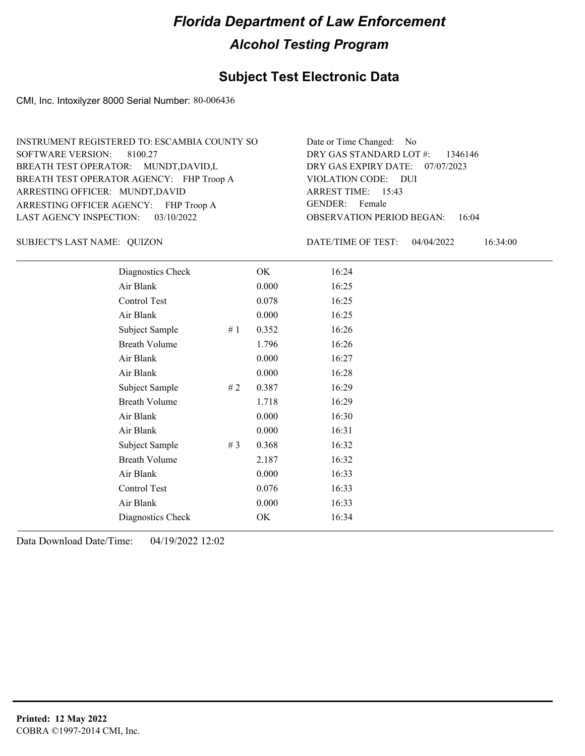# Florida Department of Law Enforcement

## Alcohol Testing Program

### Subject Test Electronic Data

CMI, Inc. Intoxilyzer 8000 Serial Number: 80-006436

INSTRUMENT REGISTERED TO: ESCAMBIA COUNTY SO
SOFTWARE VERSION: 8100.27
BREATH TEST OPERATOR: MUNDT,DAVID,L
BREATH TEST OPERATOR AGENCY: FHP Troop A
ARRESTING OFFICER: MUNDT,DAVID
ARRESTING OFFICER AGENCY: FHP Troop A
LAST AGENCY INSPECTION: 03/10/2022

Date or Time Changed: No
DRY GAS STANDARD LOT #: 1346146
DRY GAS EXPIRY DATE: 07/07/2023
VIOLATION CODE: DUI
ARREST TIME: 15:43
GENDER: Female
OBSERVATION PERIOD BEGAN: 16:04

SUBJECT'S LAST NAME: QUIZON

DATE/TIME OF TEST: 04/04/2022 16:34:00

| | | | |
|---|---|---|---|
| Diagnostics Check | | OK | 16:24 |
| Air Blank | | 0.000 | 16:25 |
| Control Test | | 0.078 | 16:25 |
| Air Blank | | 0.000 | 16:25 |
| Subject Sample | # 1 | 0.352 | 16:26 |
| Breath Volume | | 1.796 | 16:26 |
| Air Blank | | 0.000 | 16:27 |
| Air Blank | | 0.000 | 16:28 |
| Subject Sample | # 2 | 0.387 | 16:29 |
| Breath Volume | | 1.718 | 16:29 |
| Air Blank | | 0.000 | 16:30 |
| Air Blank | | 0.000 | 16:31 |
| Subject Sample | # 3 | 0.368 | 16:32 |
| Breath Volume | | 2.187 | 16:32 |
| Air Blank | | 0.000 | 16:33 |
| Control Test | | 0.076 | 16:33 |
| Air Blank | | 0.000 | 16:33 |
| Diagnostics Check | | OK | 16:34 |

Data Download Date/Time: 04/19/2022 12:02

**Printed: 12 May 2022**
COBRA ©1997-2014 CMI, Inc.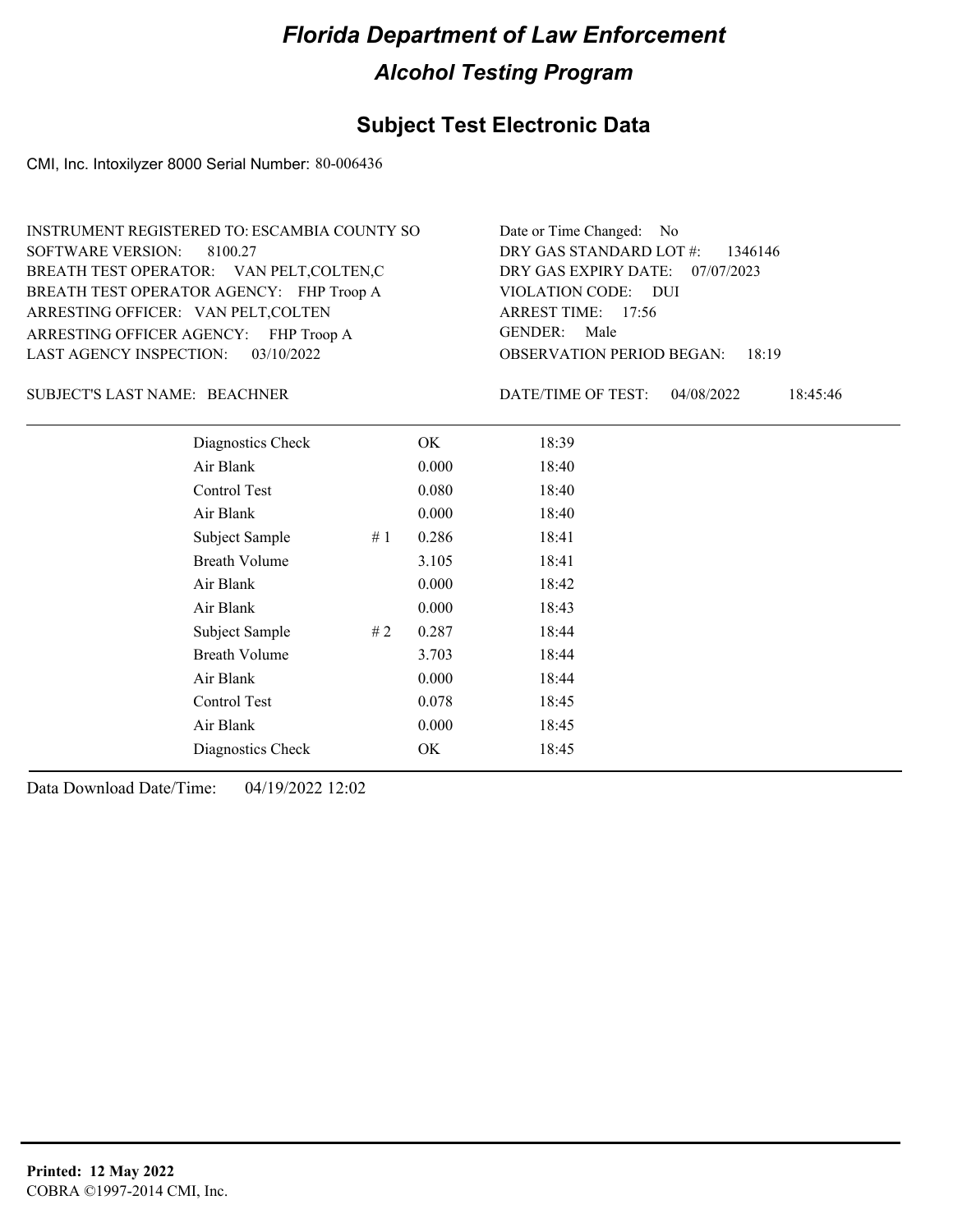# Florida Department of Law Enforcement

## Alcohol Testing Program

## Subject Test Electronic Data

CMI, Inc. Intoxilyzer 8000 Serial Number: 80-006436

INSTRUMENT REGISTERED TO: ESCAMBIA COUNTY SO
SOFTWARE VERSION: 8100.27
BREATH TEST OPERATOR: VAN PELT,COLTEN,C
BREATH TEST OPERATOR AGENCY: FHP Troop A
ARRESTING OFFICER: VAN PELT,COLTEN
ARRESTING OFFICER AGENCY: FHP Troop A
LAST AGENCY INSPECTION: 03/10/2022

Date or Time Changed: No
DRY GAS STANDARD LOT #: 1346146
DRY GAS EXPIRY DATE: 07/07/2023
VIOLATION CODE: DUI
ARREST TIME: 17:56
GENDER: Male
OBSERVATION PERIOD BEGAN: 18:19

SUBJECT'S LAST NAME: BEACHNER

DATE/TIME OF TEST: 04/08/2022 18:45:46

| | | | |
|---|---|---|---|
| Diagnostics Check | | OK | 18:39 |
| Air Blank | | 0.000 | 18:40 |
| Control Test | | 0.080 | 18:40 |
| Air Blank | | 0.000 | 18:40 |
| Subject Sample | # 1 | 0.286 | 18:41 |
| Breath Volume | | 3.105 | 18:41 |
| Air Blank | | 0.000 | 18:42 |
| Air Blank | | 0.000 | 18:43 |
| Subject Sample | # 2 | 0.287 | 18:44 |
| Breath Volume | | 3.703 | 18:44 |
| Air Blank | | 0.000 | 18:44 |
| Control Test | | 0.078 | 18:45 |
| Air Blank | | 0.000 | 18:45 |
| Diagnostics Check | | OK | 18:45 |

Data Download Date/Time: 04/19/2022 12:02

**Printed: 12 May 2022**
COBRA ©1997-2014 CMI, Inc.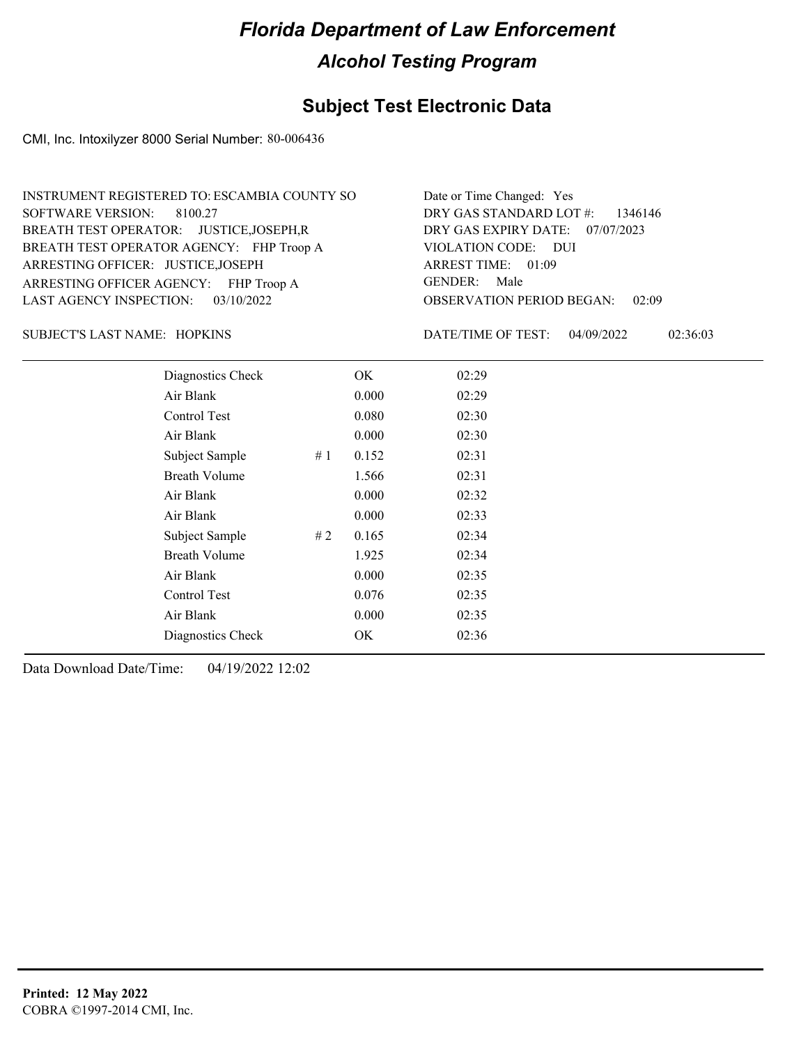# Florida Department of Law Enforcement

## Alcohol Testing Program

## Subject Test Electronic Data

CMI, Inc. Intoxilyzer 8000 Serial Number: 80-006436

INSTRUMENT REGISTERED TO: ESCAMBIA COUNTY SO
SOFTWARE VERSION: 8100.27
BREATH TEST OPERATOR: JUSTICE,JOSEPH,R
BREATH TEST OPERATOR AGENCY: FHP Troop A
ARRESTING OFFICER: JUSTICE,JOSEPH
ARRESTING OFFICER AGENCY: FHP Troop A
LAST AGENCY INSPECTION: 03/10/2022

Date or Time Changed: Yes
DRY GAS STANDARD LOT #: 1346146
DRY GAS EXPIRY DATE: 07/07/2023
VIOLATION CODE: DUI
ARREST TIME: 01:09
GENDER: Male
OBSERVATION PERIOD BEGAN: 02:09

SUBJECT'S LAST NAME: HOPKINS

DATE/TIME OF TEST: 04/09/2022 02:36:03

| | | | |
|---|---|---|---|
| Diagnostics Check | | OK | 02:29 |
| Air Blank | | 0.000 | 02:29 |
| Control Test | | 0.080 | 02:30 |
| Air Blank | | 0.000 | 02:30 |
| Subject Sample | # 1 | 0.152 | 02:31 |
| Breath Volume | | 1.566 | 02:31 |
| Air Blank | | 0.000 | 02:32 |
| Air Blank | | 0.000 | 02:33 |
| Subject Sample | # 2 | 0.165 | 02:34 |
| Breath Volume | | 1.925 | 02:34 |
| Air Blank | | 0.000 | 02:35 |
| Control Test | | 0.076 | 02:35 |
| Air Blank | | 0.000 | 02:35 |
| Diagnostics Check | | OK | 02:36 |

Data Download Date/Time: 04/19/2022 12:02

**Printed: 12 May 2022**
COBRA ©1997-2014 CMI, Inc.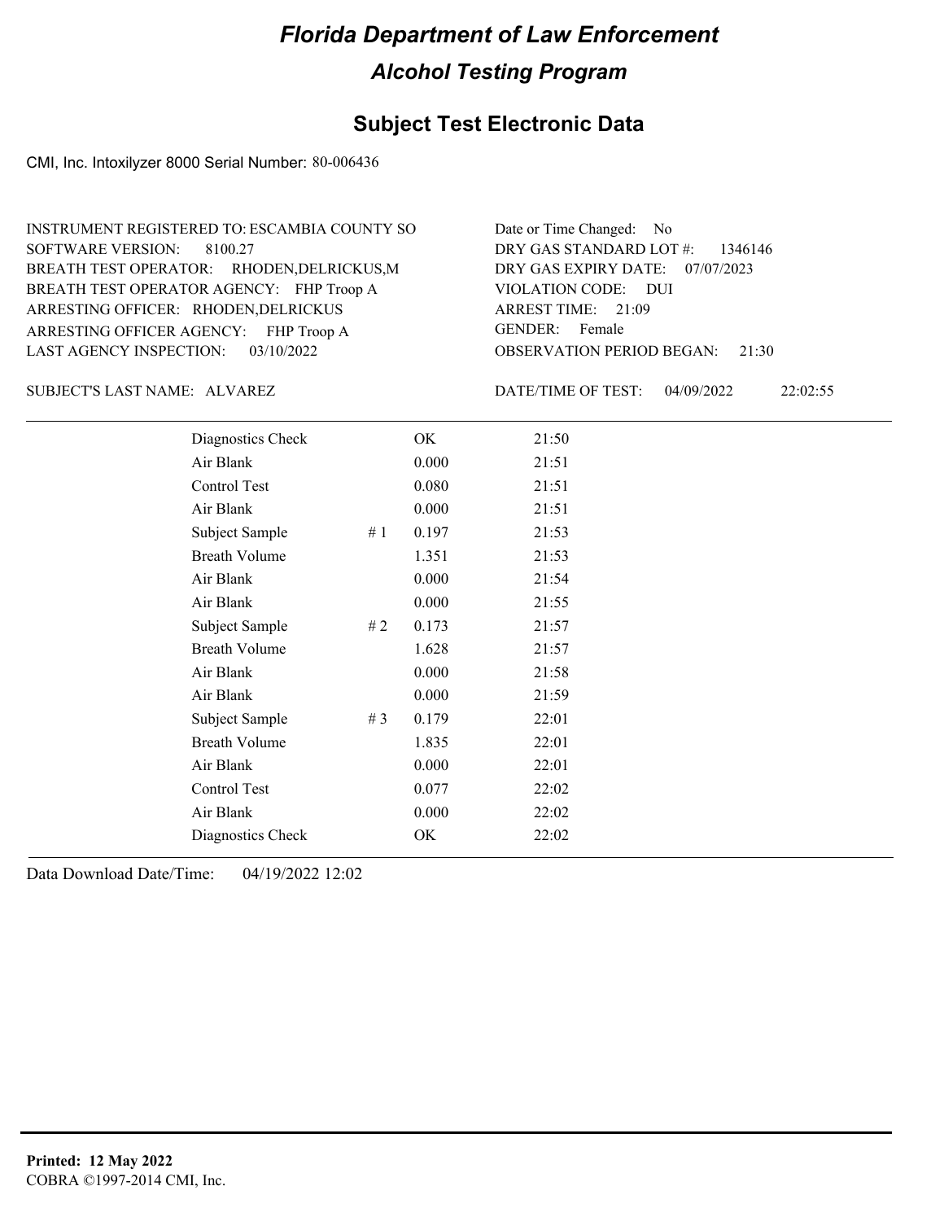# Florida Department of Law Enforcement

## Alcohol Testing Program

## Subject Test Electronic Data

CMI, Inc. Intoxilyzer 8000 Serial Number: 80-006436

INSTRUMENT REGISTERED TO: ESCAMBIA COUNTY SO
SOFTWARE VERSION: 8100.27
BREATH TEST OPERATOR: RHODEN,DELRICKUS,M
BREATH TEST OPERATOR AGENCY: FHP Troop A
ARRESTING OFFICER: RHODEN,DELRICKUS
ARRESTING OFFICER AGENCY: FHP Troop A
LAST AGENCY INSPECTION: 03/10/2022

Date or Time Changed: No
DRY GAS STANDARD LOT #: 1346146
DRY GAS EXPIRY DATE: 07/07/2023
VIOLATION CODE: DUI
ARREST TIME: 21:09
GENDER: Female
OBSERVATION PERIOD BEGAN: 21:30

SUBJECT'S LAST NAME: ALVAREZ

DATE/TIME OF TEST: 04/09/2022 22:02:55

| | | | |
|---|---|---|---|
| Diagnostics Check | | OK | 21:50 |
| Air Blank | | 0.000 | 21:51 |
| Control Test | | 0.080 | 21:51 |
| Air Blank | | 0.000 | 21:51 |
| Subject Sample | # 1 | 0.197 | 21:53 |
| Breath Volume | | 1.351 | 21:53 |
| Air Blank | | 0.000 | 21:54 |
| Air Blank | | 0.000 | 21:55 |
| Subject Sample | # 2 | 0.173 | 21:57 |
| Breath Volume | | 1.628 | 21:57 |
| Air Blank | | 0.000 | 21:58 |
| Air Blank | | 0.000 | 21:59 |
| Subject Sample | # 3 | 0.179 | 22:01 |
| Breath Volume | | 1.835 | 22:01 |
| Air Blank | | 0.000 | 22:01 |
| Control Test | | 0.077 | 22:02 |
| Air Blank | | 0.000 | 22:02 |
| Diagnostics Check | | OK | 22:02 |

Data Download Date/Time: 04/19/2022 12:02

**Printed: 12 May 2022**
COBRA ©1997-2014 CMI, Inc.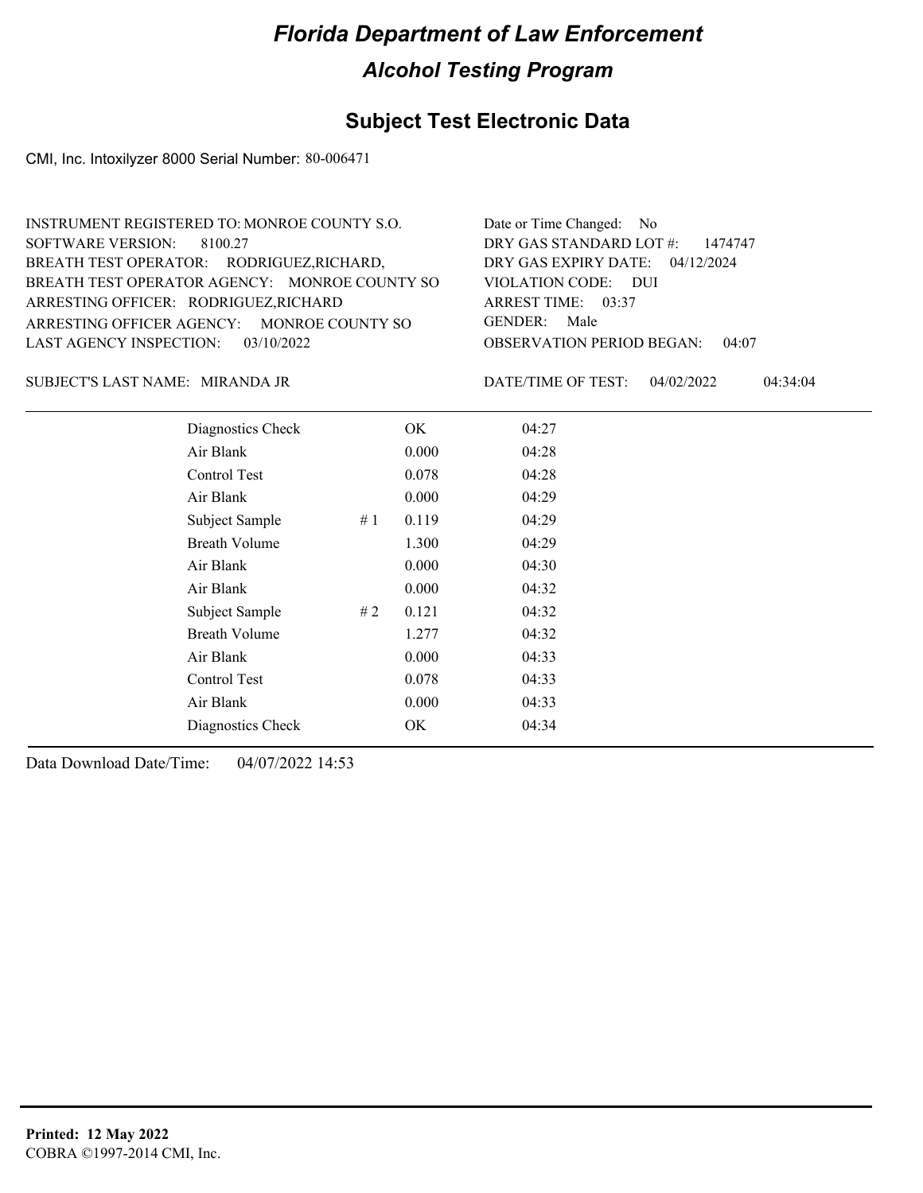# Florida Department of Law Enforcement

## Alcohol Testing Program

### Subject Test Electronic Data

CMI, Inc. Intoxilyzer 8000 Serial Number: 80-006471

INSTRUMENT REGISTERED TO: MONROE COUNTY S.O.
SOFTWARE VERSION: 8100.27
BREATH TEST OPERATOR: RODRIGUEZ,RICHARD,
BREATH TEST OPERATOR AGENCY: MONROE COUNTY SO
ARRESTING OFFICER: RODRIGUEZ,RICHARD
ARRESTING OFFICER AGENCY: MONROE COUNTY SO
LAST AGENCY INSPECTION: 03/10/2022

Date or Time Changed: No
DRY GAS STANDARD LOT #: 1474747
DRY GAS EXPIRY DATE: 04/12/2024
VIOLATION CODE: DUI
ARREST TIME: 03:37
GENDER: Male
OBSERVATION PERIOD BEGAN: 04:07

SUBJECT'S LAST NAME: MIRANDA JR

DATE/TIME OF TEST: 04/02/2022 04:34:04

| Test | # | Result | Time |
|---|---|---|---|
| Diagnostics Check | | OK | 04:27 |
| Air Blank | | 0.000 | 04:28 |
| Control Test | | 0.078 | 04:28 |
| Air Blank | | 0.000 | 04:29 |
| Subject Sample | # 1 | 0.119 | 04:29 |
| Breath Volume | | 1.300 | 04:29 |
| Air Blank | | 0.000 | 04:30 |
| Air Blank | | 0.000 | 04:32 |
| Subject Sample | # 2 | 0.121 | 04:32 |
| Breath Volume | | 1.277 | 04:32 |
| Air Blank | | 0.000 | 04:33 |
| Control Test | | 0.078 | 04:33 |
| Air Blank | | 0.000 | 04:33 |
| Diagnostics Check | | OK | 04:34 |

Data Download Date/Time: 04/07/2022 14:53

**Printed: 12 May 2022**
COBRA ©1997-2014 CMI, Inc.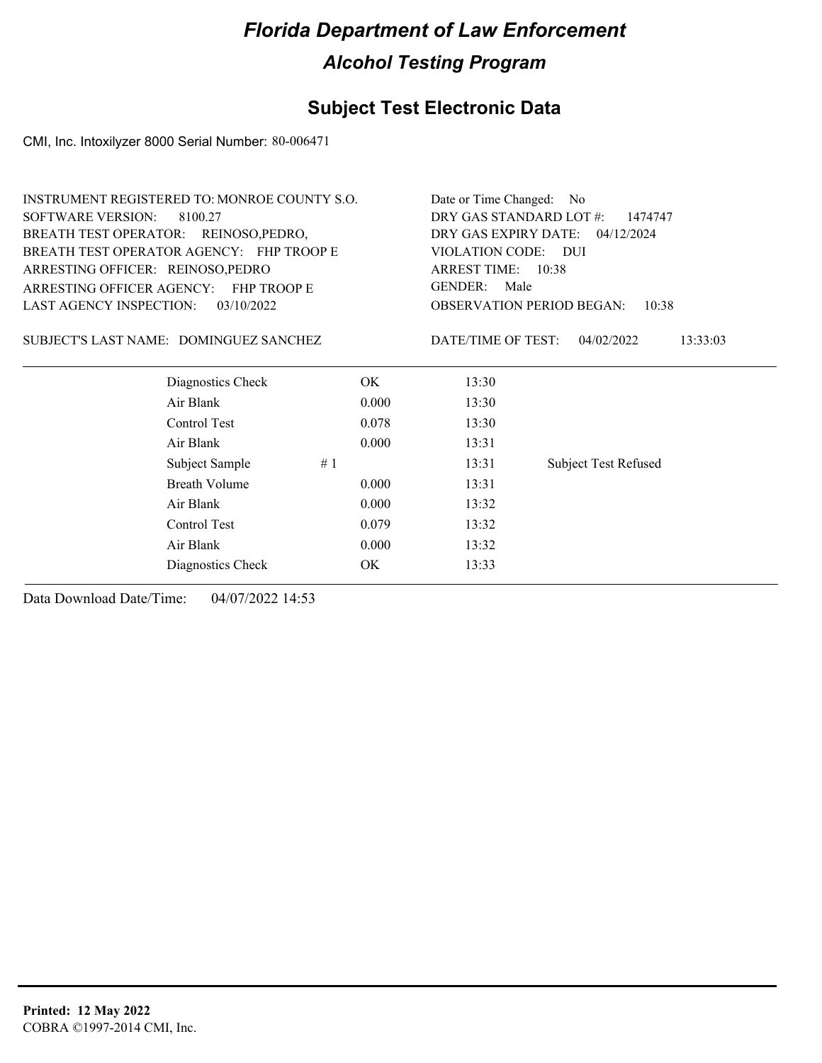# Florida Department of Law Enforcement

## Alcohol Testing Program

### Subject Test Electronic Data

CMI, Inc. Intoxilyzer 8000 Serial Number: 80-006471

INSTRUMENT REGISTERED TO: MONROE COUNTY S.O.
SOFTWARE VERSION: 8100.27
BREATH TEST OPERATOR: REINOSO,PEDRO,
BREATH TEST OPERATOR AGENCY: FHP TROOP E
ARRESTING OFFICER: REINOSO,PEDRO
ARRESTING OFFICER AGENCY: FHP TROOP E
LAST AGENCY INSPECTION: 03/10/2022

Date or Time Changed: No
DRY GAS STANDARD LOT #: 1474747
DRY GAS EXPIRY DATE: 04/12/2024
VIOLATION CODE: DUI
ARREST TIME: 10:38
GENDER: Male
OBSERVATION PERIOD BEGAN: 10:38

SUBJECT'S LAST NAME: DOMINGUEZ SANCHEZ

DATE/TIME OF TEST: 04/02/2022 13:33:03

| | | | | |
|---|---|---|---|---|
| Diagnostics Check | | OK | 13:30 | |
| Air Blank | | 0.000 | 13:30 | |
| Control Test | | 0.078 | 13:30 | |
| Air Blank | | 0.000 | 13:31 | |
| Subject Sample | # 1 | | 13:31 | Subject Test Refused |
| Breath Volume | | 0.000 | 13:31 | |
| Air Blank | | 0.000 | 13:32 | |
| Control Test | | 0.079 | 13:32 | |
| Air Blank | | 0.000 | 13:32 | |
| Diagnostics Check | | OK | 13:33 | |

Data Download Date/Time: 04/07/2022 14:53

**Printed: 12 May 2022**
COBRA ©1997-2014 CMI, Inc.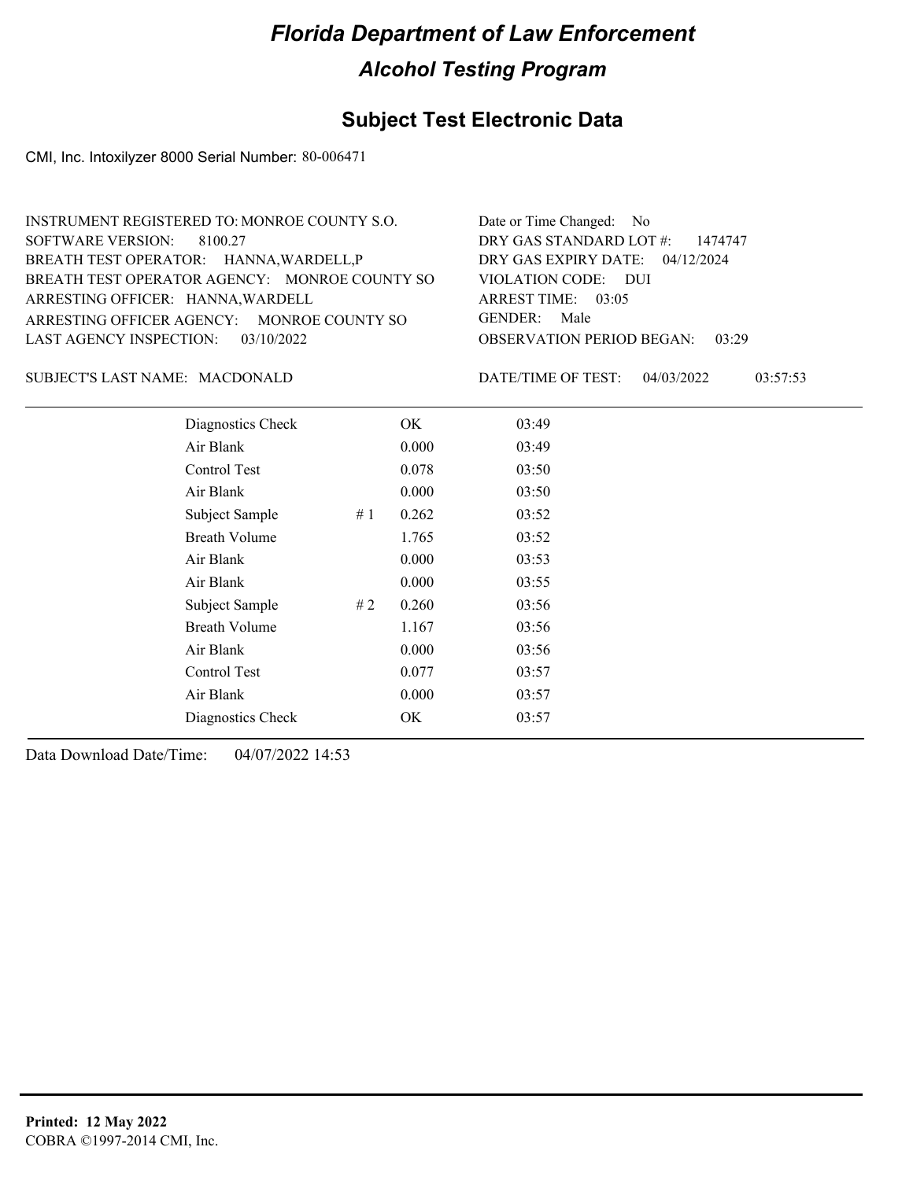# Florida Department of Law Enforcement

## Alcohol Testing Program

### Subject Test Electronic Data

CMI, Inc. Intoxilyzer 8000 Serial Number: 80-006471

INSTRUMENT REGISTERED TO: MONROE COUNTY S.O.
SOFTWARE VERSION: 8100.27
BREATH TEST OPERATOR: HANNA,WARDELL,P
BREATH TEST OPERATOR AGENCY: MONROE COUNTY SO
ARRESTING OFFICER: HANNA,WARDELL
ARRESTING OFFICER AGENCY: MONROE COUNTY SO
LAST AGENCY INSPECTION: 03/10/2022

Date or Time Changed: No
DRY GAS STANDARD LOT #: 1474747
DRY GAS EXPIRY DATE: 04/12/2024
VIOLATION CODE: DUI
ARREST TIME: 03:05
GENDER: Male
OBSERVATION PERIOD BEGAN: 03:29

SUBJECT'S LAST NAME: MACDONALD

DATE/TIME OF TEST: 04/03/2022 03:57:53

| | | | |
|---|---|---|---|
| Diagnostics Check | | OK | 03:49 |
| Air Blank | | 0.000 | 03:49 |
| Control Test | | 0.078 | 03:50 |
| Air Blank | | 0.000 | 03:50 |
| Subject Sample | # 1 | 0.262 | 03:52 |
| Breath Volume | | 1.765 | 03:52 |
| Air Blank | | 0.000 | 03:53 |
| Air Blank | | 0.000 | 03:55 |
| Subject Sample | # 2 | 0.260 | 03:56 |
| Breath Volume | | 1.167 | 03:56 |
| Air Blank | | 0.000 | 03:56 |
| Control Test | | 0.077 | 03:57 |
| Air Blank | | 0.000 | 03:57 |
| Diagnostics Check | | OK | 03:57 |

Data Download Date/Time: 04/07/2022 14:53

**Printed: 12 May 2022**
COBRA ©1997-2014 CMI, Inc.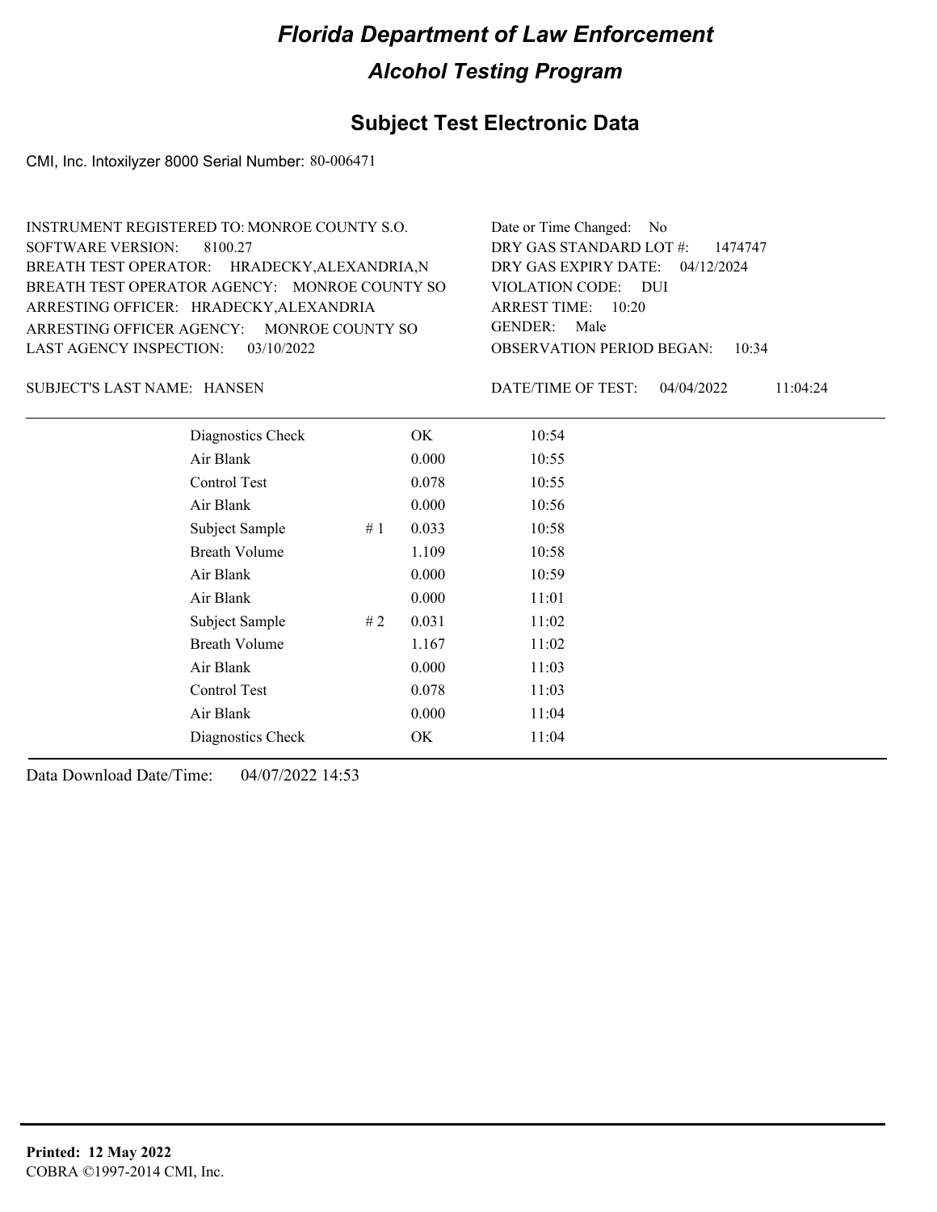# Florida Department of Law Enforcement

## Alcohol Testing Program

## Subject Test Electronic Data

CMI, Inc. Intoxilyzer 8000 Serial Number: 80-006471

INSTRUMENT REGISTERED TO: MONROE COUNTY S.O.
SOFTWARE VERSION: 8100.27
BREATH TEST OPERATOR: HRADECKY,ALEXANDRIA,N
BREATH TEST OPERATOR AGENCY: MONROE COUNTY SO
ARRESTING OFFICER: HRADECKY,ALEXANDRIA
ARRESTING OFFICER AGENCY: MONROE COUNTY SO
LAST AGENCY INSPECTION: 03/10/2022

Date or Time Changed: No
DRY GAS STANDARD LOT #: 1474747
DRY GAS EXPIRY DATE: 04/12/2024
VIOLATION CODE: DUI
ARREST TIME: 10:20
GENDER: Male
OBSERVATION PERIOD BEGAN: 10:34

SUBJECT'S LAST NAME: HANSEN

DATE/TIME OF TEST: 04/04/2022 11:04:24

| | | | |
|---|---|---|---|
| Diagnostics Check | | OK | 10:54 |
| Air Blank | | 0.000 | 10:55 |
| Control Test | | 0.078 | 10:55 |
| Air Blank | | 0.000 | 10:56 |
| Subject Sample | # 1 | 0.033 | 10:58 |
| Breath Volume | | 1.109 | 10:58 |
| Air Blank | | 0.000 | 10:59 |
| Air Blank | | 0.000 | 11:01 |
| Subject Sample | # 2 | 0.031 | 11:02 |
| Breath Volume | | 1.167 | 11:02 |
| Air Blank | | 0.000 | 11:03 |
| Control Test | | 0.078 | 11:03 |
| Air Blank | | 0.000 | 11:04 |
| Diagnostics Check | | OK | 11:04 |

Data Download Date/Time: 04/07/2022 14:53

**Printed: 12 May 2022**
COBRA ©1997-2014 CMI, Inc.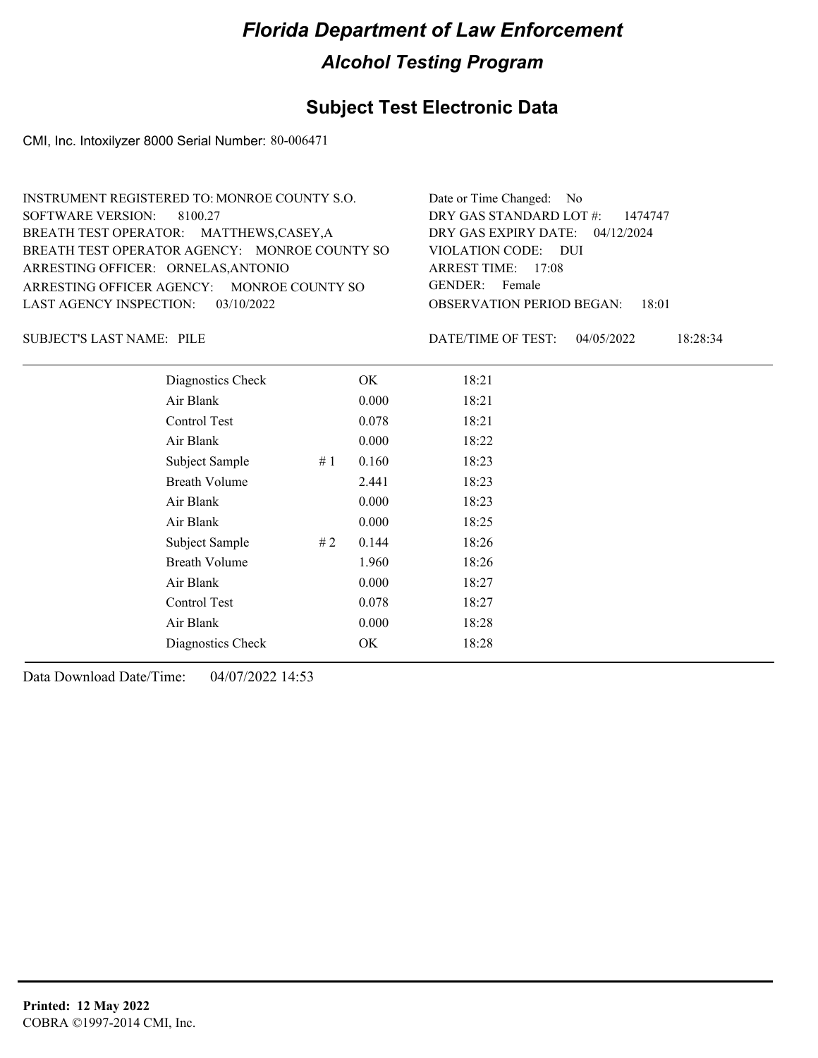# Florida Department of Law Enforcement

## Alcohol Testing Program

### Subject Test Electronic Data

CMI, Inc. Intoxilyzer 8000 Serial Number: 80-006471

INSTRUMENT REGISTERED TO: MONROE COUNTY S.O.
SOFTWARE VERSION: 8100.27
BREATH TEST OPERATOR: MATTHEWS,CASEY,A
BREATH TEST OPERATOR AGENCY: MONROE COUNTY SO
ARRESTING OFFICER: ORNELAS,ANTONIO
ARRESTING OFFICER AGENCY: MONROE COUNTY SO
LAST AGENCY INSPECTION: 03/10/2022

Date or Time Changed: No
DRY GAS STANDARD LOT #: 1474747
DRY GAS EXPIRY DATE: 04/12/2024
VIOLATION CODE: DUI
ARREST TIME: 17:08
GENDER: Female
OBSERVATION PERIOD BEGAN: 18:01

SUBJECT'S LAST NAME: PILE

DATE/TIME OF TEST: 04/05/2022 18:28:34

| | | | |
|---|---|---|---|
| Diagnostics Check | | OK | 18:21 |
| Air Blank | | 0.000 | 18:21 |
| Control Test | | 0.078 | 18:21 |
| Air Blank | | 0.000 | 18:22 |
| Subject Sample | # 1 | 0.160 | 18:23 |
| Breath Volume | | 2.441 | 18:23 |
| Air Blank | | 0.000 | 18:23 |
| Air Blank | | 0.000 | 18:25 |
| Subject Sample | # 2 | 0.144 | 18:26 |
| Breath Volume | | 1.960 | 18:26 |
| Air Blank | | 0.000 | 18:27 |
| Control Test | | 0.078 | 18:27 |
| Air Blank | | 0.000 | 18:28 |
| Diagnostics Check | | OK | 18:28 |

Data Download Date/Time: 04/07/2022 14:53

**Printed: 12 May 2022**
COBRA ©1997-2014 CMI, Inc.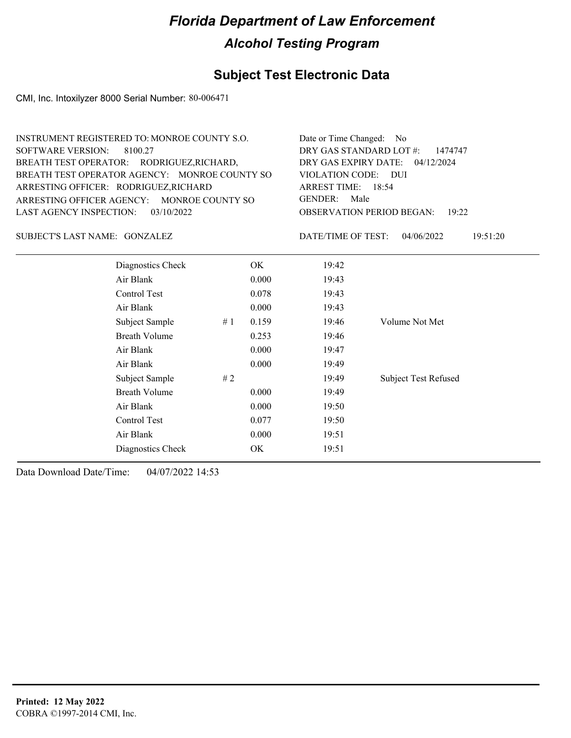# Florida Department of Law Enforcement

## Alcohol Testing Program

## Subject Test Electronic Data

CMI, Inc. Intoxilyzer 8000 Serial Number: 80-006471

INSTRUMENT REGISTERED TO: MONROE COUNTY S.O.
SOFTWARE VERSION: 8100.27
BREATH TEST OPERATOR: RODRIGUEZ,RICHARD,
BREATH TEST OPERATOR AGENCY: MONROE COUNTY SO
ARRESTING OFFICER: RODRIGUEZ,RICHARD
ARRESTING OFFICER AGENCY: MONROE COUNTY SO
LAST AGENCY INSPECTION: 03/10/2022

Date or Time Changed: No
DRY GAS STANDARD LOT #: 1474747
DRY GAS EXPIRY DATE: 04/12/2024
VIOLATION CODE: DUI
ARREST TIME: 18:54
GENDER: Male
OBSERVATION PERIOD BEGAN: 19:22

SUBJECT'S LAST NAME: GONZALEZ

DATE/TIME OF TEST: 04/06/2022 19:51:20

| | | | | |
|---|---|---|---|---|
| Diagnostics Check | | OK | 19:42 | |
| Air Blank | | 0.000 | 19:43 | |
| Control Test | | 0.078 | 19:43 | |
| Air Blank | | 0.000 | 19:43 | |
| Subject Sample | # 1 | 0.159 | 19:46 | Volume Not Met |
| Breath Volume | | 0.253 | 19:46 | |
| Air Blank | | 0.000 | 19:47 | |
| Air Blank | | 0.000 | 19:49 | |
| Subject Sample | # 2 | | 19:49 | Subject Test Refused |
| Breath Volume | | 0.000 | 19:49 | |
| Air Blank | | 0.000 | 19:50 | |
| Control Test | | 0.077 | 19:50 | |
| Air Blank | | 0.000 | 19:51 | |
| Diagnostics Check | | OK | 19:51 | |

Data Download Date/Time: 04/07/2022 14:53

**Printed: 12 May 2022**
COBRA ©1997-2014 CMI, Inc.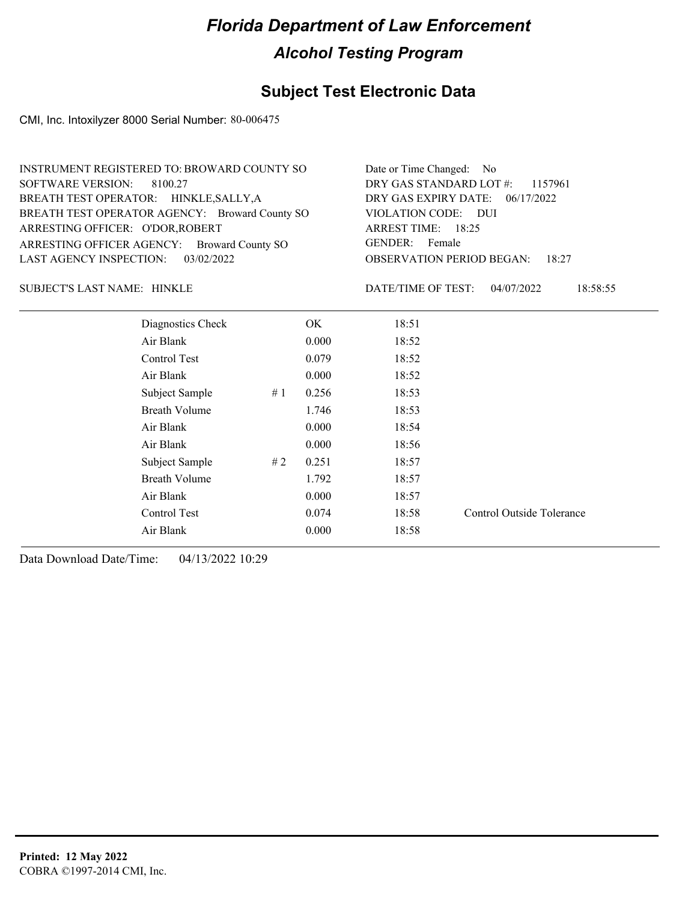# Florida Department of Law Enforcement

## Alcohol Testing Program

### Subject Test Electronic Data

CMI, Inc. Intoxilyzer 8000 Serial Number: 80-006475

INSTRUMENT REGISTERED TO: BROWARD COUNTY SO
SOFTWARE VERSION: 8100.27
BREATH TEST OPERATOR: HINKLE,SALLY,A
BREATH TEST OPERATOR AGENCY: Broward County SO
ARRESTING OFFICER: O'DOR,ROBERT
ARRESTING OFFICER AGENCY: Broward County SO
LAST AGENCY INSPECTION: 03/02/2022

Date or Time Changed: No
DRY GAS STANDARD LOT #: 1157961
DRY GAS EXPIRY DATE: 06/17/2022
VIOLATION CODE: DUI
ARREST TIME: 18:25
GENDER: Female
OBSERVATION PERIOD BEGAN: 18:27

SUBJECT'S LAST NAME: HINKLE

DATE/TIME OF TEST: 04/07/2022 18:58:55

| Test | # | Result | Time | Note |
|---|---|---|---|---|
| Diagnostics Check | | OK | 18:51 | |
| Air Blank | | 0.000 | 18:52 | |
| Control Test | | 0.079 | 18:52 | |
| Air Blank | | 0.000 | 18:52 | |
| Subject Sample | # 1 | 0.256 | 18:53 | |
| Breath Volume | | 1.746 | 18:53 | |
| Air Blank | | 0.000 | 18:54 | |
| Air Blank | | 0.000 | 18:56 | |
| Subject Sample | # 2 | 0.251 | 18:57 | |
| Breath Volume | | 1.792 | 18:57 | |
| Air Blank | | 0.000 | 18:57 | |
| Control Test | | 0.074 | 18:58 | Control Outside Tolerance |
| Air Blank | | 0.000 | 18:58 | |

Data Download Date/Time: 04/13/2022 10:29

**Printed: 12 May 2022**
COBRA ©1997-2014 CMI, Inc.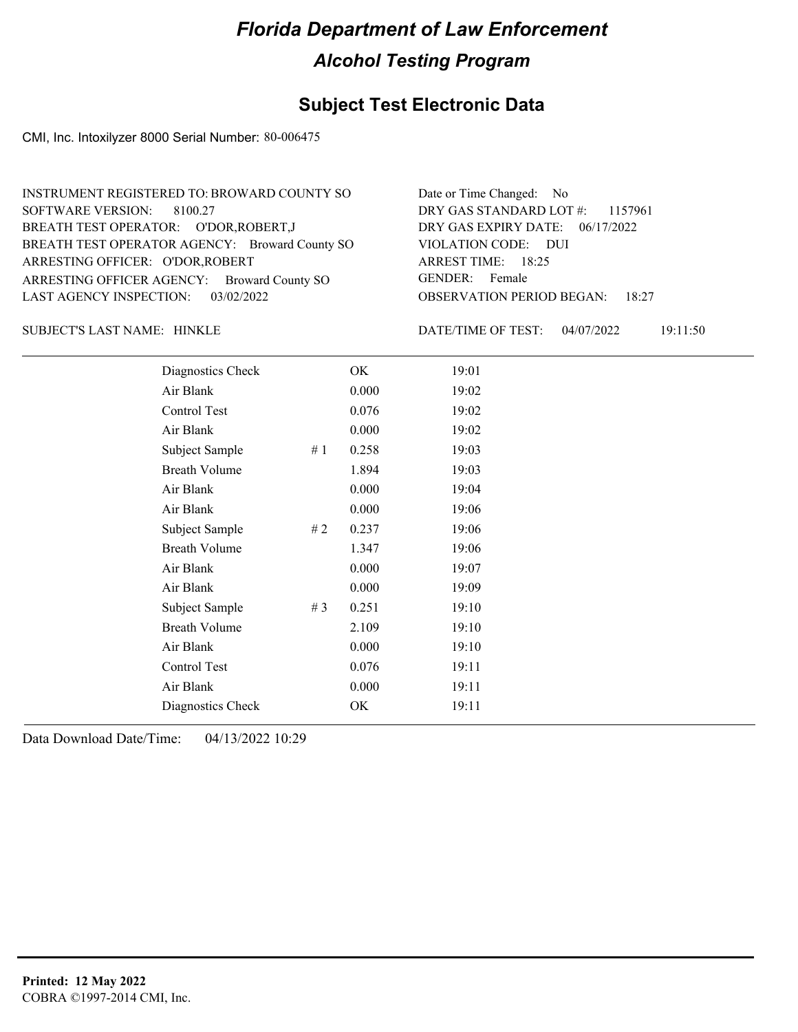# Florida Department of Law Enforcement

## Alcohol Testing Program

## Subject Test Electronic Data

CMI, Inc. Intoxilyzer 8000 Serial Number: 80-006475

INSTRUMENT REGISTERED TO: BROWARD COUNTY SO
SOFTWARE VERSION: 8100.27
BREATH TEST OPERATOR: O'DOR,ROBERT,J
BREATH TEST OPERATOR AGENCY: Broward County SO
ARRESTING OFFICER: O'DOR,ROBERT
ARRESTING OFFICER AGENCY: Broward County SO
LAST AGENCY INSPECTION: 03/02/2022

Date or Time Changed: No
DRY GAS STANDARD LOT #: 1157961
DRY GAS EXPIRY DATE: 06/17/2022
VIOLATION CODE: DUI
ARREST TIME: 18:25
GENDER: Female
OBSERVATION PERIOD BEGAN: 18:27

SUBJECT'S LAST NAME: HINKLE

DATE/TIME OF TEST: 04/07/2022 19:11:50

| | | | |
|---|---|---|---|
| Diagnostics Check | | OK | 19:01 |
| Air Blank | | 0.000 | 19:02 |
| Control Test | | 0.076 | 19:02 |
| Air Blank | | 0.000 | 19:02 |
| Subject Sample | # 1 | 0.258 | 19:03 |
| Breath Volume | | 1.894 | 19:03 |
| Air Blank | | 0.000 | 19:04 |
| Air Blank | | 0.000 | 19:06 |
| Subject Sample | # 2 | 0.237 | 19:06 |
| Breath Volume | | 1.347 | 19:06 |
| Air Blank | | 0.000 | 19:07 |
| Air Blank | | 0.000 | 19:09 |
| Subject Sample | # 3 | 0.251 | 19:10 |
| Breath Volume | | 2.109 | 19:10 |
| Air Blank | | 0.000 | 19:10 |
| Control Test | | 0.076 | 19:11 |
| Air Blank | | 0.000 | 19:11 |
| Diagnostics Check | | OK | 19:11 |

Data Download Date/Time: 04/13/2022 10:29

**Printed: 12 May 2022**
COBRA ©1997-2014 CMI, Inc.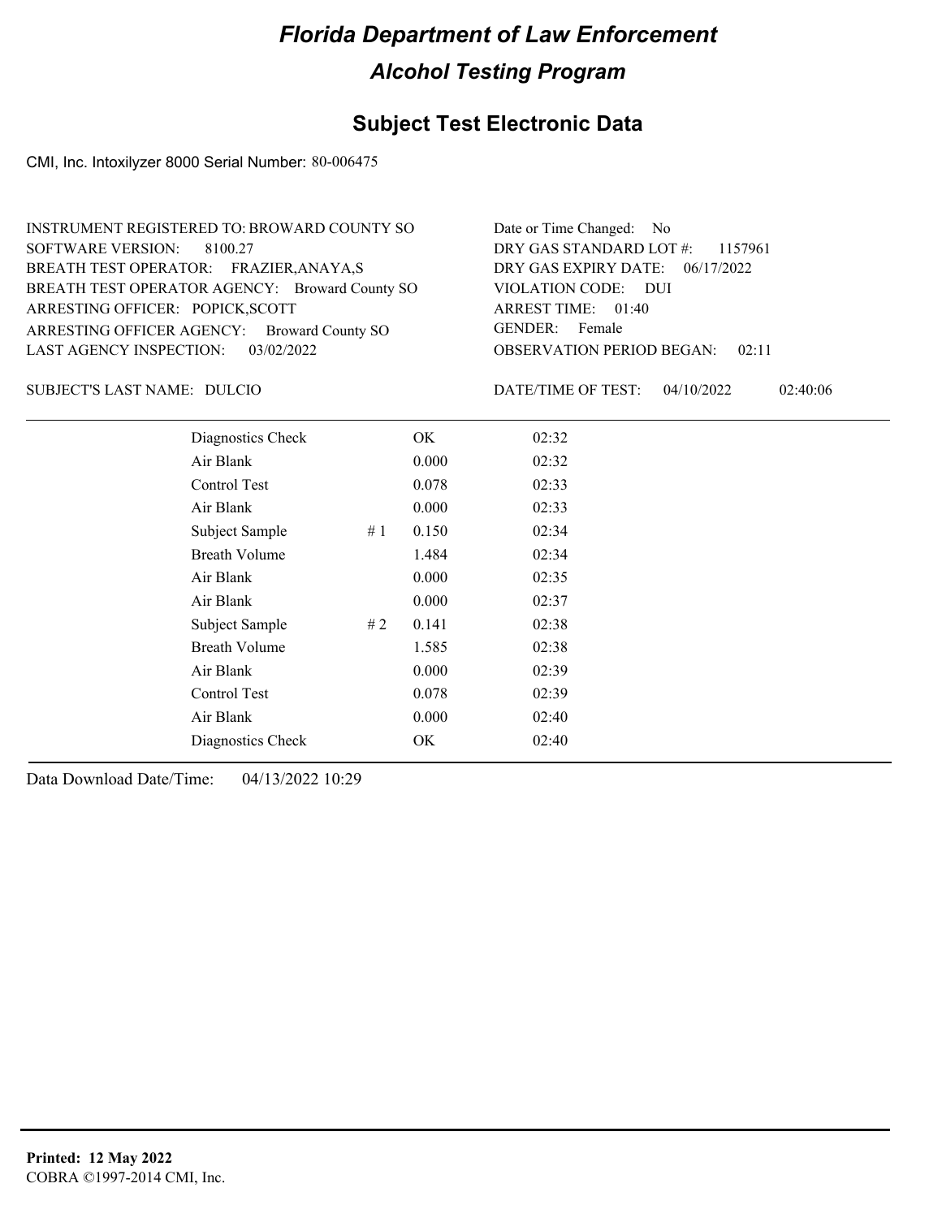# Florida Department of Law Enforcement

## Alcohol Testing Program

### Subject Test Electronic Data

CMI, Inc. Intoxilyzer 8000 Serial Number: 80-006475

INSTRUMENT REGISTERED TO: BROWARD COUNTY SO
SOFTWARE VERSION: 8100.27
BREATH TEST OPERATOR: FRAZIER,ANAYA,S
BREATH TEST OPERATOR AGENCY: Broward County SO
ARRESTING OFFICER: POPICK,SCOTT
ARRESTING OFFICER AGENCY: Broward County SO
LAST AGENCY INSPECTION: 03/02/2022

Date or Time Changed: No
DRY GAS STANDARD LOT #: 1157961
DRY GAS EXPIRY DATE: 06/17/2022
VIOLATION CODE: DUI
ARREST TIME: 01:40
GENDER: Female
OBSERVATION PERIOD BEGAN: 02:11

SUBJECT'S LAST NAME: DULCIO

DATE/TIME OF TEST: 04/10/2022 02:40:06

| | | | |
|---|---|---|---|
| Diagnostics Check | | OK | 02:32 |
| Air Blank | | 0.000 | 02:32 |
| Control Test | | 0.078 | 02:33 |
| Air Blank | | 0.000 | 02:33 |
| Subject Sample | # 1 | 0.150 | 02:34 |
| Breath Volume | | 1.484 | 02:34 |
| Air Blank | | 0.000 | 02:35 |
| Air Blank | | 0.000 | 02:37 |
| Subject Sample | # 2 | 0.141 | 02:38 |
| Breath Volume | | 1.585 | 02:38 |
| Air Blank | | 0.000 | 02:39 |
| Control Test | | 0.078 | 02:39 |
| Air Blank | | 0.000 | 02:40 |
| Diagnostics Check | | OK | 02:40 |

Data Download Date/Time: 04/13/2022 10:29

**Printed: 12 May 2022**
COBRA ©1997-2014 CMI, Inc.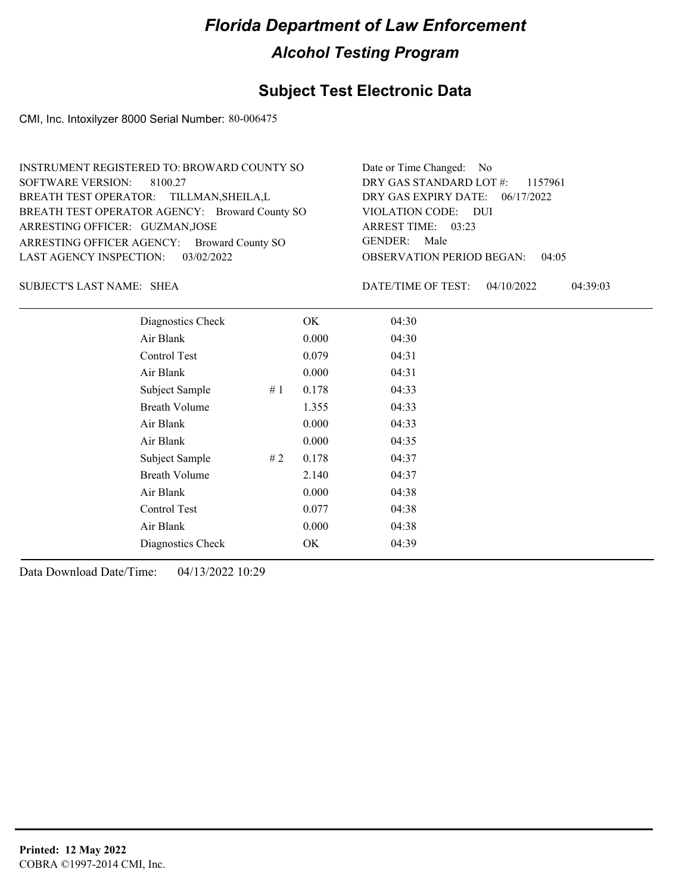# Florida Department of Law Enforcement

## Alcohol Testing Program

### Subject Test Electronic Data

CMI, Inc. Intoxilyzer 8000 Serial Number: 80-006475

INSTRUMENT REGISTERED TO: BROWARD COUNTY SO
SOFTWARE VERSION: 8100.27
BREATH TEST OPERATOR: TILLMAN,SHEILA,L
BREATH TEST OPERATOR AGENCY: Broward County SO
ARRESTING OFFICER: GUZMAN,JOSE
ARRESTING OFFICER AGENCY: Broward County SO
LAST AGENCY INSPECTION: 03/02/2022

Date or Time Changed: No
DRY GAS STANDARD LOT #: 1157961
DRY GAS EXPIRY DATE: 06/17/2022
VIOLATION CODE: DUI
ARREST TIME: 03:23
GENDER: Male
OBSERVATION PERIOD BEGAN: 04:05

SUBJECT'S LAST NAME: SHEA

DATE/TIME OF TEST: 04/10/2022 04:39:03

| | | | |
|---|---|---|---|
| Diagnostics Check | | OK | 04:30 |
| Air Blank | | 0.000 | 04:30 |
| Control Test | | 0.079 | 04:31 |
| Air Blank | | 0.000 | 04:31 |
| Subject Sample | # 1 | 0.178 | 04:33 |
| Breath Volume | | 1.355 | 04:33 |
| Air Blank | | 0.000 | 04:33 |
| Air Blank | | 0.000 | 04:35 |
| Subject Sample | # 2 | 0.178 | 04:37 |
| Breath Volume | | 2.140 | 04:37 |
| Air Blank | | 0.000 | 04:38 |
| Control Test | | 0.077 | 04:38 |
| Air Blank | | 0.000 | 04:38 |
| Diagnostics Check | | OK | 04:39 |

Data Download Date/Time: 04/13/2022 10:29

**Printed: 12 May 2022**
COBRA ©1997-2014 CMI, Inc.